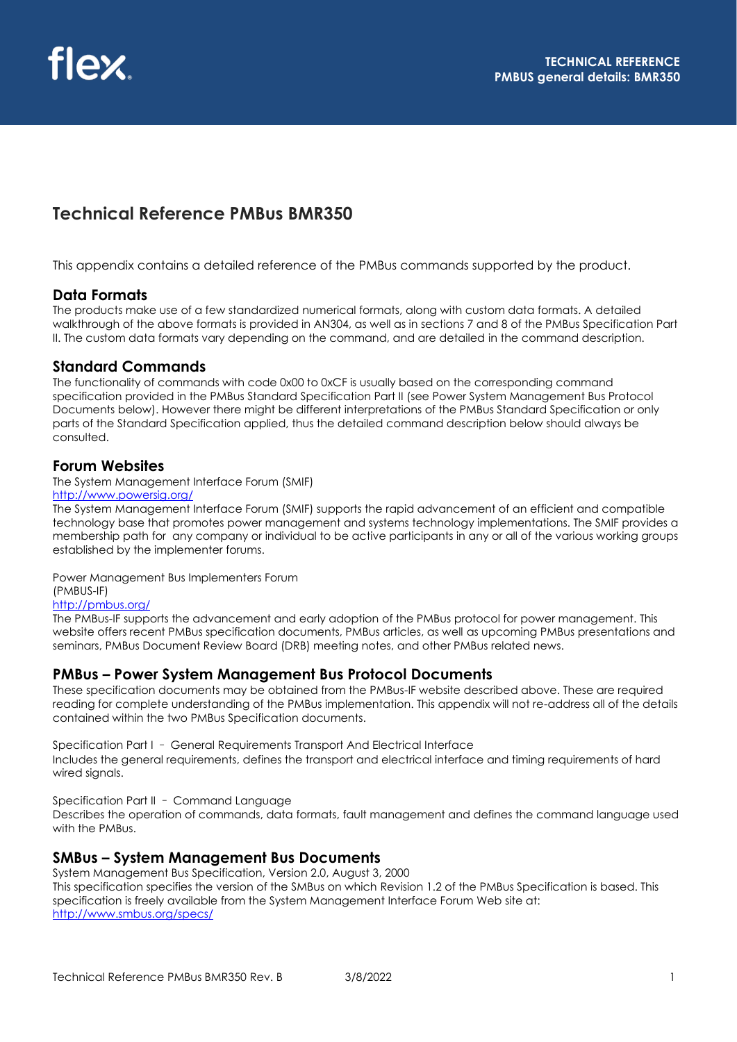# Technical Reference PMBus BMR350

This appendix contains a detailed reference of the PMBus commands supported by the product.

## Data Formats

The products make use of a few standardized numerical formats, along with custom data formats. A detailed walkthrough of the above formats is provided in AN304, as well as in sections 7 and 8 of the PMBus Specification Part II. The custom data formats vary depending on the command, and are detailed in the command description.

## Standard Commands

The functionality of commands with code 0x00 to 0xCF is usually based on the corresponding command specification provided in the PMBus Standard Specification Part II (see Power System Management Bus Protocol Documents below). However there might be different interpretations of the PMBus Standard Specification or only parts of the Standard Specification applied, thus the detailed command description below should always be consulted.

## Forum Websites

The System Management Interface Forum (SMIF)
[http://www.powersig.org/](http://www.powersig.org/)
The System Management Interface Forum (SMIF) supports the rapid advancement of an efficient and compatible technology base that promotes power management and systems technology implementations. The SMIF provides a membership path for any company or individual to be active participants in any or all of the various working groups established by the implementer forums.

Power Management Bus Implementers Forum
(PMBUS-IF)
[http://pmbus.org/](http://pmbus.org/)
The PMBus-IF supports the advancement and early adoption of the PMBus protocol for power management. This website offers recent PMBus specification documents, PMBus articles, as well as upcoming PMBus presentations and seminars, PMBus Document Review Board (DRB) meeting notes, and other PMBus related news.

## PMBus – Power System Management Bus Protocol Documents

These specification documents may be obtained from the PMBus-IF website described above. These are required reading for complete understanding of the PMBus implementation. This appendix will not re-address all of the details contained within the two PMBus Specification documents.

Specification Part I – General Requirements Transport And Electrical Interface
Includes the general requirements, defines the transport and electrical interface and timing requirements of hard wired signals.

Specification Part II – Command Language
Describes the operation of commands, data formats, fault management and defines the command language used with the PMBus.

## SMBus – System Management Bus Documents

System Management Bus Specification, Version 2.0, August 3, 2000
This specification specifies the version of the SMBus on which Revision 1.2 of the PMBus Specification is based. This specification is freely available from the System Management Interface Forum Web site at:
[http://www.smbus.org/specs/](http://www.smbus.org/specs/)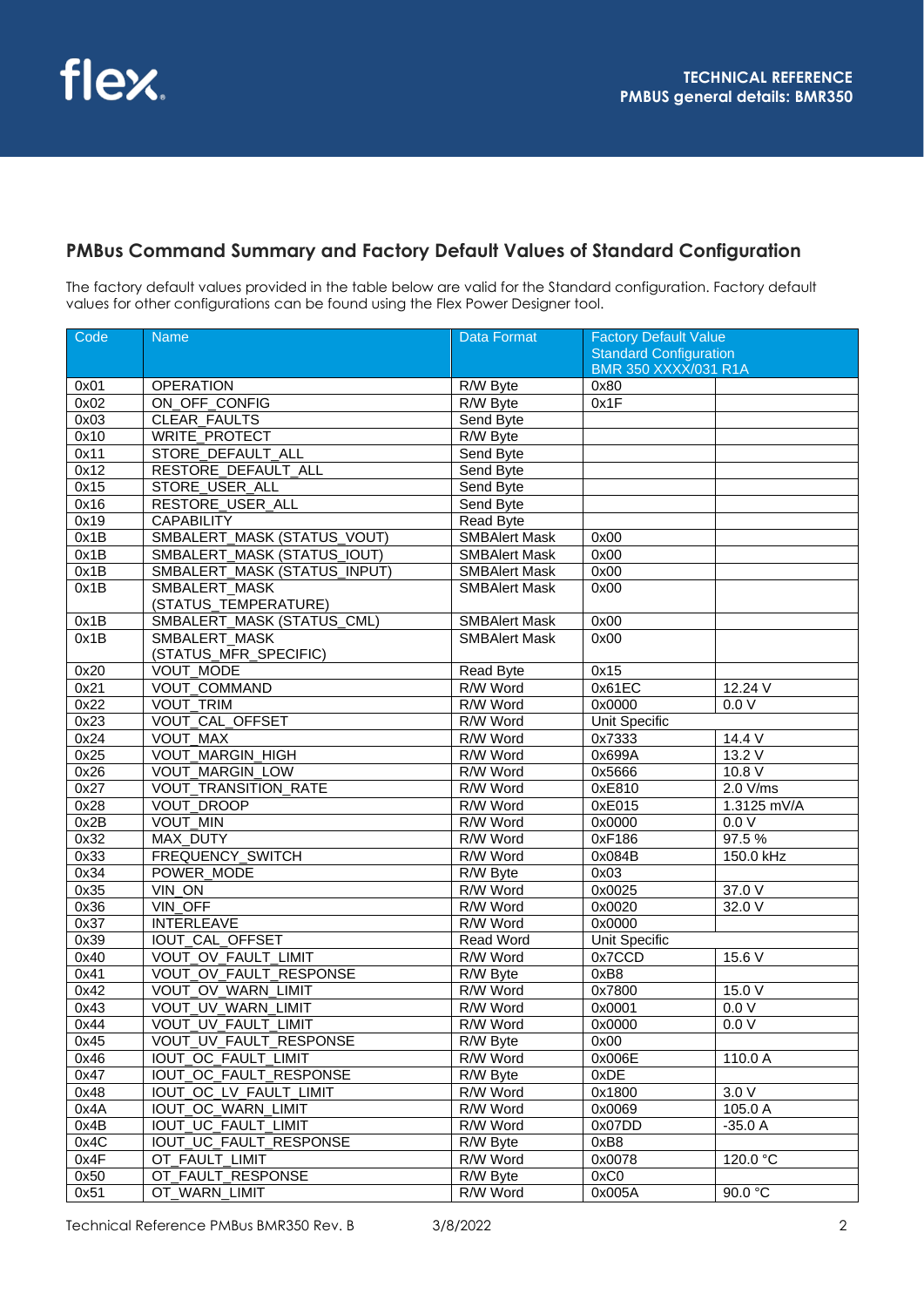## PMBus Command Summary and Factory Default Values of Standard Configuration

The factory default values provided in the table below are valid for the Standard configuration. Factory default values for other configurations can be found using the Flex Power Designer tool.

| Code | Name | Data Format | Factory Default Value Standard Configuration BMR 350 XXXX/031 R1A | |
|---|---|---|---|---|
| 0x01 | OPERATION | R/W Byte | 0x80 | |
| 0x02 | ON_OFF_CONFIG | R/W Byte | 0x1F | |
| 0x03 | CLEAR_FAULTS | Send Byte | | |
| 0x10 | WRITE_PROTECT | R/W Byte | | |
| 0x11 | STORE_DEFAULT_ALL | Send Byte | | |
| 0x12 | RESTORE_DEFAULT_ALL | Send Byte | | |
| 0x15 | STORE_USER_ALL | Send Byte | | |
| 0x16 | RESTORE_USER_ALL | Send Byte | | |
| 0x19 | CAPABILITY | Read Byte | | |
| 0x1B | SMBALERT_MASK (STATUS_VOUT) | SMBAlert Mask | 0x00 | |
| 0x1B | SMBALERT_MASK (STATUS_IOUT) | SMBAlert Mask | 0x00 | |
| 0x1B | SMBALERT_MASK (STATUS_INPUT) | SMBAlert Mask | 0x00 | |
| 0x1B | SMBALERT_MASK (STATUS_TEMPERATURE) | SMBAlert Mask | 0x00 | |
| 0x1B | SMBALERT_MASK (STATUS_CML) | SMBAlert Mask | 0x00 | |
| 0x1B | SMBALERT_MASK (STATUS_MFR_SPECIFIC) | SMBAlert Mask | 0x00 | |
| 0x20 | VOUT_MODE | Read Byte | 0x15 | |
| 0x21 | VOUT_COMMAND | R/W Word | 0x61EC | 12.24 V |
| 0x22 | VOUT_TRIM | R/W Word | 0x0000 | 0.0 V |
| 0x23 | VOUT_CAL_OFFSET | R/W Word | Unit Specific | |
| 0x24 | VOUT_MAX | R/W Word | 0x7333 | 14.4 V |
| 0x25 | VOUT_MARGIN_HIGH | R/W Word | 0x699A | 13.2 V |
| 0x26 | VOUT_MARGIN_LOW | R/W Word | 0x5666 | 10.8 V |
| 0x27 | VOUT_TRANSITION_RATE | R/W Word | 0xE810 | 2.0 V/ms |
| 0x28 | VOUT_DROOP | R/W Word | 0xE015 | 1.3125 mV/A |
| 0x2B | VOUT_MIN | R/W Word | 0x0000 | 0.0 V |
| 0x32 | MAX_DUTY | R/W Word | 0xF186 | 97.5 % |
| 0x33 | FREQUENCY_SWITCH | R/W Word | 0x084B | 150.0 kHz |
| 0x34 | POWER_MODE | R/W Byte | 0x03 | |
| 0x35 | VIN_ON | R/W Word | 0x0025 | 37.0 V |
| 0x36 | VIN_OFF | R/W Word | 0x0020 | 32.0 V |
| 0x37 | INTERLEAVE | R/W Word | 0x0000 | |
| 0x39 | IOUT_CAL_OFFSET | Read Word | Unit Specific | |
| 0x40 | VOUT_OV_FAULT_LIMIT | R/W Word | 0x7CCD | 15.6 V |
| 0x41 | VOUT_OV_FAULT_RESPONSE | R/W Byte | 0xB8 | |
| 0x42 | VOUT_OV_WARN_LIMIT | R/W Word | 0x7800 | 15.0 V |
| 0x43 | VOUT_UV_WARN_LIMIT | R/W Word | 0x0001 | 0.0 V |
| 0x44 | VOUT_UV_FAULT_LIMIT | R/W Word | 0x0000 | 0.0 V |
| 0x45 | VOUT_UV_FAULT_RESPONSE | R/W Byte | 0x00 | |
| 0x46 | IOUT_OC_FAULT_LIMIT | R/W Word | 0x006E | 110.0 A |
| 0x47 | IOUT_OC_FAULT_RESPONSE | R/W Byte | 0xDE | |
| 0x48 | IOUT_OC_LV_FAULT_LIMIT | R/W Word | 0x1800 | 3.0 V |
| 0x4A | IOUT_OC_WARN_LIMIT | R/W Word | 0x0069 | 105.0 A |
| 0x4B | IOUT_UC_FAULT_LIMIT | R/W Word | 0x07DD | -35.0 A |
| 0x4C | IOUT_UC_FAULT_RESPONSE | R/W Byte | 0xB8 | |
| 0x4F | OT_FAULT_LIMIT | R/W Word | 0x0078 | 120.0 °C |
| 0x50 | OT_FAULT_RESPONSE | R/W Byte | 0xC0 | |
| 0x51 | OT_WARN_LIMIT | R/W Word | 0x005A | 90.0 °C |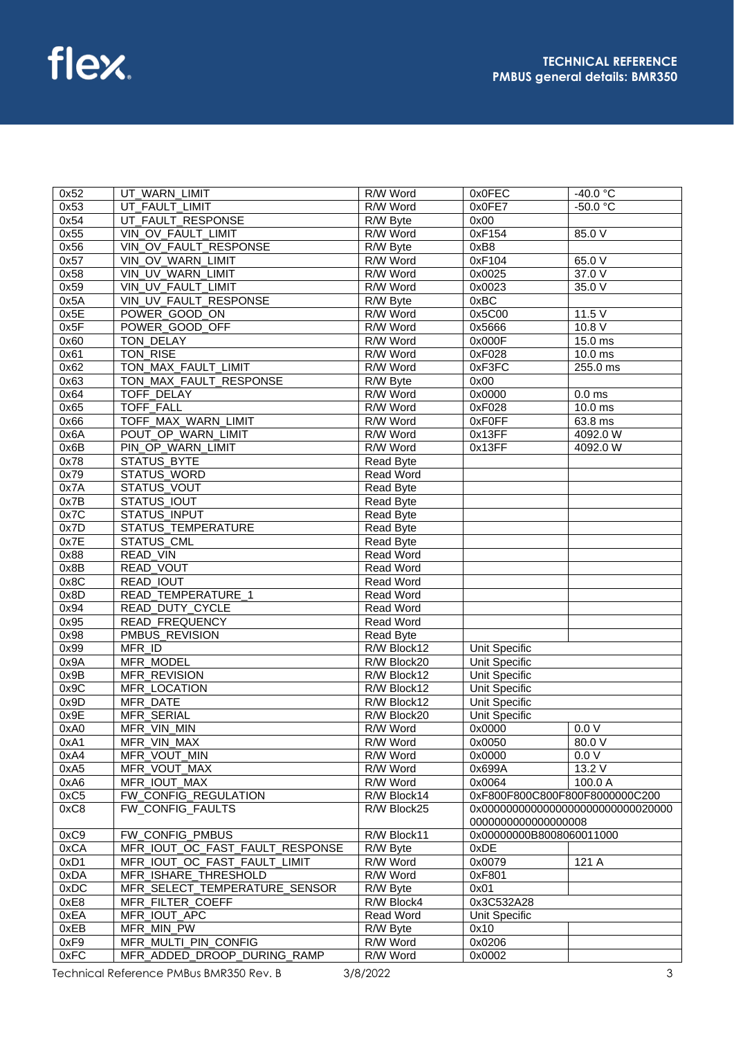| | | | | |
|---|---|---|---|---|
| 0x52 | UT_WARN_LIMIT | R/W Word | 0x0FEC | -40.0 °C |
| 0x53 | UT_FAULT_LIMIT | R/W Word | 0x0FE7 | -50.0 °C |
| 0x54 | UT_FAULT_RESPONSE | R/W Byte | 0x00 | |
| 0x55 | VIN_OV_FAULT_LIMIT | R/W Word | 0xF154 | 85.0 V |
| 0x56 | VIN_OV_FAULT_RESPONSE | R/W Byte | 0xB8 | |
| 0x57 | VIN_OV_WARN_LIMIT | R/W Word | 0xF104 | 65.0 V |
| 0x58 | VIN_UV_WARN_LIMIT | R/W Word | 0x0025 | 37.0 V |
| 0x59 | VIN_UV_FAULT_LIMIT | R/W Word | 0x0023 | 35.0 V |
| 0x5A | VIN_UV_FAULT_RESPONSE | R/W Byte | 0xBC | |
| 0x5E | POWER_GOOD_ON | R/W Word | 0x5C00 | 11.5 V |
| 0x5F | POWER_GOOD_OFF | R/W Word | 0x5666 | 10.8 V |
| 0x60 | TON_DELAY | R/W Word | 0x000F | 15.0 ms |
| 0x61 | TON_RISE | R/W Word | 0xF028 | 10.0 ms |
| 0x62 | TON_MAX_FAULT_LIMIT | R/W Word | 0xF3FC | 255.0 ms |
| 0x63 | TON_MAX_FAULT_RESPONSE | R/W Byte | 0x00 | |
| 0x64 | TOFF_DELAY | R/W Word | 0x0000 | 0.0 ms |
| 0x65 | TOFF_FALL | R/W Word | 0xF028 | 10.0 ms |
| 0x66 | TOFF_MAX_WARN_LIMIT | R/W Word | 0xF0FF | 63.8 ms |
| 0x6A | POUT_OP_WARN_LIMIT | R/W Word | 0x13FF | 4092.0 W |
| 0x6B | PIN_OP_WARN_LIMIT | R/W Word | 0x13FF | 4092.0 W |
| 0x78 | STATUS_BYTE | Read Byte | | |
| 0x79 | STATUS_WORD | Read Word | | |
| 0x7A | STATUS_VOUT | Read Byte | | |
| 0x7B | STATUS_IOUT | Read Byte | | |
| 0x7C | STATUS_INPUT | Read Byte | | |
| 0x7D | STATUS_TEMPERATURE | Read Byte | | |
| 0x7E | STATUS_CML | Read Byte | | |
| 0x88 | READ_VIN | Read Word | | |
| 0x8B | READ_VOUT | Read Word | | |
| 0x8C | READ_IOUT | Read Word | | |
| 0x8D | READ_TEMPERATURE_1 | Read Word | | |
| 0x94 | READ_DUTY_CYCLE | Read Word | | |
| 0x95 | READ_FREQUENCY | Read Word | | |
| 0x98 | PMBUS_REVISION | Read Byte | | |
| 0x99 | MFR_ID | R/W Block12 | Unit Specific | |
| 0x9A | MFR_MODEL | R/W Block20 | Unit Specific | |
| 0x9B | MFR_REVISION | R/W Block12 | Unit Specific | |
| 0x9C | MFR_LOCATION | R/W Block12 | Unit Specific | |
| 0x9D | MFR_DATE | R/W Block12 | Unit Specific | |
| 0x9E | MFR_SERIAL | R/W Block20 | Unit Specific | |
| 0xA0 | MFR_VIN_MIN | R/W Word | 0x0000 | 0.0 V |
| 0xA1 | MFR_VIN_MAX | R/W Word | 0x0050 | 80.0 V |
| 0xA4 | MFR_VOUT_MIN | R/W Word | 0x0000 | 0.0 V |
| 0xA5 | MFR_VOUT_MAX | R/W Word | 0x699A | 13.2 V |
| 0xA6 | MFR_IOUT_MAX | R/W Word | 0x0064 | 100.0 A |
| 0xC5 | FW_CONFIG_REGULATION | R/W Block14 | 0xF800F800C800F800F8000000C200 | |
| 0xC8 | FW_CONFIG_FAULTS | R/W Block25 | 0x000000000000000000000000020000 0000000000000000008 | |
| 0xC9 | FW_CONFIG_PMBUS | R/W Block11 | 0x00000000B8008060011000 | |
| 0xCA | MFR_IOUT_OC_FAST_FAULT_RESPONSE | R/W Byte | 0xDE | |
| 0xD1 | MFR_IOUT_OC_FAST_FAULT_LIMIT | R/W Word | 0x0079 | 121 A |
| 0xDA | MFR_ISHARE_THRESHOLD | R/W Word | 0xF801 | |
| 0xDC | MFR_SELECT_TEMPERATURE_SENSOR | R/W Byte | 0x01 | |
| 0xE8 | MFR_FILTER_COEFF | R/W Block4 | 0x3C532A28 | |
| 0xEA | MFR_IOUT_APC | Read Word | Unit Specific | |
| 0xEB | MFR_MIN_PW | R/W Byte | 0x10 | |
| 0xF9 | MFR_MULTI_PIN_CONFIG | R/W Word | 0x0206 | |
| 0xFC | MFR_ADDED_DROOP_DURING_RAMP | R/W Word | 0x0002 | |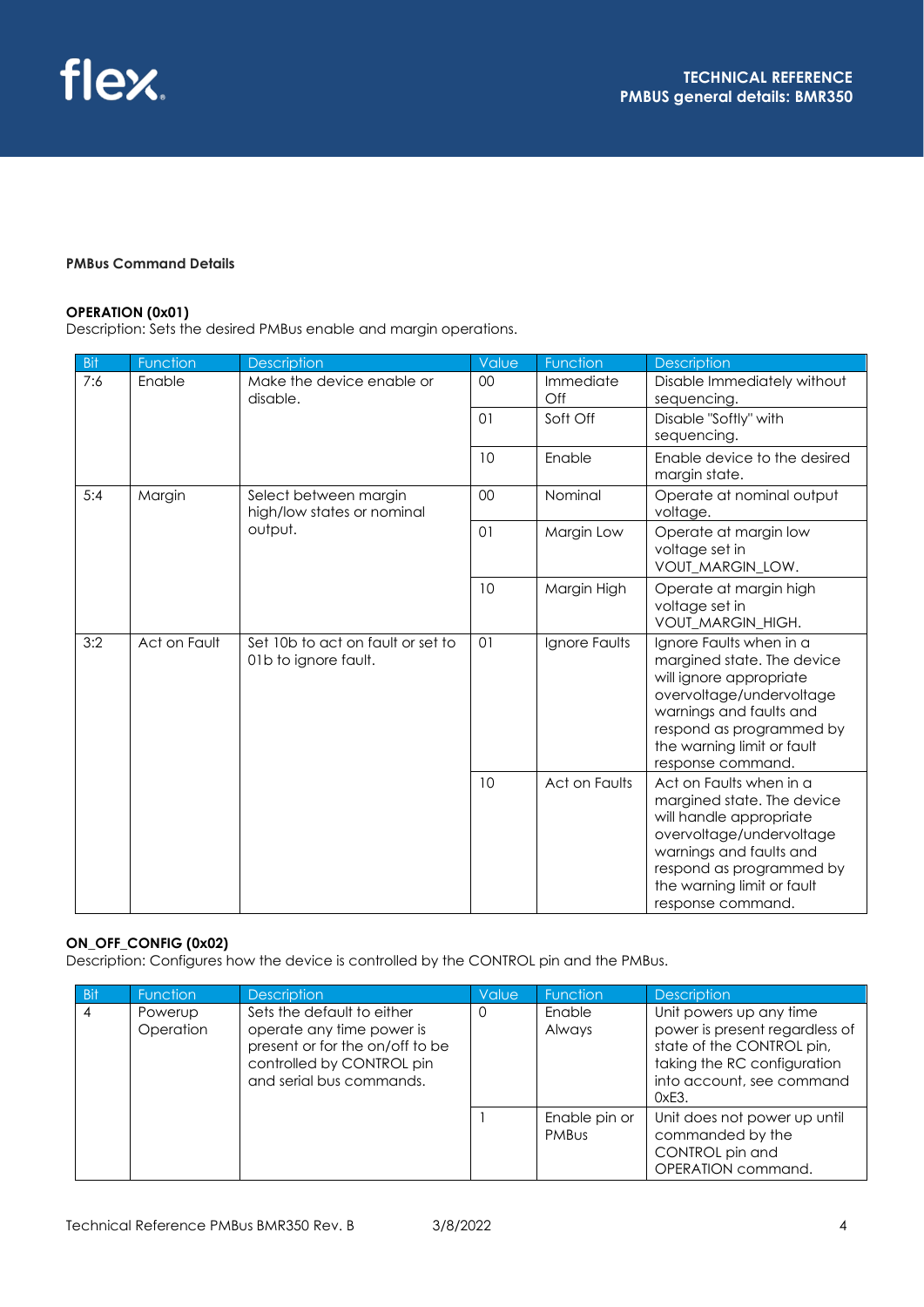**PMBus Command Details**

**OPERATION (0x01)**
Description: Sets the desired PMBus enable and margin operations.

| Bit | Function | Description | Value | Function | Description |
|---|---|---|---|---|---|
| 7:6 | Enable | Make the device enable or disable. | 00 | Immediate Off | Disable Immediately without sequencing. |
| | | | 01 | Soft Off | Disable "Softly" with sequencing. |
| | | | 10 | Enable | Enable device to the desired margin state. |
| 5:4 | Margin | Select between margin high/low states or nominal output. | 00 | Nominal | Operate at nominal output voltage. |
| | | | 01 | Margin Low | Operate at margin low voltage set in VOUT_MARGIN_LOW. |
| | | | 10 | Margin High | Operate at margin high voltage set in VOUT_MARGIN_HIGH. |
| 3:2 | Act on Fault | Set 10b to act on fault or set to 01b to ignore fault. | 01 | Ignore Faults | Ignore Faults when in a margined state. The device will ignore appropriate overvoltage/undervoltage warnings and faults and respond as programmed by the warning limit or fault response command. |
| | | | 10 | Act on Faults | Act on Faults when in a margined state. The device will handle appropriate overvoltage/undervoltage warnings and faults and respond as programmed by the warning limit or fault response command. |

**ON_OFF_CONFIG (0x02)**
Description: Configures how the device is controlled by the CONTROL pin and the PMBus.

| Bit | Function | Description | Value | Function | Description |
|---|---|---|---|---|---|
| 4 | Powerup Operation | Sets the default to either operate any time power is present or for the on/off to be controlled by CONTROL pin and serial bus commands. | 0 | Enable Always | Unit powers up any time power is present regardless of state of the CONTROL pin, taking the RC configuration into account, see command 0xE3. |
| | | | 1 | Enable pin or PMBus | Unit does not power up until commanded by the CONTROL pin and OPERATION command. |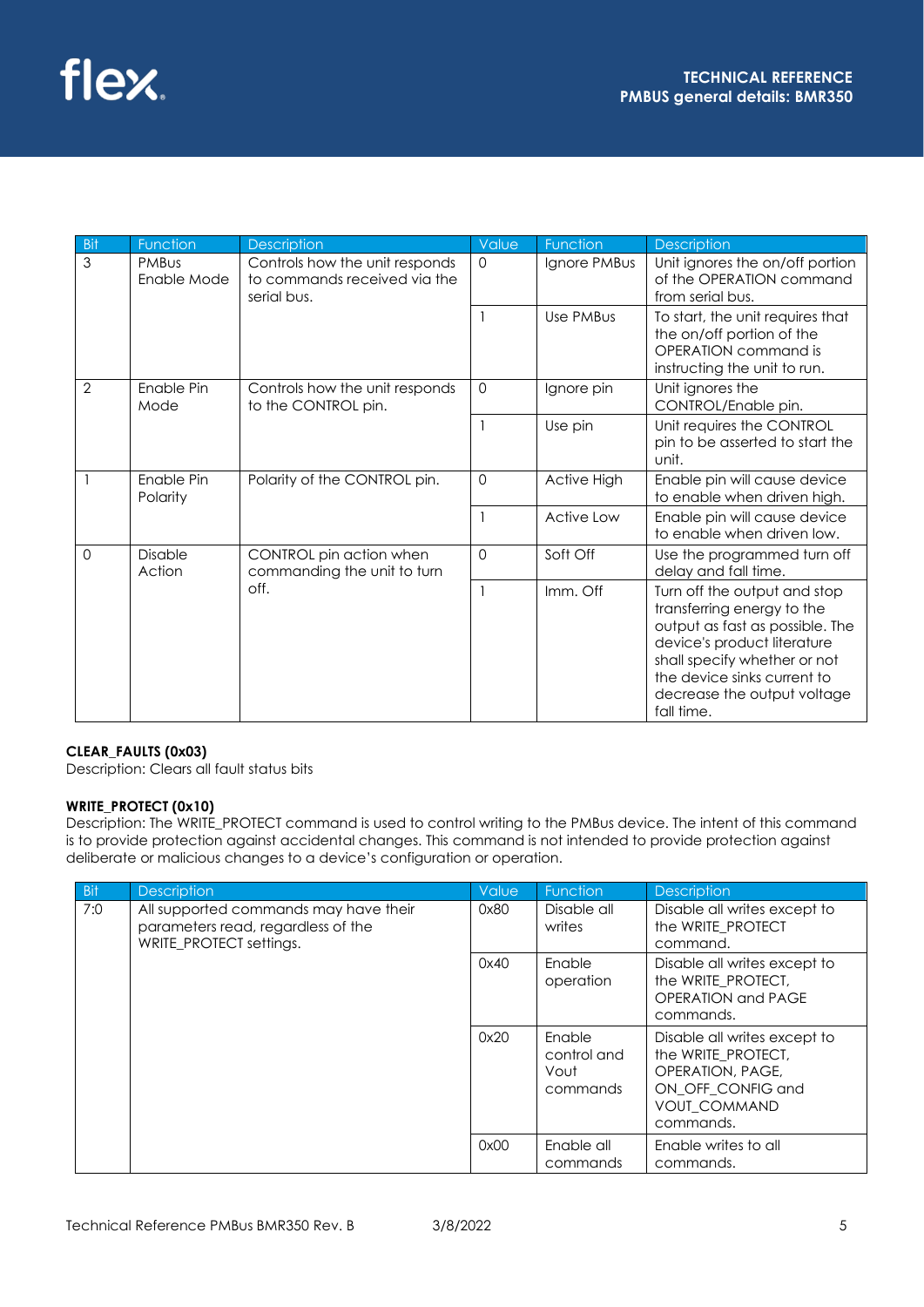| Bit | Function | Description | Value | Function | Description |
|---|---|---|---|---|---|
| 3 | PMBus Enable Mode | Controls how the unit responds to commands received via the serial bus. | 0 | Ignore PMBus | Unit ignores the on/off portion of the OPERATION command from serial bus. |
| | | | 1 | Use PMBus | To start, the unit requires that the on/off portion of the OPERATION command is instructing the unit to run. |
| 2 | Enable Pin Mode | Controls how the unit responds to the CONTROL pin. | 0 | Ignore pin | Unit ignores the CONTROL/Enable pin. |
| | | | 1 | Use pin | Unit requires the CONTROL pin to be asserted to start the unit. |
| 1 | Enable Pin Polarity | Polarity of the CONTROL pin. | 0 | Active High | Enable pin will cause device to enable when driven high. |
| | | | 1 | Active Low | Enable pin will cause device to enable when driven low. |
| 0 | Disable Action | CONTROL pin action when commanding the unit to turn off. | 0 | Soft Off | Use the programmed turn off delay and fall time. |
| | | | 1 | Imm. Off | Turn off the output and stop transferring energy to the output as fast as possible. The device's product literature shall specify whether or not the device sinks current to decrease the output voltage fall time. |

**CLEAR_FAULTS (0x03)**
Description: Clears all fault status bits

**WRITE_PROTECT (0x10)**
Description: The WRITE_PROTECT command is used to control writing to the PMBus device. The intent of this command is to provide protection against accidental changes. This command is not intended to provide protection against deliberate or malicious changes to a device's configuration or operation.

| Bit | Description | Value | Function | Description |
|---|---|---|---|---|
| 7:0 | All supported commands may have their parameters read, regardless of the WRITE_PROTECT settings. | 0x80 | Disable all writes | Disable all writes except to the WRITE_PROTECT command. |
| | | 0x40 | Enable operation | Disable all writes except to the WRITE_PROTECT, OPERATION and PAGE commands. |
| | | 0x20 | Enable control and Vout commands | Disable all writes except to the WRITE_PROTECT, OPERATION, PAGE, ON_OFF_CONFIG and VOUT_COMMAND commands. |
| | | 0x00 | Enable all commands | Enable writes to all commands. |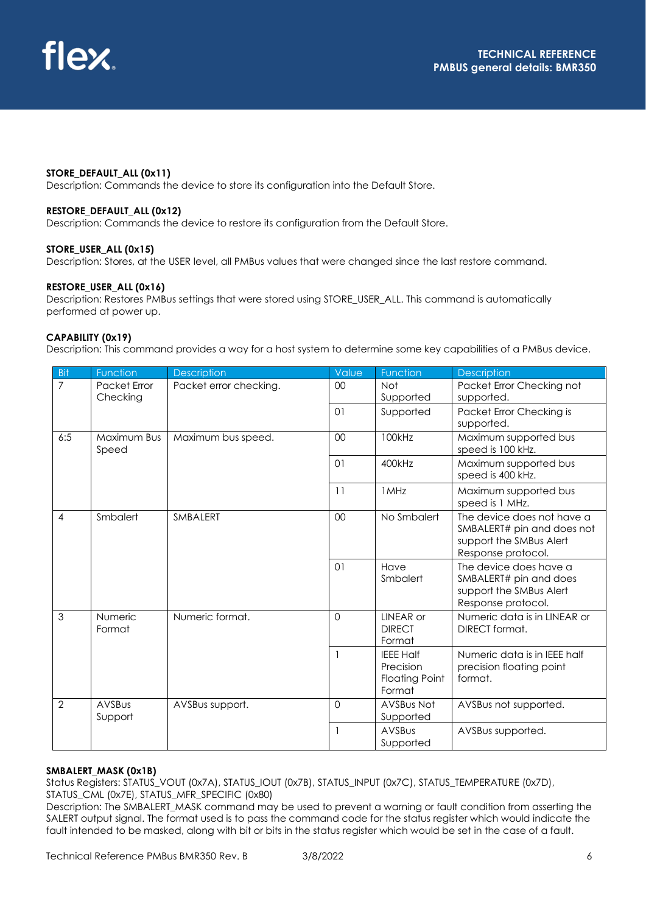**STORE_DEFAULT_ALL (0x11)**
Description: Commands the device to store its configuration into the Default Store.

**RESTORE_DEFAULT_ALL (0x12)**
Description: Commands the device to restore its configuration from the Default Store.

**STORE_USER_ALL (0x15)**
Description: Stores, at the USER level, all PMBus values that were changed since the last restore command.

**RESTORE_USER_ALL (0x16)**
Description: Restores PMBus settings that were stored using STORE_USER_ALL. This command is automatically performed at power up.

**CAPABILITY (0x19)**
Description: This command provides a way for a host system to determine some key capabilities of a PMBus device.

| Bit | Function | Description | Value | Function | Description |
|---|---|---|---|---|---|
| 7 | Packet Error Checking | Packet error checking. | 00 | Not Supported | Packet Error Checking not supported. |
| | | | 01 | Supported | Packet Error Checking is supported. |
| 6:5 | Maximum Bus Speed | Maximum bus speed. | 00 | 100kHz | Maximum supported bus speed is 100 kHz. |
| | | | 01 | 400kHz | Maximum supported bus speed is 400 kHz. |
| | | | 11 | 1MHz | Maximum supported bus speed is 1 MHz. |
| 4 | Smbalert | SMBALERT | 00 | No Smbalert | The device does not have a SMBALERT# pin and does not support the SMBus Alert Response protocol. |
| | | | 01 | Have Smbalert | The device does have a SMBALERT# pin and does support the SMBus Alert Response protocol. |
| 3 | Numeric Format | Numeric format. | 0 | LINEAR or DIRECT Format | Numeric data is in LINEAR or DIRECT format. |
| | | | 1 | IEEE Half Precision Floating Point Format | Numeric data is in IEEE half precision floating point format. |
| 2 | AVSBus Support | AVSBus support. | 0 | AVSBus Not Supported | AVSBus not supported. |
| | | | 1 | AVSBus Supported | AVSBus supported. |

**SMBALERT_MASK (0x1B)**
Status Registers: STATUS_VOUT (0x7A), STATUS_IOUT (0x7B), STATUS_INPUT (0x7C), STATUS_TEMPERATURE (0x7D), STATUS_CML (0x7E), STATUS_MFR_SPECIFIC (0x80)
Description: The SMBALERT_MASK command may be used to prevent a warning or fault condition from asserting the SALERT output signal. The format used is to pass the command code for the status register which would indicate the fault intended to be masked, along with bit or bits in the status register which would be set in the case of a fault.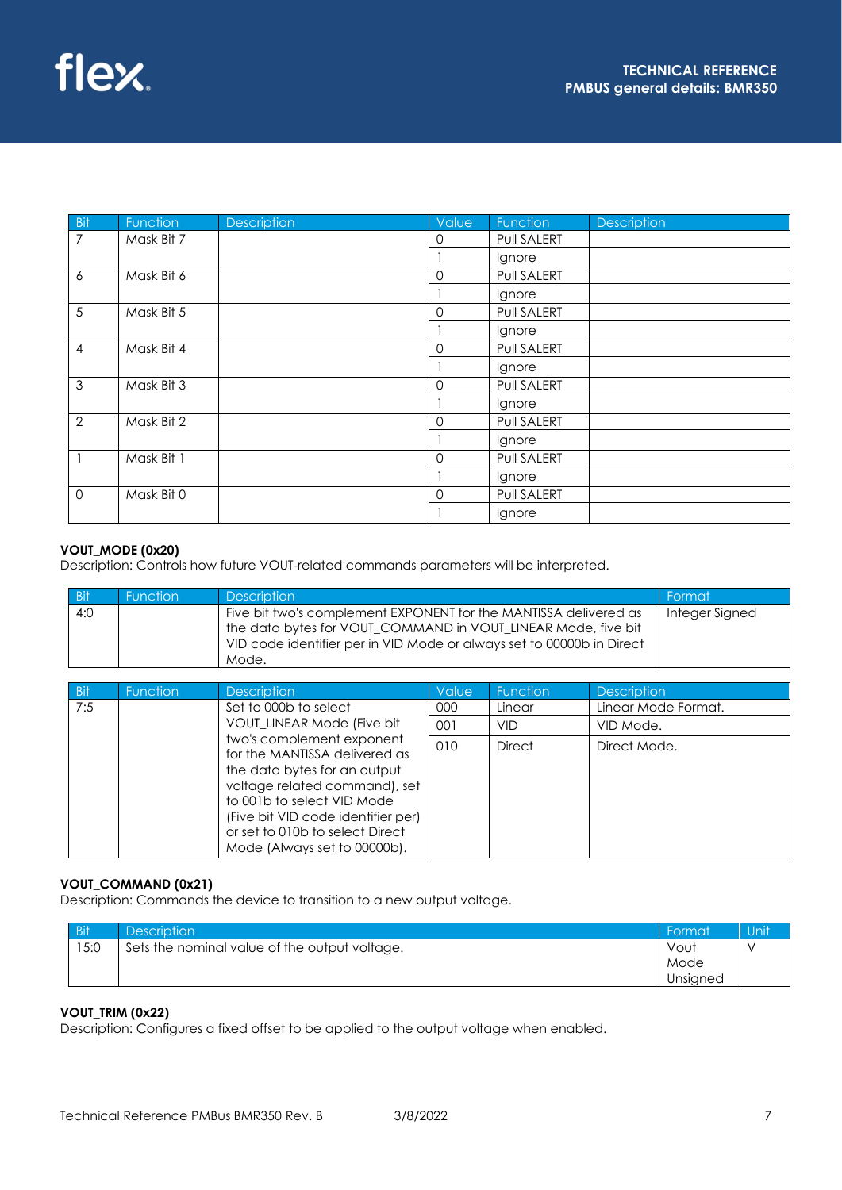| Bit | Function | Description | Value | Function | Description |
|---|---|---|---|---|---|
| 7 | Mask Bit 7 | | 0 | Pull SALERT | |
| | | | 1 | Ignore | |
| 6 | Mask Bit 6 | | 0 | Pull SALERT | |
| | | | 1 | Ignore | |
| 5 | Mask Bit 5 | | 0 | Pull SALERT | |
| | | | 1 | Ignore | |
| 4 | Mask Bit 4 | | 0 | Pull SALERT | |
| | | | 1 | Ignore | |
| 3 | Mask Bit 3 | | 0 | Pull SALERT | |
| | | | 1 | Ignore | |
| 2 | Mask Bit 2 | | 0 | Pull SALERT | |
| | | | 1 | Ignore | |
| 1 | Mask Bit 1 | | 0 | Pull SALERT | |
| | | | 1 | Ignore | |
| 0 | Mask Bit 0 | | 0 | Pull SALERT | |
| | | | 1 | Ignore | |

**VOUT_MODE (0x20)**

Description: Controls how future VOUT-related commands parameters will be interpreted.

| Bit | Function | Description | Format |
|---|---|---|---|
| 4:0 | | Five bit two's complement EXPONENT for the MANTISSA delivered as the data bytes for VOUT_COMMAND in VOUT_LINEAR Mode, five bit VID code identifier per in VID Mode or always set to 00000b in Direct Mode. | Integer Signed |

| Bit | Function | Description | Value | Function | Description |
|---|---|---|---|---|---|
| 7:5 | | Set to 000b to select VOUT_LINEAR Mode (Five bit two's complement exponent for the MANTISSA delivered as the data bytes for an output voltage related command), set to 001b to select VID Mode (Five bit VID code identifier per) or set to 010b to select Direct Mode (Always set to 00000b). | 000 | Linear | Linear Mode Format. |
| | | | 001 | VID | VID Mode. |
| | | | 010 | Direct | Direct Mode. |

**VOUT_COMMAND (0x21)**

Description: Commands the device to transition to a new output voltage.

| Bit | Description | Format | Unit |
|---|---|---|---|
| 15:0 | Sets the nominal value of the output voltage. | Vout Mode Unsigned | V |

**VOUT_TRIM (0x22)**

Description: Configures a fixed offset to be applied to the output voltage when enabled.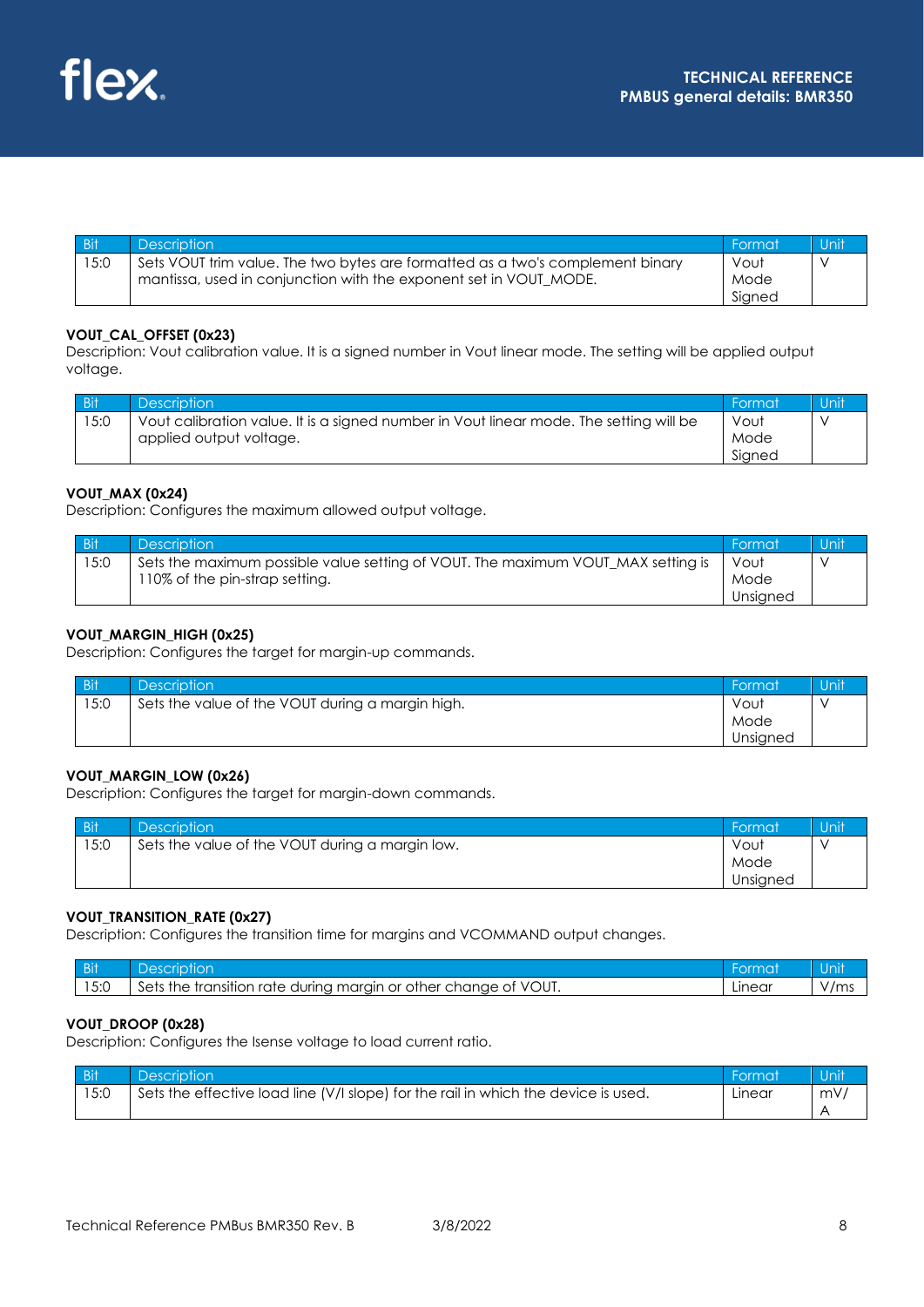| Bit | Description | Format | Unit |
| --- | --- | --- | --- |
| 15:0 | Sets VOUT trim value. The two bytes are formatted as a two's complement binary mantissa, used in conjunction with the exponent set in VOUT_MODE. | Vout Mode Signed | V |

**VOUT_CAL_OFFSET (0x23)**
Description: Vout calibration value. It is a signed number in Vout linear mode. The setting will be applied output voltage.

| Bit | Description | Format | Unit |
| --- | --- | --- | --- |
| 15:0 | Vout calibration value. It is a signed number in Vout linear mode. The setting will be applied output voltage. | Vout Mode Signed | V |

**VOUT_MAX (0x24)**
Description: Configures the maximum allowed output voltage.

| Bit | Description | Format | Unit |
| --- | --- | --- | --- |
| 15:0 | Sets the maximum possible value setting of VOUT. The maximum VOUT_MAX setting is 110% of the pin-strap setting. | Vout Mode Unsigned | V |

**VOUT_MARGIN_HIGH (0x25)**
Description: Configures the target for margin-up commands.

| Bit | Description | Format | Unit |
| --- | --- | --- | --- |
| 15:0 | Sets the value of the VOUT during a margin high. | Vout Mode Unsigned | V |

**VOUT_MARGIN_LOW (0x26)**
Description: Configures the target for margin-down commands.

| Bit | Description | Format | Unit |
| --- | --- | --- | --- |
| 15:0 | Sets the value of the VOUT during a margin low. | Vout Mode Unsigned | V |

**VOUT_TRANSITION_RATE (0x27)**
Description: Configures the transition time for margins and VCOMMAND output changes.

| Bit | Description | Format | Unit |
| --- | --- | --- | --- |
| 15:0 | Sets the transition rate during margin or other change of VOUT. | Linear | V/ms |

**VOUT_DROOP (0x28)**
Description: Configures the Isense voltage to load current ratio.

| Bit | Description | Format | Unit |
| --- | --- | --- | --- |
| 15:0 | Sets the effective load line (V/I slope) for the rail in which the device is used. | Linear | mV/A |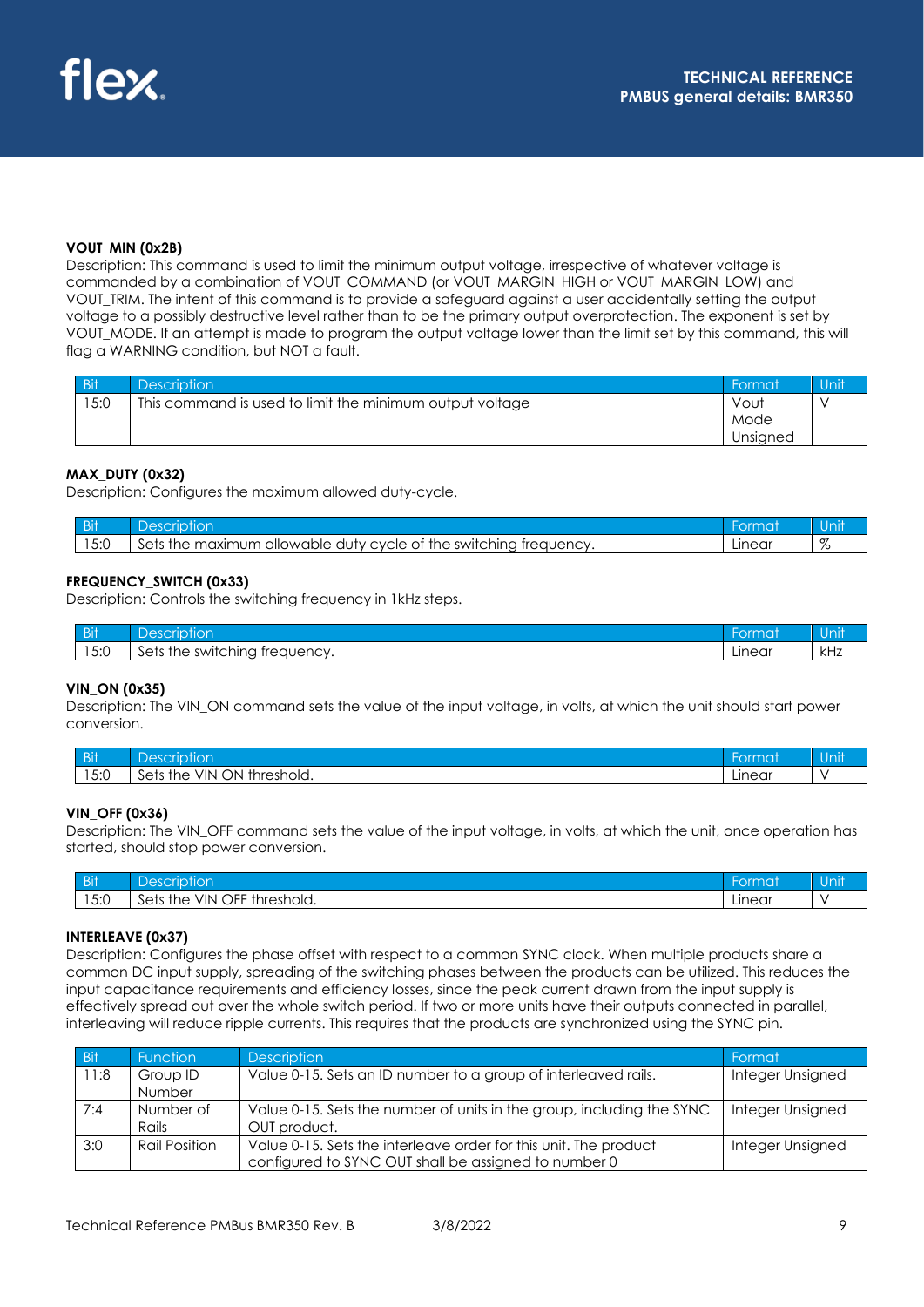**VOUT_MIN (0x2B)**
Description: This command is used to limit the minimum output voltage, irrespective of whatever voltage is commanded by a combination of VOUT_COMMAND (or VOUT_MARGIN_HIGH or VOUT_MARGIN_LOW) and VOUT_TRIM. The intent of this command is to provide a safeguard against a user accidentally setting the output voltage to a possibly destructive level rather than to be the primary output overprotection. The exponent is set by VOUT_MODE. If an attempt is made to program the output voltage lower than the limit set by this command, this will flag a WARNING condition, but NOT a fault.

| Bit | Description | Format | Unit |
|---|---|---|---|
| 15:0 | This command is used to limit the minimum output voltage | Vout Mode Unsigned | V |

**MAX_DUTY (0x32)**
Description: Configures the maximum allowed duty-cycle.

| Bit | Description | Format | Unit |
|---|---|---|---|
| 15:0 | Sets the maximum allowable duty cycle of the switching frequency. | Linear | % |

**FREQUENCY_SWITCH (0x33)**
Description: Controls the switching frequency in 1kHz steps.

| Bit | Description | Format | Unit |
|---|---|---|---|
| 15:0 | Sets the switching frequency. | Linear | kHz |

**VIN_ON (0x35)**
Description: The VIN_ON command sets the value of the input voltage, in volts, at which the unit should start power conversion.

| Bit | Description | Format | Unit |
|---|---|---|---|
| 15:0 | Sets the VIN ON threshold. | Linear | V |

**VIN_OFF (0x36)**
Description: The VIN_OFF command sets the value of the input voltage, in volts, at which the unit, once operation has started, should stop power conversion.

| Bit | Description | Format | Unit |
|---|---|---|---|
| 15:0 | Sets the VIN OFF threshold. | Linear | V |

**INTERLEAVE (0x37)**
Description: Configures the phase offset with respect to a common SYNC clock. When multiple products share a common DC input supply, spreading of the switching phases between the products can be utilized. This reduces the input capacitance requirements and efficiency losses, since the peak current drawn from the input supply is effectively spread out over the whole switch period. If two or more units have their outputs connected in parallel, interleaving will reduce ripple currents. This requires that the products are synchronized using the SYNC pin.

| Bit | Function | Description | Format |
|---|---|---|---|
| 11:8 | Group ID Number | Value 0-15. Sets an ID number to a group of interleaved rails. | Integer Unsigned |
| 7:4 | Number of Rails | Value 0-15. Sets the number of units in the group, including the SYNC OUT product. | Integer Unsigned |
| 3:0 | Rail Position | Value 0-15. Sets the interleave order for this unit. The product configured to SYNC OUT shall be assigned to number 0 | Integer Unsigned |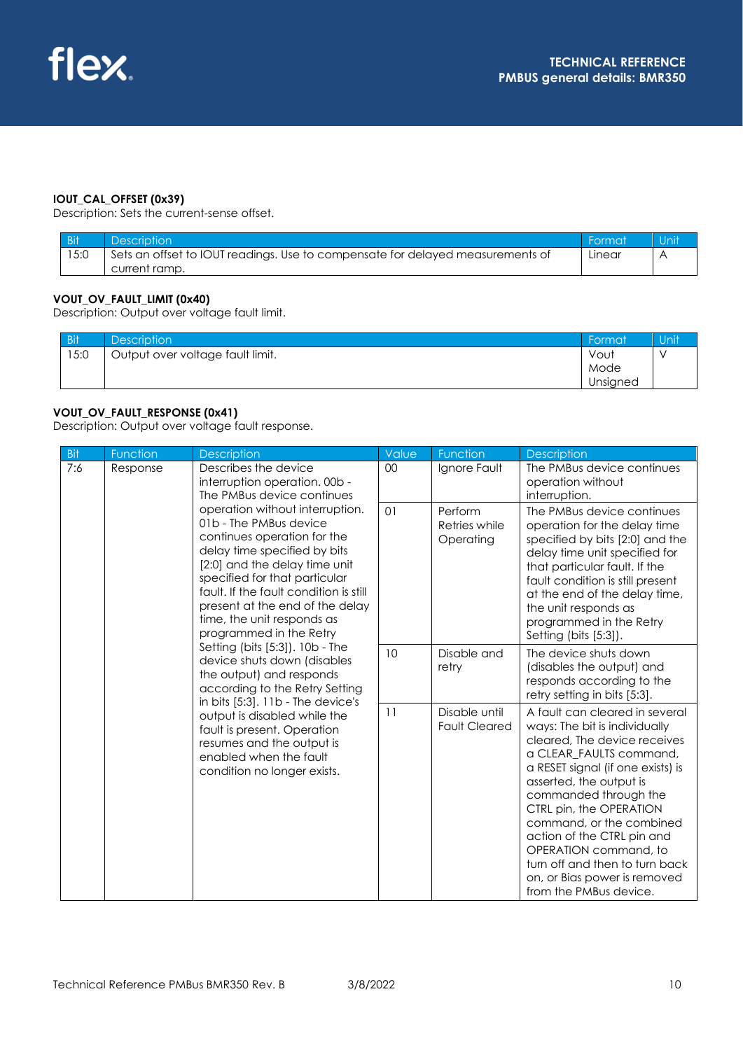**IOUT_CAL_OFFSET (0x39)**
Description: Sets the current-sense offset.

| Bit | Description | Format | Unit |
|---|---|---|---|
| 15:0 | Sets an offset to IOUT readings. Use to compensate for delayed measurements of current ramp. | Linear | A |

**VOUT_OV_FAULT_LIMIT (0x40)**
Description: Output over voltage fault limit.

| Bit | Description | Format | Unit |
|---|---|---|---|
| 15:0 | Output over voltage fault limit. | Vout Mode Unsigned | V |

**VOUT_OV_FAULT_RESPONSE (0x41)**
Description: Output over voltage fault response.

| Bit | Function | Description | Value | Function | Description |
|---|---|---|---|---|---|
| 7:6 | Response | Describes the device interruption operation. 00b - The PMBus device continues operation without interruption. 01b - The PMBus device continues operation for the delay time specified by bits [2:0] and the delay time unit specified for that particular fault. If the fault condition is still present at the end of the delay time, the unit responds as programmed in the Retry Setting (bits [5:3]). 10b - The device shuts down (disables the output) and responds according to the Retry Setting in bits [5:3]. 11b - The device's output is disabled while the fault is present. Operation resumes and the output is enabled when the fault condition no longer exists. | 00 | Ignore Fault | The PMBus device continues operation without interruption. |
| | | | 01 | Perform Retries while Operating | The PMBus device continues operation for the delay time specified by bits [2:0] and the delay time unit specified for that particular fault. If the fault condition is still present at the end of the delay time, the unit responds as programmed in the Retry Setting (bits [5:3]). |
| | | | 10 | Disable and retry | The device shuts down (disables the output) and responds according to the retry setting in bits [5:3]. |
| | | | 11 | Disable until Fault Cleared | A fault can cleared in several ways: The bit is individually cleared, The device receives a CLEAR_FAULTS command, a RESET signal (if one exists) is asserted, the output is commanded through the CTRL pin, the OPERATION command, or the combined action of the CTRL pin and OPERATION command, to turn off and then to turn back on, or Bias power is removed from the PMBus device. |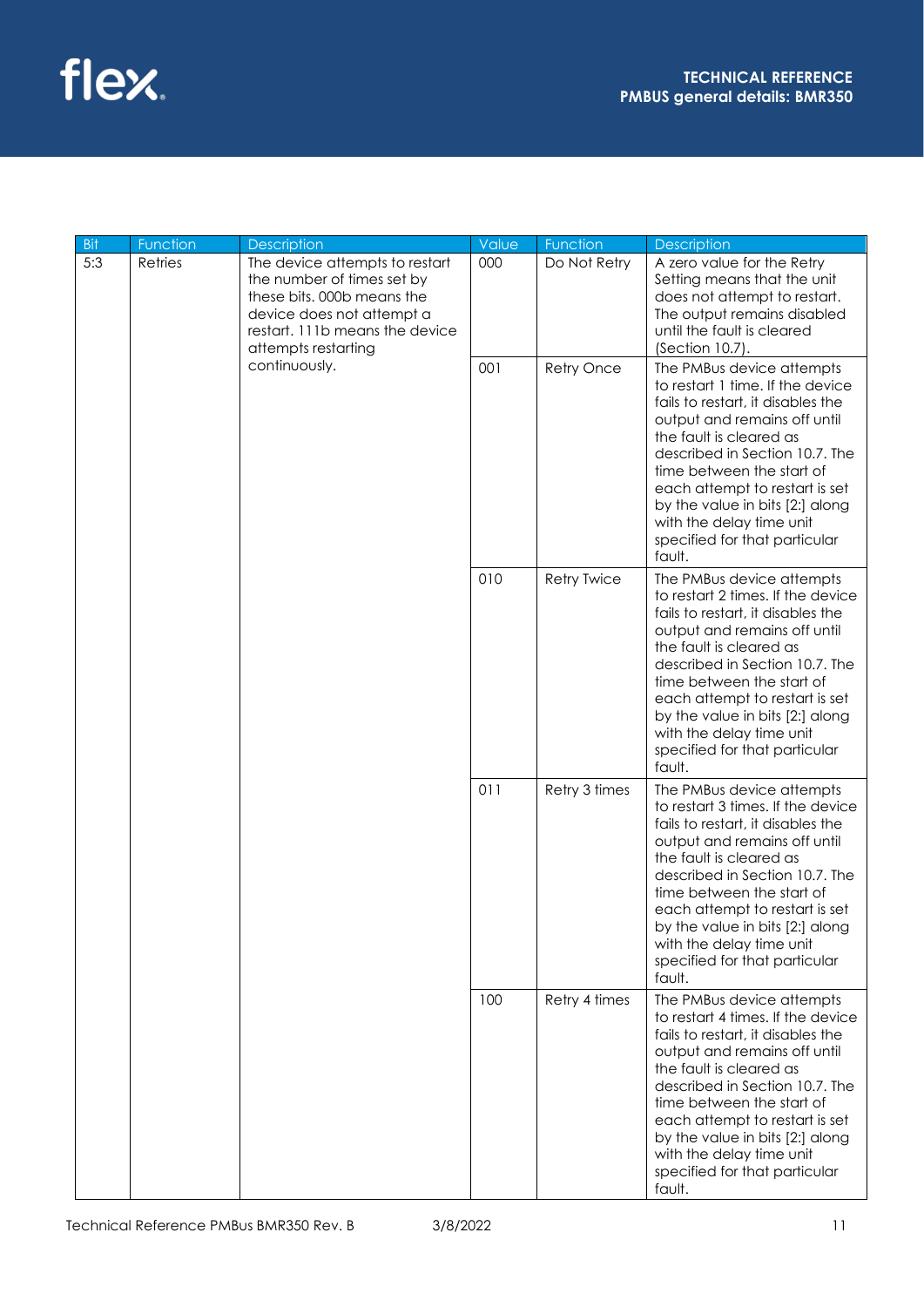| Bit | Function | Description | Value | Function | Description |
|---|---|---|---|---|---|
| 5:3 | Retries | The device attempts to restart the number of times set by these bits. 000b means the device does not attempt a restart. 111b means the device attempts restarting continuously. | 000 | Do Not Retry | A zero value for the Retry Setting means that the unit does not attempt to restart. The output remains disabled until the fault is cleared (Section 10.7). |
| | | | 001 | Retry Once | The PMBus device attempts to restart 1 time. If the device fails to restart, it disables the output and remains off until the fault is cleared as described in Section 10.7. The time between the start of each attempt to restart is set by the value in bits [2:] along with the delay time unit specified for that particular fault. |
| | | | 010 | Retry Twice | The PMBus device attempts to restart 2 times. If the device fails to restart, it disables the output and remains off until the fault is cleared as described in Section 10.7. The time between the start of each attempt to restart is set by the value in bits [2:] along with the delay time unit specified for that particular fault. |
| | | | 011 | Retry 3 times | The PMBus device attempts to restart 3 times. If the device fails to restart, it disables the output and remains off until the fault is cleared as described in Section 10.7. The time between the start of each attempt to restart is set by the value in bits [2:] along with the delay time unit specified for that particular fault. |
| | | | 100 | Retry 4 times | The PMBus device attempts to restart 4 times. If the device fails to restart, it disables the output and remains off until the fault is cleared as described in Section 10.7. The time between the start of each attempt to restart is set by the value in bits [2:] along with the delay time unit specified for that particular fault. |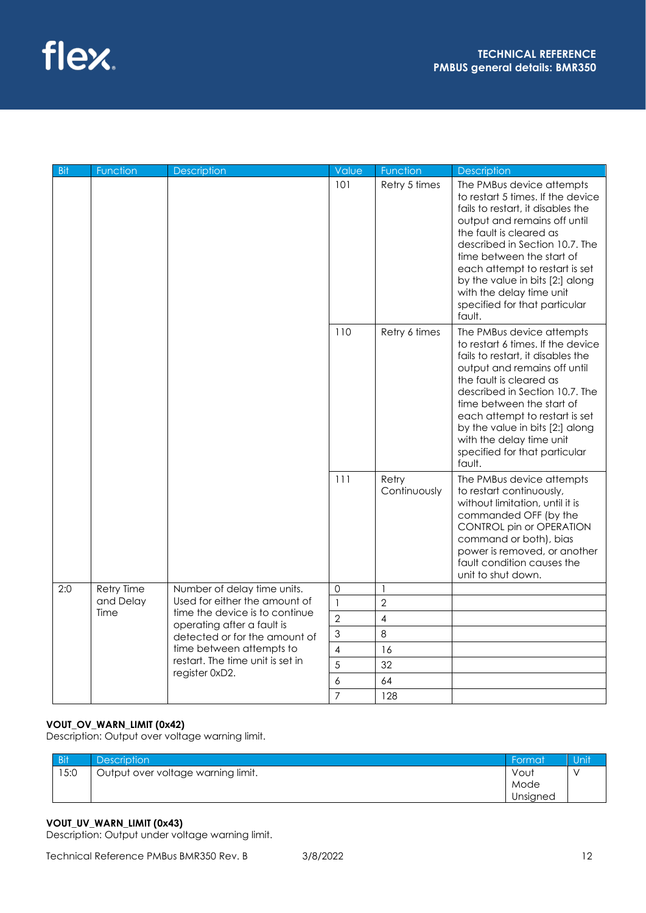| Bit | Function | Description | Value | Function | Description |
|---|---|---|---|---|---|
| | | | 101 | Retry 5 times | The PMBus device attempts to restart 5 times. If the device fails to restart, it disables the output and remains off until the fault is cleared as described in Section 10.7. The time between the start of each attempt to restart is set by the value in bits [2:] along with the delay time unit specified for that particular fault. |
| | | | 110 | Retry 6 times | The PMBus device attempts to restart 6 times. If the device fails to restart, it disables the output and remains off until the fault is cleared as described in Section 10.7. The time between the start of each attempt to restart is set by the value in bits [2:] along with the delay time unit specified for that particular fault. |
| | | | 111 | Retry Continuously | The PMBus device attempts to restart continuously, without limitation, until it is commanded OFF (by the CONTROL pin or OPERATION command or both), bias power is removed, or another fault condition causes the unit to shut down. |
| 2:0 | Retry Time and Delay Time | Number of delay time units. Used for either the amount of time the device is to continue operating after a fault is detected or for the amount of time between attempts to restart. The time unit is set in register 0xD2. | 0 | 1 | |
| | | | 1 | 2 | |
| | | | 2 | 4 | |
| | | | 3 | 8 | |
| | | | 4 | 16 | |
| | | | 5 | 32 | |
| | | | 6 | 64 | |
| | | | 7 | 128 | |

**VOUT_OV_WARN_LIMIT (0x42)**

Description: Output over voltage warning limit.

| Bit | Description | Format | Unit |
|---|---|---|---|
| 15:0 | Output over voltage warning limit. | Vout Mode Unsigned | V |

**VOUT_UV_WARN_LIMIT (0x43)**

Description: Output under voltage warning limit.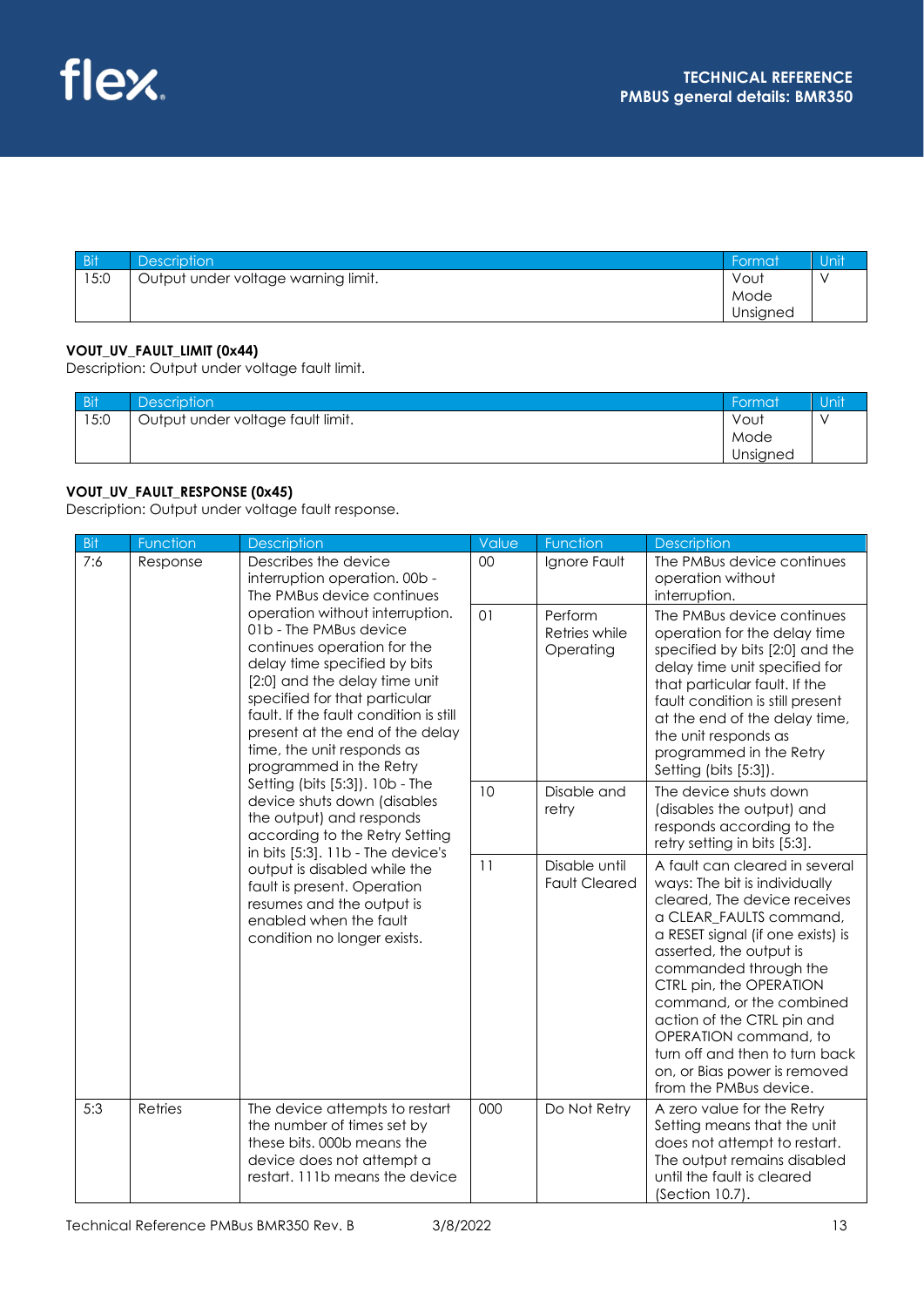| Bit | Description | Format | Unit |
|---|---|---|---|
| 15:0 | Output under voltage warning limit. | Vout Mode Unsigned | V |

**VOUT_UV_FAULT_LIMIT (0x44)**

Description: Output under voltage fault limit.

| Bit | Description | Format | Unit |
|---|---|---|---|
| 15:0 | Output under voltage fault limit. | Vout Mode Unsigned | V |

**VOUT_UV_FAULT_RESPONSE (0x45)**

Description: Output under voltage fault response.

| Bit | Function | Description | Value | Function | Description |
|---|---|---|---|---|---|
| 7:6 | Response | Describes the device interruption operation. 00b - The PMBus device continues operation without interruption. 01b - The PMBus device continues operation for the delay time specified by bits [2:0] and the delay time unit specified for that particular fault. If the fault condition is still present at the end of the delay time, the unit responds as programmed in the Retry Setting (bits [5:3]). 10b - The device shuts down (disables the output) and responds according to the Retry Setting in bits [5:3]. 11b - The device's output is disabled while the fault is present. Operation resumes and the output is enabled when the fault condition no longer exists. | 00 | Ignore Fault | The PMBus device continues operation without interruption. |
| | | | 01 | Perform Retries while Operating | The PMBus device continues operation for the delay time specified by bits [2:0] and the delay time unit specified for that particular fault. If the fault condition is still present at the end of the delay time, the unit responds as programmed in the Retry Setting (bits [5:3]). |
| | | | 10 | Disable and retry | The device shuts down (disables the output) and responds according to the retry setting in bits [5:3]. |
| | | | 11 | Disable until Fault Cleared | A fault can cleared in several ways: The bit is individually cleared, The device receives a CLEAR_FAULTS command, a RESET signal (if one exists) is asserted, the output is commanded through the CTRL pin, the OPERATION command, or the combined action of the CTRL pin and OPERATION command, to turn off and then to turn back on, or Bias power is removed from the PMBus device. |
| 5:3 | Retries | The device attempts to restart the number of times set by these bits. 000b means the device does not attempt a restart. 111b means the device | 000 | Do Not Retry | A zero value for the Retry Setting means that the unit does not attempt to restart. The output remains disabled until the fault is cleared (Section 10.7). |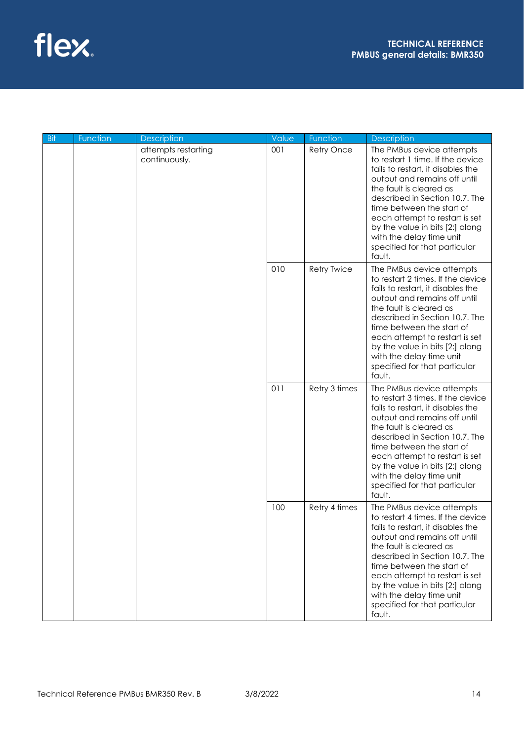| Bit | Function | Description | Value | Function | Description |
|---|---|---|---|---|---|
| | | attempts restarting continuously. | 001 | Retry Once | The PMBus device attempts to restart 1 time. If the device fails to restart, it disables the output and remains off until the fault is cleared as described in Section 10.7. The time between the start of each attempt to restart is set by the value in bits [2:] along with the delay time unit specified for that particular fault. |
| | | | 010 | Retry Twice | The PMBus device attempts to restart 2 times. If the device fails to restart, it disables the output and remains off until the fault is cleared as described in Section 10.7. The time between the start of each attempt to restart is set by the value in bits [2:] along with the delay time unit specified for that particular fault. |
| | | | 011 | Retry 3 times | The PMBus device attempts to restart 3 times. If the device fails to restart, it disables the output and remains off until the fault is cleared as described in Section 10.7. The time between the start of each attempt to restart is set by the value in bits [2:] along with the delay time unit specified for that particular fault. |
| | | | 100 | Retry 4 times | The PMBus device attempts to restart 4 times. If the device fails to restart, it disables the output and remains off until the fault is cleared as described in Section 10.7. The time between the start of each attempt to restart is set by the value in bits [2:] along with the delay time unit specified for that particular fault. |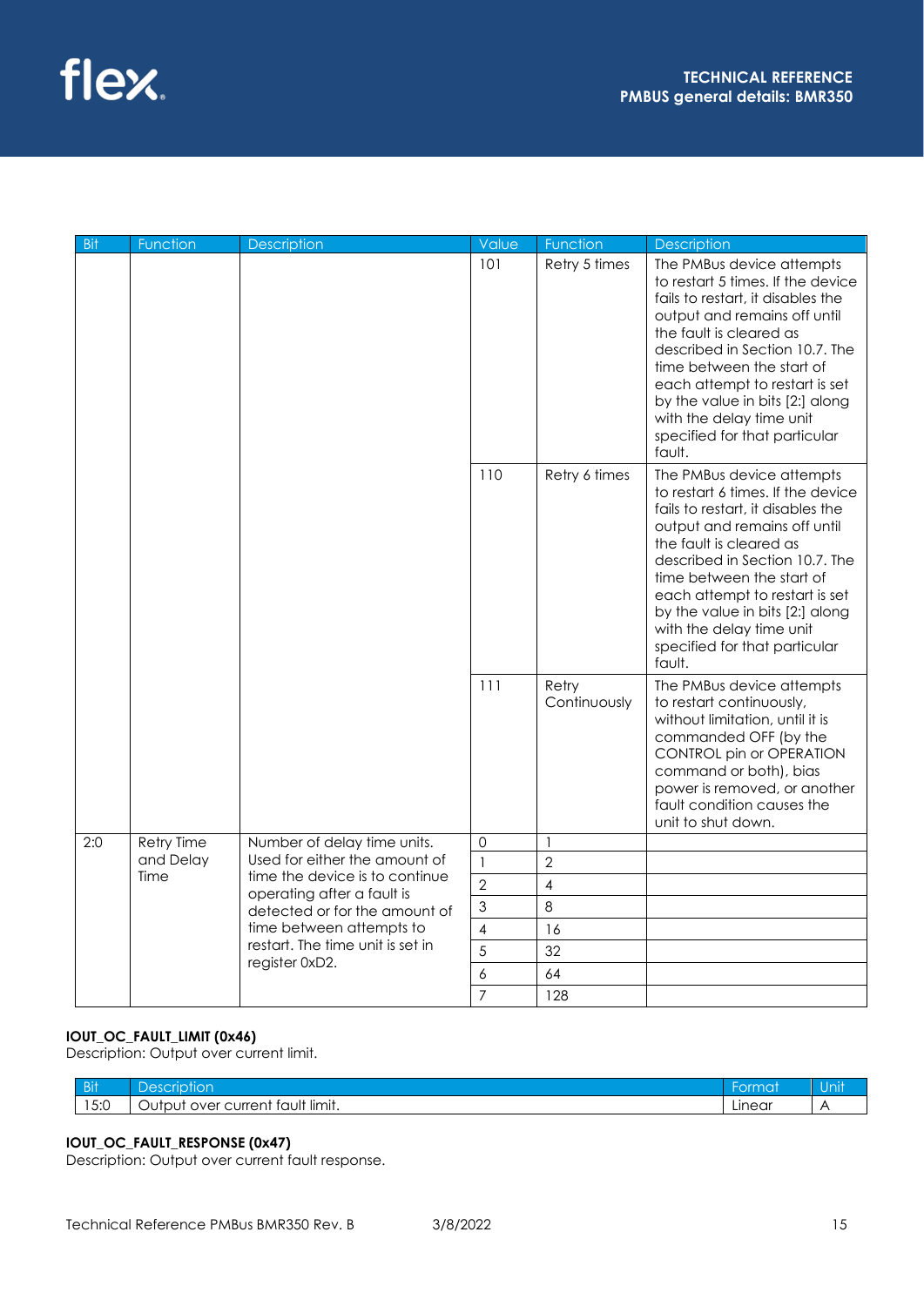| Bit | Function | Description | Value | Function | Description |
|---|---|---|---|---|---|
| | | | 101 | Retry 5 times | The PMBus device attempts to restart 5 times. If the device fails to restart, it disables the output and remains off until the fault is cleared as described in Section 10.7. The time between the start of each attempt to restart is set by the value in bits [2:] along with the delay time unit specified for that particular fault. |
| | | | 110 | Retry 6 times | The PMBus device attempts to restart 6 times. If the device fails to restart, it disables the output and remains off until the fault is cleared as described in Section 10.7. The time between the start of each attempt to restart is set by the value in bits [2:] along with the delay time unit specified for that particular fault. |
| | | | 111 | Retry Continuously | The PMBus device attempts to restart continuously, without limitation, until it is commanded OFF (by the CONTROL pin or OPERATION command or both), bias power is removed, or another fault condition causes the unit to shut down. |
| 2:0 | Retry Time and Delay Time | Number of delay time units. Used for either the amount of time the device is to continue operating after a fault is detected or for the amount of time between attempts to restart. The time unit is set in register 0xD2. | 0 | 1 | |
| | | | 1 | 2 | |
| | | | 2 | 4 | |
| | | | 3 | 8 | |
| | | | 4 | 16 | |
| | | | 5 | 32 | |
| | | | 6 | 64 | |
| | | | 7 | 128 | |

**IOUT_OC_FAULT_LIMIT (0x46)**
Description: Output over current limit.

| Bit | Description | Format | Unit |
|---|---|---|---|
| 15:0 | Output over current fault limit. | Linear | A |

**IOUT_OC_FAULT_RESPONSE (0x47)**
Description: Output over current fault response.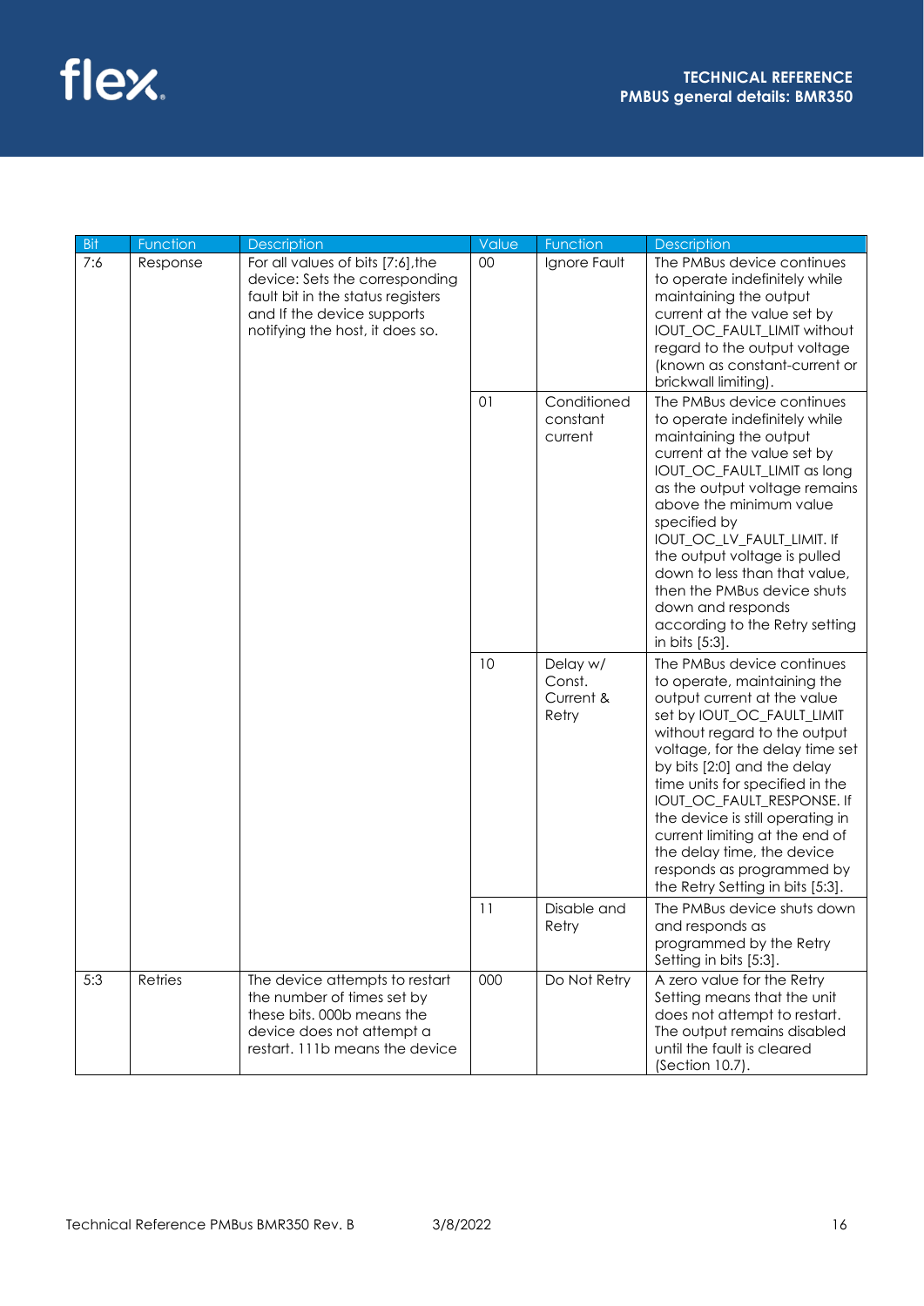| Bit | Function | Description | Value | Function | Description |
|---|---|---|---|---|---|
| 7:6 | Response | For all values of bits [7:6],the device: Sets the corresponding fault bit in the status registers and If the device supports notifying the host, it does so. | 00 | Ignore Fault | The PMBus device continues to operate indefinitely while maintaining the output current at the value set by IOUT_OC_FAULT_LIMIT without regard to the output voltage (known as constant-current or brickwall limiting). |
| | | | 01 | Conditioned constant current | The PMBus device continues to operate indefinitely while maintaining the output current at the value set by IOUT_OC_FAULT_LIMIT as long as the output voltage remains above the minimum value specified by IOUT_OC_LV_FAULT_LIMIT. If the output voltage is pulled down to less than that value, then the PMBus device shuts down and responds according to the Retry setting in bits [5:3]. |
| | | | 10 | Delay w/ Const. Current & Retry | The PMBus device continues to operate, maintaining the output current at the value set by IOUT_OC_FAULT_LIMIT without regard to the output voltage, for the delay time set by bits [2:0] and the delay time units for specified in the IOUT_OC_FAULT_RESPONSE. If the device is still operating in current limiting at the end of the delay time, the device responds as programmed by the Retry Setting in bits [5:3]. |
| | | | 11 | Disable and Retry | The PMBus device shuts down and responds as programmed by the Retry Setting in bits [5:3]. |
| 5:3 | Retries | The device attempts to restart the number of times set by these bits. 000b means the device does not attempt a restart. 111b means the device | 000 | Do Not Retry | A zero value for the Retry Setting means that the unit does not attempt to restart. The output remains disabled until the fault is cleared (Section 10.7). |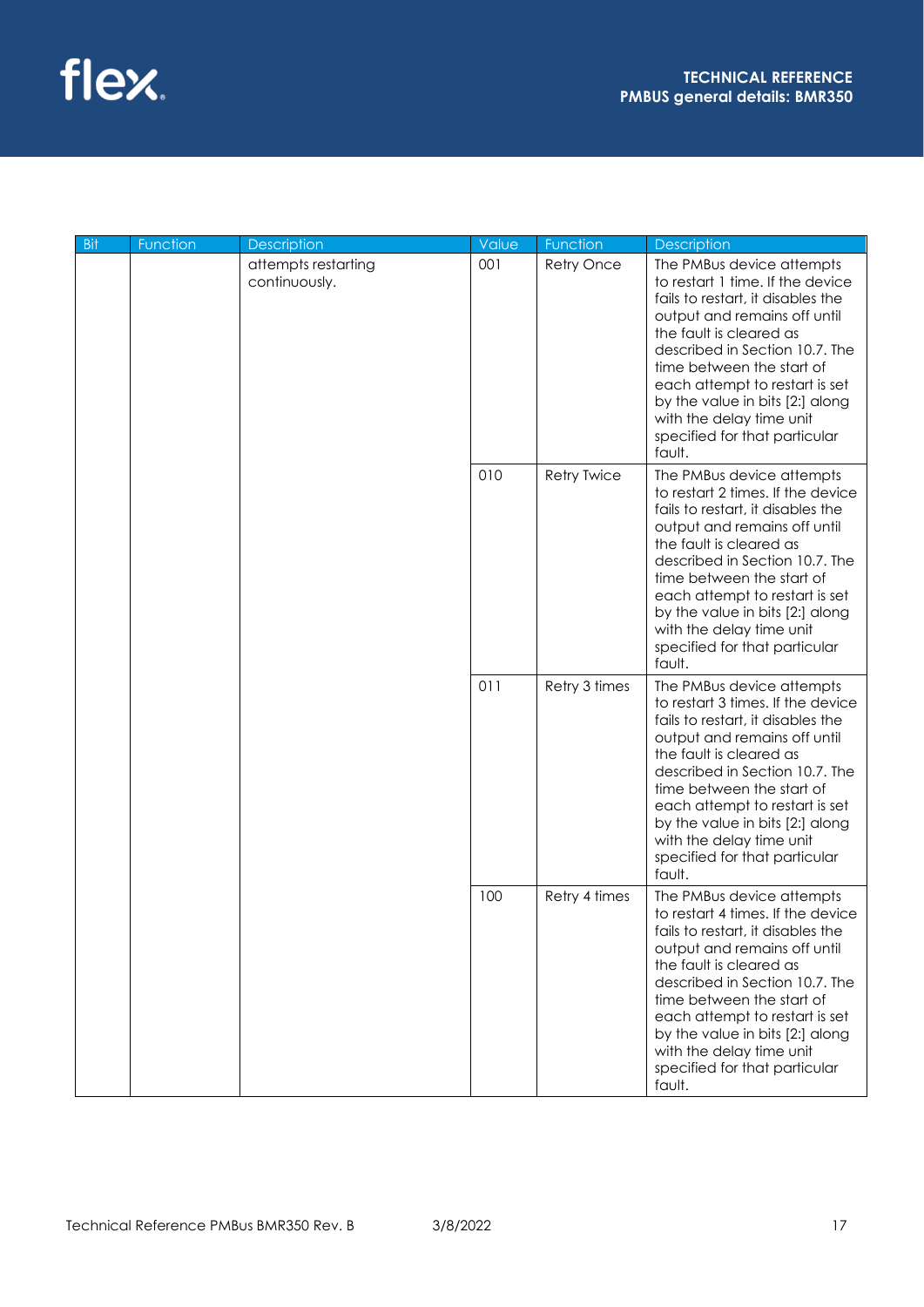| Bit | Function | Description | Value | Function | Description |
|---|---|---|---|---|---|
| | | attempts restarting continuously. | 001 | Retry Once | The PMBus device attempts to restart 1 time. If the device fails to restart, it disables the output and remains off until the fault is cleared as described in Section 10.7. The time between the start of each attempt to restart is set by the value in bits [2:] along with the delay time unit specified for that particular fault. |
| | | | 010 | Retry Twice | The PMBus device attempts to restart 2 times. If the device fails to restart, it disables the output and remains off until the fault is cleared as described in Section 10.7. The time between the start of each attempt to restart is set by the value in bits [2:] along with the delay time unit specified for that particular fault. |
| | | | 011 | Retry 3 times | The PMBus device attempts to restart 3 times. If the device fails to restart, it disables the output and remains off until the fault is cleared as described in Section 10.7. The time between the start of each attempt to restart is set by the value in bits [2:] along with the delay time unit specified for that particular fault. |
| | | | 100 | Retry 4 times | The PMBus device attempts to restart 4 times. If the device fails to restart, it disables the output and remains off until the fault is cleared as described in Section 10.7. The time between the start of each attempt to restart is set by the value in bits [2:] along with the delay time unit specified for that particular fault. |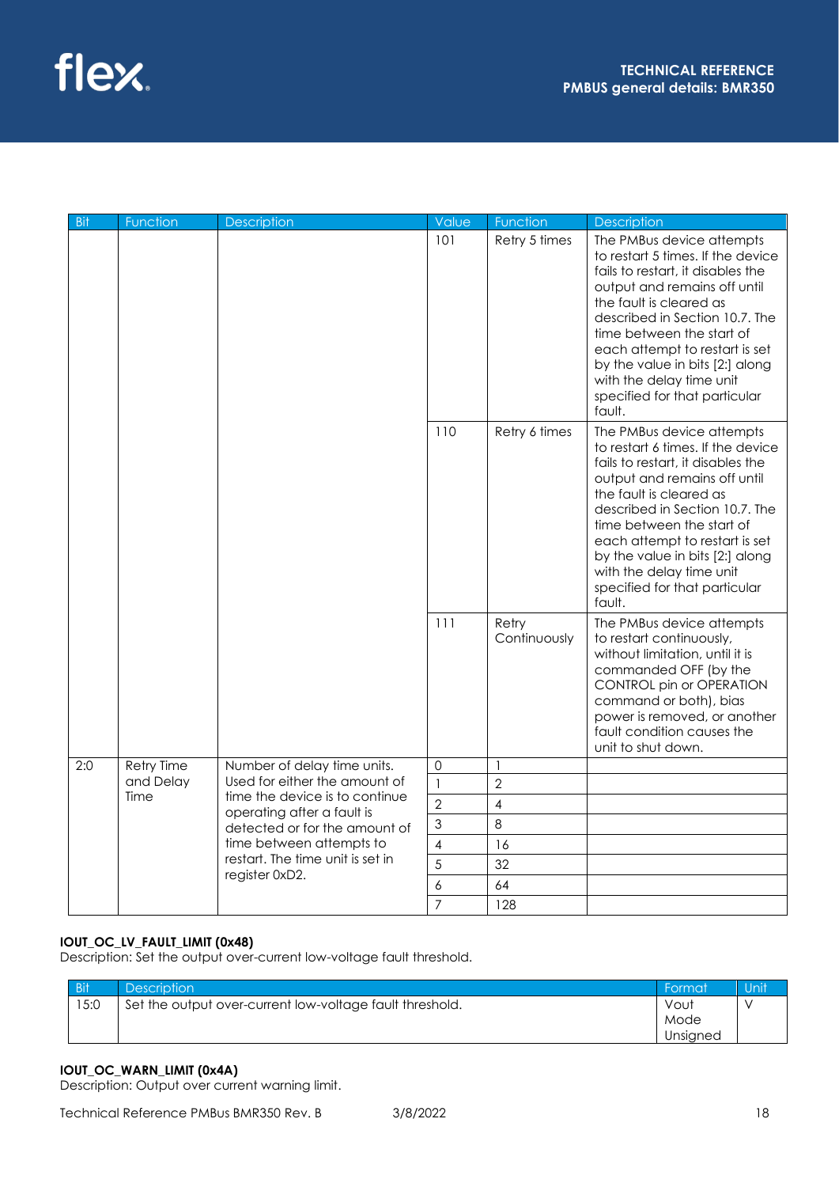| Bit | Function | Description | Value | Function | Description |
|---|---|---|---|---|---|
| | | | 101 | Retry 5 times | The PMBus device attempts to restart 5 times. If the device fails to restart, it disables the output and remains off until the fault is cleared as described in Section 10.7. The time between the start of each attempt to restart is set by the value in bits [2:] along with the delay time unit specified for that particular fault. |
| | | | 110 | Retry 6 times | The PMBus device attempts to restart 6 times. If the device fails to restart, it disables the output and remains off until the fault is cleared as described in Section 10.7. The time between the start of each attempt to restart is set by the value in bits [2:] along with the delay time unit specified for that particular fault. |
| | | | 111 | Retry Continuously | The PMBus device attempts to restart continuously, without limitation, until it is commanded OFF (by the CONTROL pin or OPERATION command or both), bias power is removed, or another fault condition causes the unit to shut down. |
| 2:0 | Retry Time and Delay Time | Number of delay time units. Used for either the amount of time the device is to continue operating after a fault is detected or for the amount of time between attempts to restart. The time unit is set in register 0xD2. | 0 | 1 | |
| | | | 1 | 2 | |
| | | | 2 | 4 | |
| | | | 3 | 8 | |
| | | | 4 | 16 | |
| | | | 5 | 32 | |
| | | | 6 | 64 | |
| | | | 7 | 128 | |

**IOUT_OC_LV_FAULT_LIMIT (0x48)**
Description: Set the output over-current low-voltage fault threshold.

| Bit | Description | Format | Unit |
|---|---|---|---|
| 15:0 | Set the output over-current low-voltage fault threshold. | Vout Mode Unsigned | V |

**IOUT_OC_WARN_LIMIT (0x4A)**
Description: Output over current warning limit.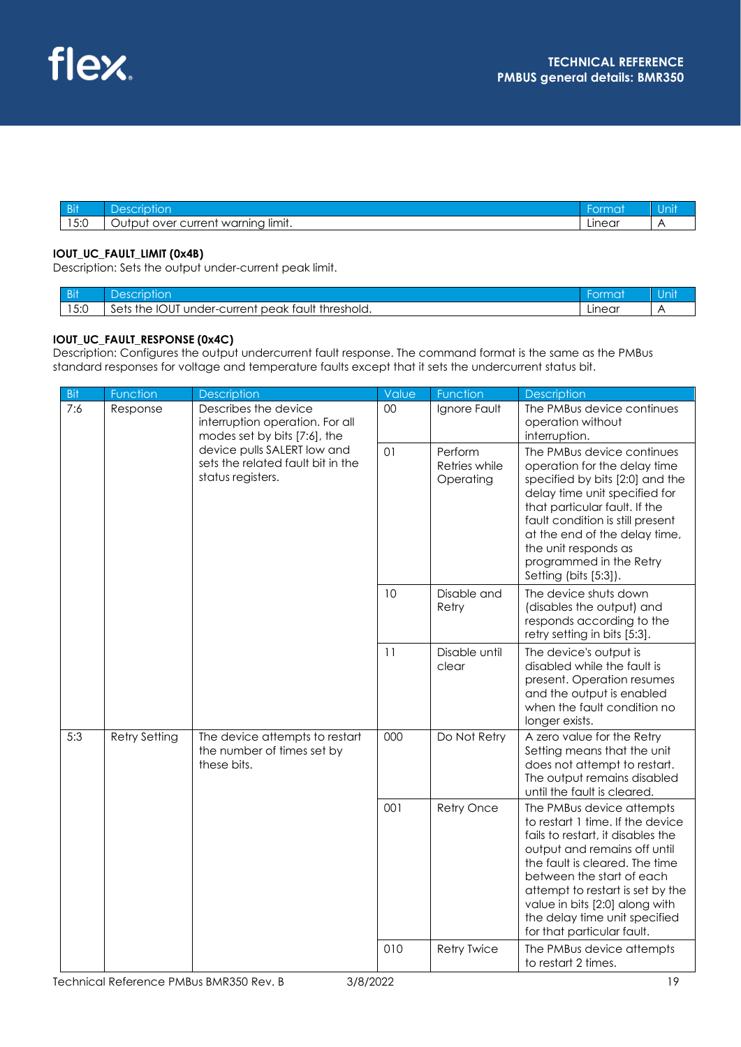| Bit | Description | Format | Unit |
|---|---|---|---|
| 15:0 | Output over current warning limit. | Linear | A |

**IOUT_UC_FAULT_LIMIT (0x4B)**

Description: Sets the output under-current peak limit.

| Bit | Description | Format | Unit |
|---|---|---|---|
| 15:0 | Sets the IOUT under-current peak fault threshold. | Linear | A |

**IOUT_UC_FAULT_RESPONSE (0x4C)**

Description: Configures the output undercurrent fault response. The command format is the same as the PMBus standard responses for voltage and temperature faults except that it sets the undercurrent status bit.

| Bit | Function | Description | Value | Function | Description |
|---|---|---|---|---|---|
| 7:6 | Response | Describes the device interruption operation. For all modes set by bits [7:6], the device pulls SALERT low and sets the related fault bit in the status registers. | 00 | Ignore Fault | The PMBus device continues operation without interruption. |
| | | | 01 | Perform Retries while Operating | The PMBus device continues operation for the delay time specified by bits [2:0] and the delay time unit specified for that particular fault. If the fault condition is still present at the end of the delay time, the unit responds as programmed in the Retry Setting (bits [5:3]). |
| | | | 10 | Disable and Retry | The device shuts down (disables the output) and responds according to the retry setting in bits [5:3]. |
| | | | 11 | Disable until clear | The device's output is disabled while the fault is present. Operation resumes and the output is enabled when the fault condition no longer exists. |
| 5:3 | Retry Setting | The device attempts to restart the number of times set by these bits. | 000 | Do Not Retry | A zero value for the Retry Setting means that the unit does not attempt to restart. The output remains disabled until the fault is cleared. |
| | | | 001 | Retry Once | The PMBus device attempts to restart 1 time. If the device fails to restart, it disables the output and remains off until the fault is cleared. The time between the start of each attempt to restart is set by the value in bits [2:0] along with the delay time unit specified for that particular fault. |
| | | | 010 | Retry Twice | The PMBus device attempts to restart 2 times. |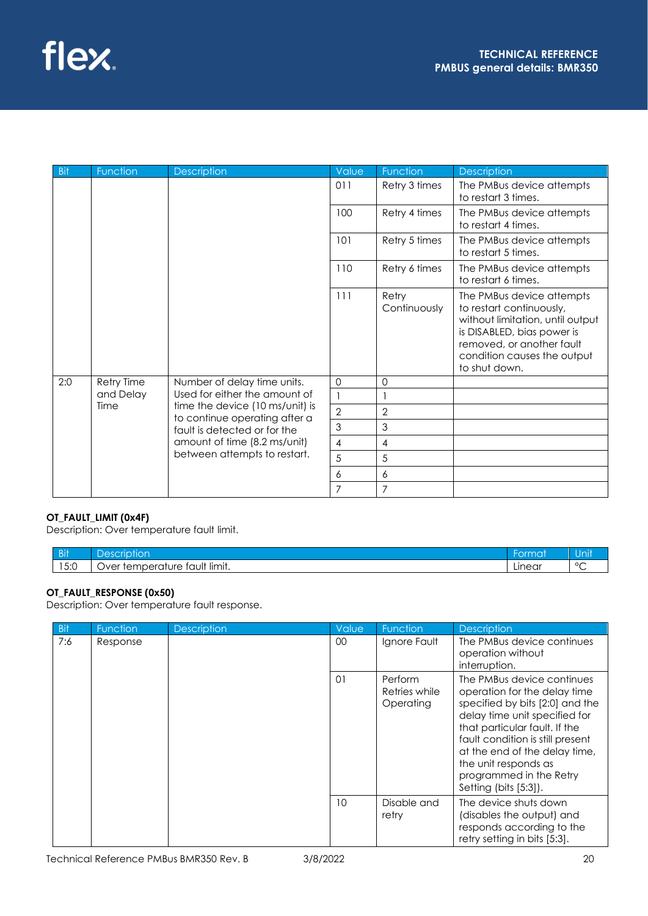| Bit | Function | Description | Value | Function | Description |
|---|---|---|---|---|---|
| | | | 011 | Retry 3 times | The PMBus device attempts to restart 3 times. |
| | | | 100 | Retry 4 times | The PMBus device attempts to restart 4 times. |
| | | | 101 | Retry 5 times | The PMBus device attempts to restart 5 times. |
| | | | 110 | Retry 6 times | The PMBus device attempts to restart 6 times. |
| | | | 111 | Retry Continuously | The PMBus device attempts to restart continuously, without limitation, until output is DISABLED, bias power is removed, or another fault condition causes the output to shut down. |
| 2:0 | Retry Time and Delay Time | Number of delay time units. Used for either the amount of time the device (10 ms/unit) is to continue operating after a fault is detected or for the amount of time (8.2 ms/unit) between attempts to restart. | 0 | 0 | |
| | | | 1 | 1 | |
| | | | 2 | 2 | |
| | | | 3 | 3 | |
| | | | 4 | 4 | |
| | | | 5 | 5 | |
| | | | 6 | 6 | |
| | | | 7 | 7 | |

**OT_FAULT_LIMIT (0x4F)**

Description: Over temperature fault limit.

| Bit | Description | Format | Unit |
|---|---|---|---|
| 15:0 | Over temperature fault limit. | Linear | °C |

**OT_FAULT_RESPONSE (0x50)**

Description: Over temperature fault response.

| Bit | Function | Description | Value | Function | Description |
|---|---|---|---|---|---|
| 7:6 | Response | | 00 | Ignore Fault | The PMBus device continues operation without interruption. |
| | | | 01 | Perform Retries while Operating | The PMBus device continues operation for the delay time specified by bits [2:0] and the delay time unit specified for that particular fault. If the fault condition is still present at the end of the delay time, the unit responds as programmed in the Retry Setting (bits [5:3]). |
| | | | 10 | Disable and retry | The device shuts down (disables the output) and responds according to the retry setting in bits [5:3]. |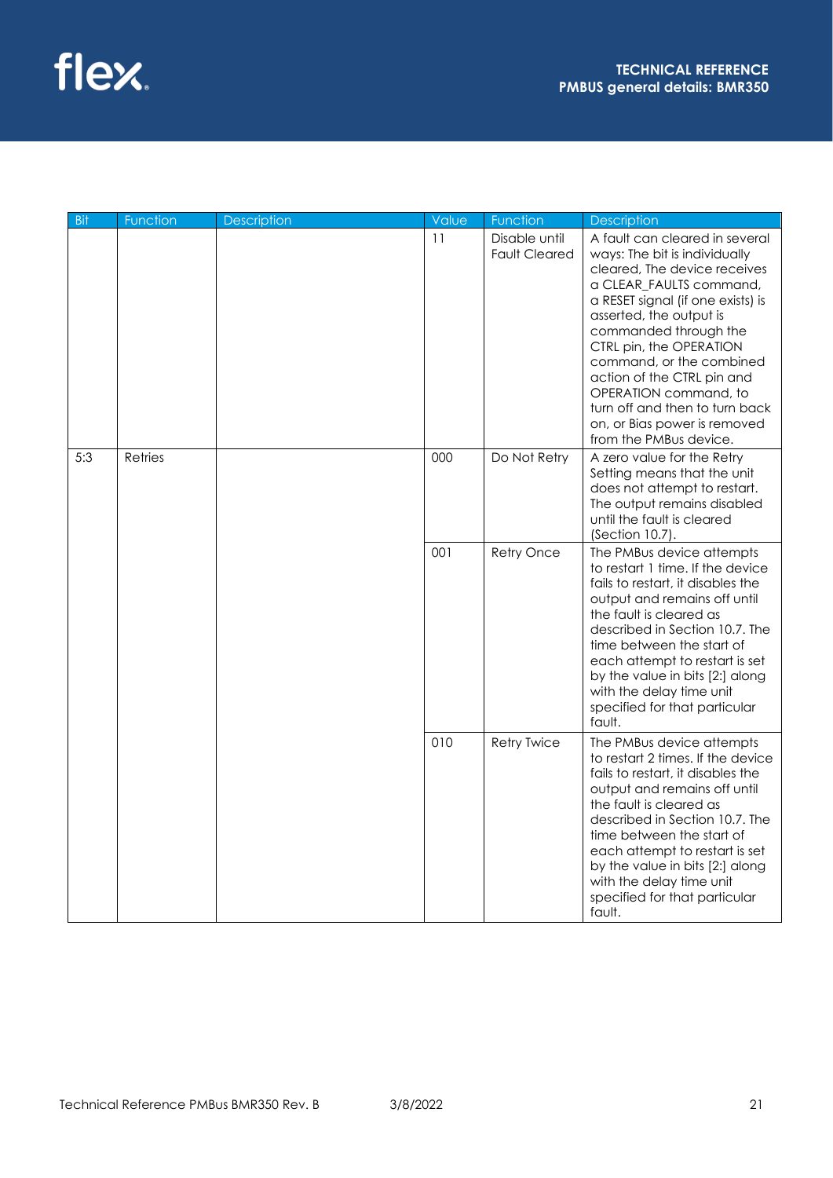| Bit | Function | Description | Value | Function | Description |
|---|---|---|---|---|---|
| | | | 11 | Disable until Fault Cleared | A fault can cleared in several ways: The bit is individually cleared, The device receives a CLEAR_FAULTS command, a RESET signal (if one exists) is asserted, the output is commanded through the CTRL pin, the OPERATION command, or the combined action of the CTRL pin and OPERATION command, to turn off and then to turn back on, or Bias power is removed from the PMBus device. |
| 5:3 | Retries | | 000 | Do Not Retry | A zero value for the Retry Setting means that the unit does not attempt to restart. The output remains disabled until the fault is cleared (Section 10.7). |
| | | | 001 | Retry Once | The PMBus device attempts to restart 1 time. If the device fails to restart, it disables the output and remains off until the fault is cleared as described in Section 10.7. The time between the start of each attempt to restart is set by the value in bits [2:] along with the delay time unit specified for that particular fault. |
| | | | 010 | Retry Twice | The PMBus device attempts to restart 2 times. If the device fails to restart, it disables the output and remains off until the fault is cleared as described in Section 10.7. The time between the start of each attempt to restart is set by the value in bits [2:] along with the delay time unit specified for that particular fault. |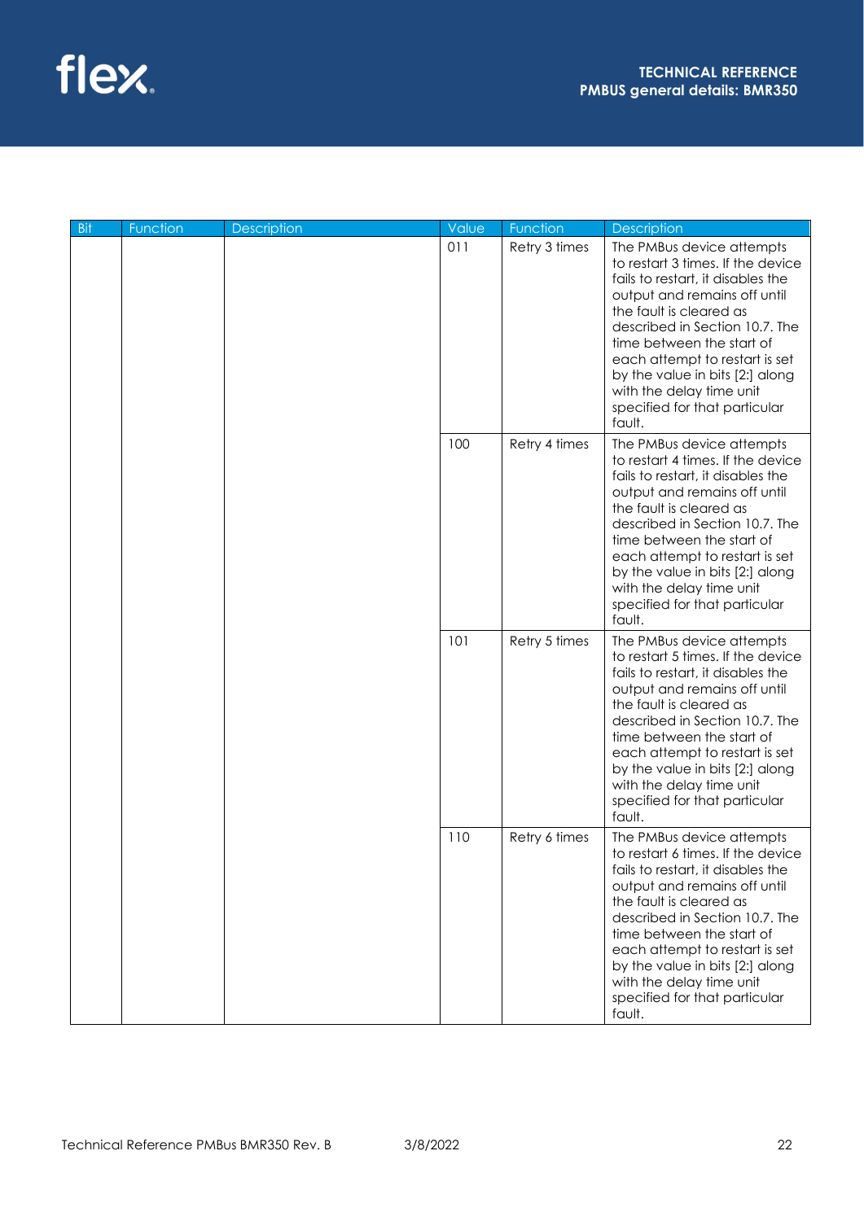| Bit | Function | Description | Value | Function | Description |
| --- | --- | --- | --- | --- | --- |
| | | | 011 | Retry 3 times | The PMBus device attempts to restart 3 times. If the device fails to restart, it disables the output and remains off until the fault is cleared as described in Section 10.7. The time between the start of each attempt to restart is set by the value in bits [2:] along with the delay time unit specified for that particular fault. |
| | | | 100 | Retry 4 times | The PMBus device attempts to restart 4 times. If the device fails to restart, it disables the output and remains off until the fault is cleared as described in Section 10.7. The time between the start of each attempt to restart is set by the value in bits [2:] along with the delay time unit specified for that particular fault. |
| | | | 101 | Retry 5 times | The PMBus device attempts to restart 5 times. If the device fails to restart, it disables the output and remains off until the fault is cleared as described in Section 10.7. The time between the start of each attempt to restart is set by the value in bits [2:] along with the delay time unit specified for that particular fault. |
| | | | 110 | Retry 6 times | The PMBus device attempts to restart 6 times. If the device fails to restart, it disables the output and remains off until the fault is cleared as described in Section 10.7. The time between the start of each attempt to restart is set by the value in bits [2:] along with the delay time unit specified for that particular fault. |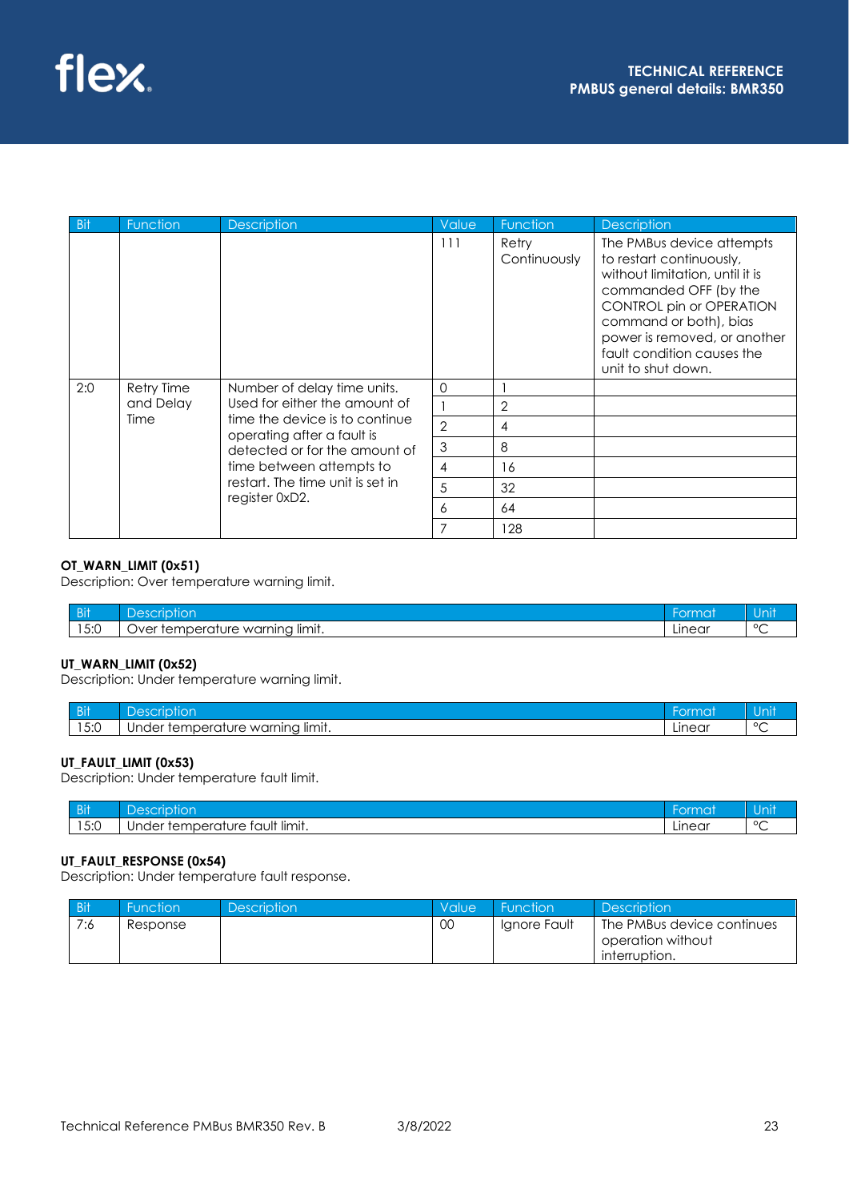| Bit | Function | Description | Value | Function | Description |
|---|---|---|---|---|---|
| | | | 111 | Retry Continuously | The PMBus device attempts to restart continuously, without limitation, until it is commanded OFF (by the CONTROL pin or OPERATION command or both), bias power is removed, or another fault condition causes the unit to shut down. |
| 2:0 | Retry Time and Delay Time | Number of delay time units. Used for either the amount of time the device is to continue operating after a fault is detected or for the amount of time between attempts to restart. The time unit is set in register 0xD2. | 0 | 1 | |
| | | | 1 | 2 | |
| | | | 2 | 4 | |
| | | | 3 | 8 | |
| | | | 4 | 16 | |
| | | | 5 | 32 | |
| | | | 6 | 64 | |
| | | | 7 | 128 | |

**OT_WARN_LIMIT (0x51)**
Description: Over temperature warning limit.

| Bit | Description | Format | Unit |
|---|---|---|---|
| 15:0 | Over temperature warning limit. | Linear | °C |

**UT_WARN_LIMIT (0x52)**
Description: Under temperature warning limit.

| Bit | Description | Format | Unit |
|---|---|---|---|
| 15:0 | Under temperature warning limit. | Linear | °C |

**UT_FAULT_LIMIT (0x53)**
Description: Under temperature fault limit.

| Bit | Description | Format | Unit |
|---|---|---|---|
| 15:0 | Under temperature fault limit. | Linear | °C |

**UT_FAULT_RESPONSE (0x54)**
Description: Under temperature fault response.

| Bit | Function | Description | Value | Function | Description |
|---|---|---|---|---|---|
| 7:6 | Response | | 00 | Ignore Fault | The PMBus device continues operation without interruption. |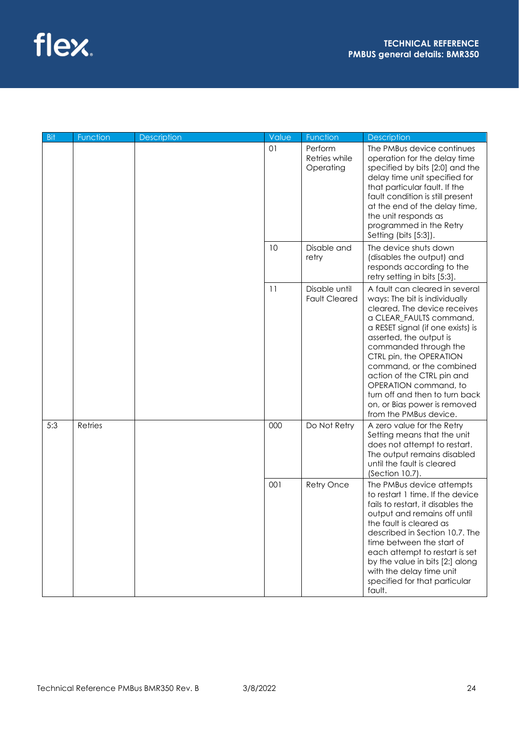| Bit | Function | Description | Value | Function | Description |
|---|---|---|---|---|---|
| | | | 01 | Perform Retries while Operating | The PMBus device continues operation for the delay time specified by bits [2:0] and the delay time unit specified for that particular fault. If the fault condition is still present at the end of the delay time, the unit responds as programmed in the Retry Setting (bits [5:3]). |
| | | | 10 | Disable and retry | The device shuts down (disables the output) and responds according to the retry setting in bits [5:3]. |
| | | | 11 | Disable until Fault Cleared | A fault can cleared in several ways: The bit is individually cleared, The device receives a CLEAR_FAULTS command, a RESET signal (if one exists) is asserted, the output is commanded through the CTRL pin, the OPERATION command, or the combined action of the CTRL pin and OPERATION command, to turn off and then to turn back on, or Bias power is removed from the PMBus device. |
| 5:3 | Retries | | 000 | Do Not Retry | A zero value for the Retry Setting means that the unit does not attempt to restart. The output remains disabled until the fault is cleared (Section 10.7). |
| | | | 001 | Retry Once | The PMBus device attempts to restart 1 time. If the device fails to restart, it disables the output and remains off until the fault is cleared as described in Section 10.7. The time between the start of each attempt to restart is set by the value in bits [2:] along with the delay time unit specified for that particular fault. |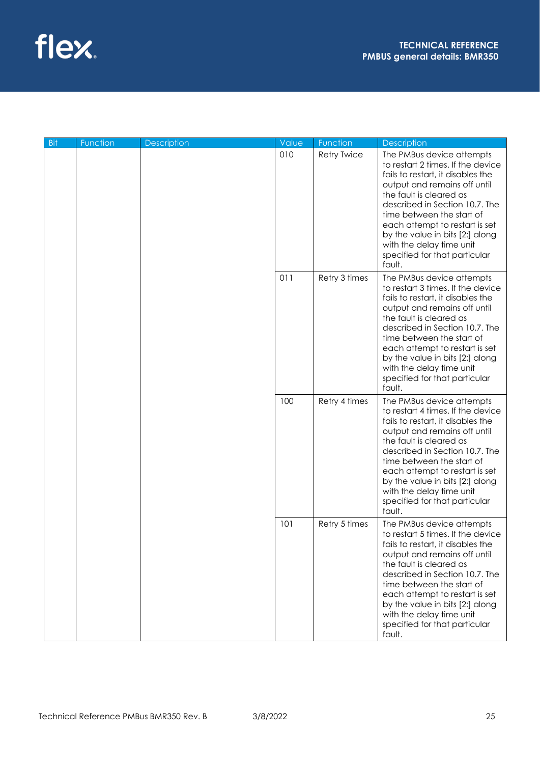| Bit | Function | Description | Value | Function | Description |
|---|---|---|---|---|---|
| | | | 010 | Retry Twice | The PMBus device attempts to restart 2 times. If the device fails to restart, it disables the output and remains off until the fault is cleared as described in Section 10.7. The time between the start of each attempt to restart is set by the value in bits [2:] along with the delay time unit specified for that particular fault. |
| | | | 011 | Retry 3 times | The PMBus device attempts to restart 3 times. If the device fails to restart, it disables the output and remains off until the fault is cleared as described in Section 10.7. The time between the start of each attempt to restart is set by the value in bits [2:] along with the delay time unit specified for that particular fault. |
| | | | 100 | Retry 4 times | The PMBus device attempts to restart 4 times. If the device fails to restart, it disables the output and remains off until the fault is cleared as described in Section 10.7. The time between the start of each attempt to restart is set by the value in bits [2:] along with the delay time unit specified for that particular fault. |
| | | | 101 | Retry 5 times | The PMBus device attempts to restart 5 times. If the device fails to restart, it disables the output and remains off until the fault is cleared as described in Section 10.7. The time between the start of each attempt to restart is set by the value in bits [2:] along with the delay time unit specified for that particular fault. |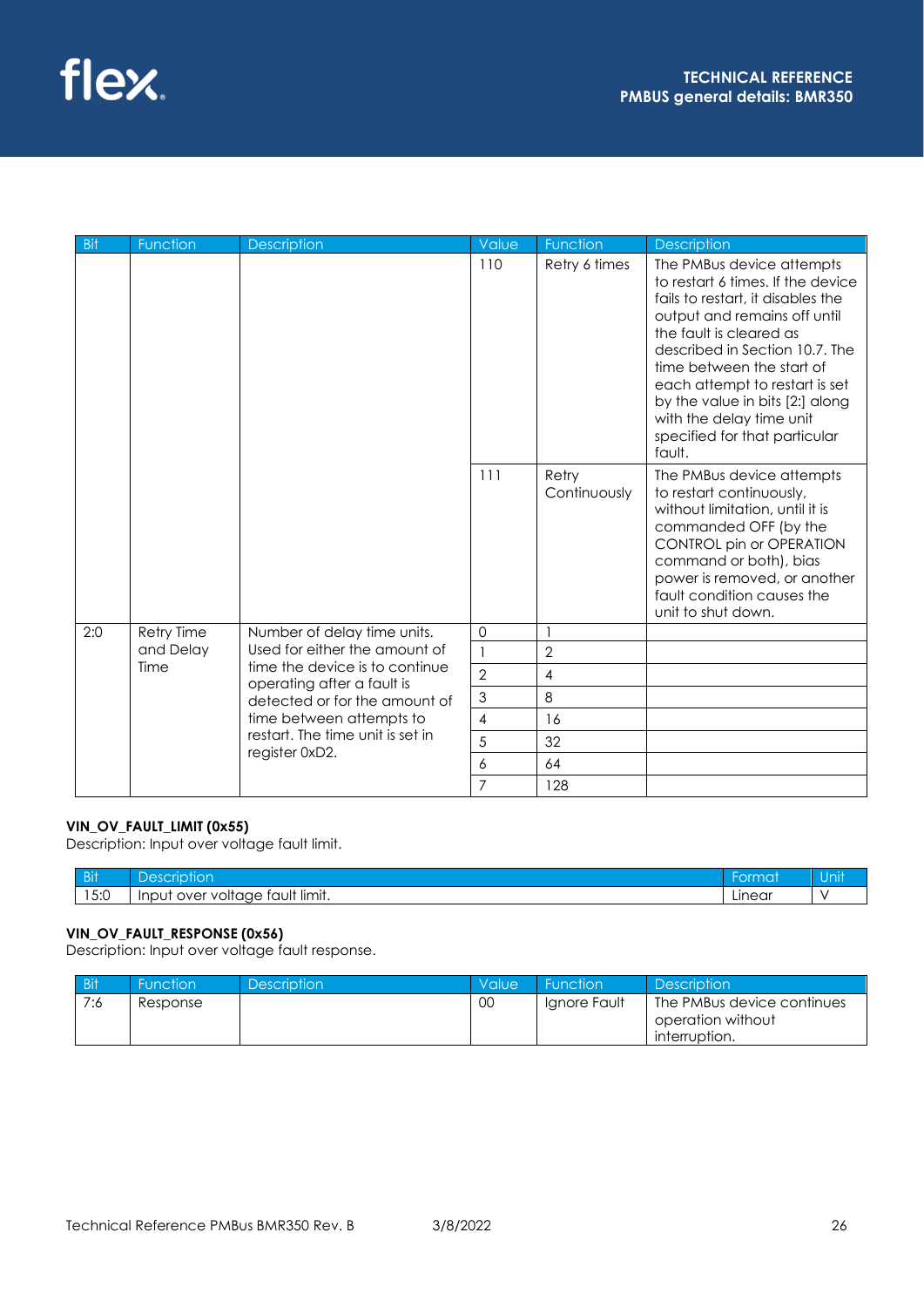| Bit | Function | Description | Value | Function | Description |
|---|---|---|---|---|---|
| | | | 110 | Retry 6 times | The PMBus device attempts to restart 6 times. If the device fails to restart, it disables the output and remains off until the fault is cleared as described in Section 10.7. The time between the start of each attempt to restart is set by the value in bits [2:] along with the delay time unit specified for that particular fault. |
| | | | 111 | Retry Continuously | The PMBus device attempts to restart continuously, without limitation, until it is commanded OFF (by the CONTROL pin or OPERATION command or both), bias power is removed, or another fault condition causes the unit to shut down. |
| 2:0 | Retry Time and Delay Time | Number of delay time units. Used for either the amount of time the device is to continue operating after a fault is detected or for the amount of time between attempts to restart. The time unit is set in register 0xD2. | 0 | 1 | |
| | | | 1 | 2 | |
| | | | 2 | 4 | |
| | | | 3 | 8 | |
| | | | 4 | 16 | |
| | | | 5 | 32 | |
| | | | 6 | 64 | |
| | | | 7 | 128 | |

**VIN_OV_FAULT_LIMIT (0x55)**
Description: Input over voltage fault limit.

| Bit | Description | Format | Unit |
|---|---|---|---|
| 15:0 | Input over voltage fault limit. | Linear | V |

**VIN_OV_FAULT_RESPONSE (0x56)**
Description: Input over voltage fault response.

| Bit | Function | Description | Value | Function | Description |
|---|---|---|---|---|---|
| 7:6 | Response | | 00 | Ignore Fault | The PMBus device continues operation without interruption. |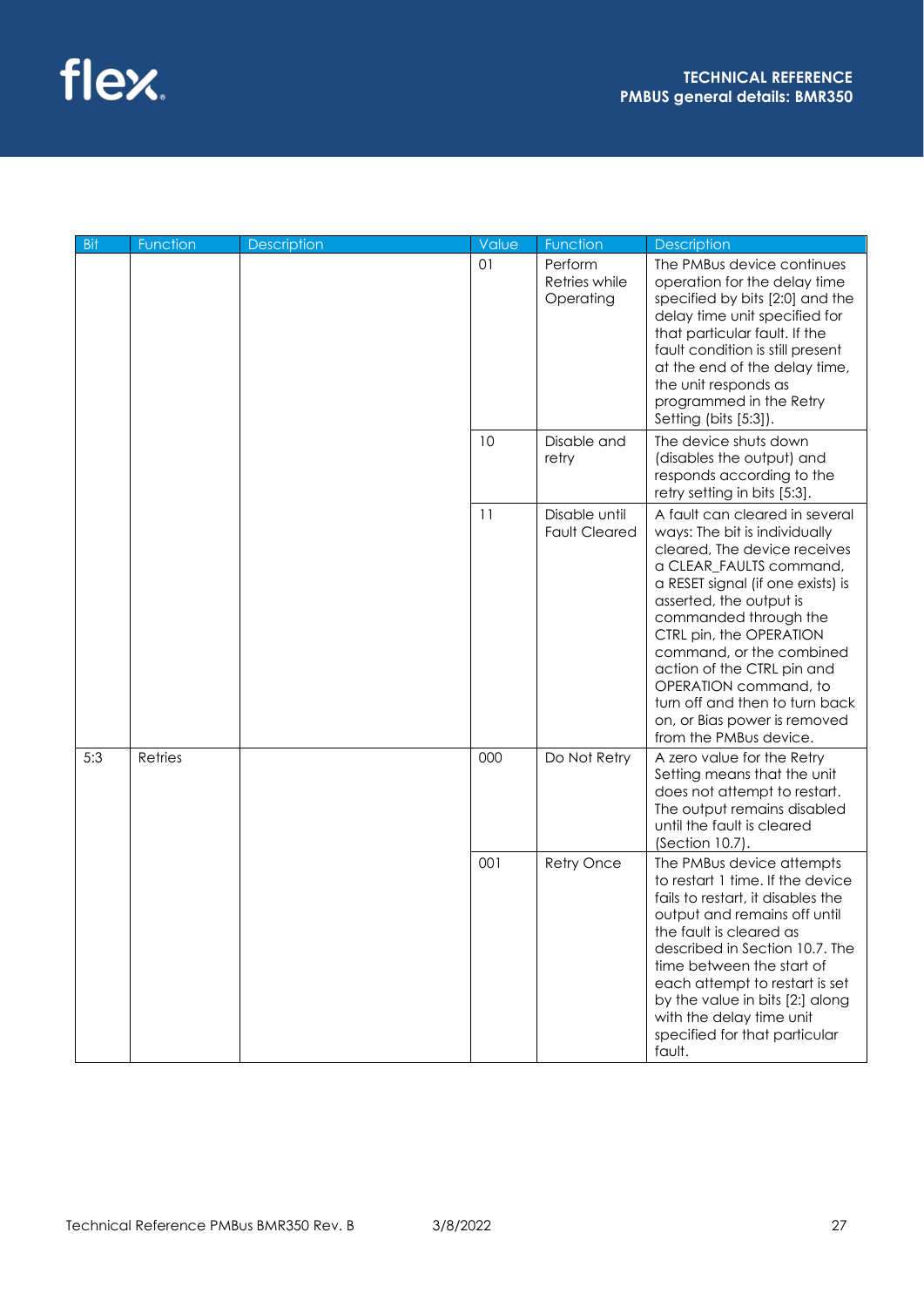| Bit | Function | Description | Value | Function | Description |
|---|---|---|---|---|---|
| | | | 01 | Perform Retries while Operating | The PMBus device continues operation for the delay time specified by bits [2:0] and the delay time unit specified for that particular fault. If the fault condition is still present at the end of the delay time, the unit responds as programmed in the Retry Setting (bits [5:3]). |
| | | | 10 | Disable and retry | The device shuts down (disables the output) and responds according to the retry setting in bits [5:3]. |
| | | | 11 | Disable until Fault Cleared | A fault can cleared in several ways: The bit is individually cleared, The device receives a CLEAR_FAULTS command, a RESET signal (if one exists) is asserted, the output is commanded through the CTRL pin, the OPERATION command, or the combined action of the CTRL pin and OPERATION command, to turn off and then to turn back on, or Bias power is removed from the PMBus device. |
| 5:3 | Retries | | 000 | Do Not Retry | A zero value for the Retry Setting means that the unit does not attempt to restart. The output remains disabled until the fault is cleared (Section 10.7). |
| | | | 001 | Retry Once | The PMBus device attempts to restart 1 time. If the device fails to restart, it disables the output and remains off until the fault is cleared as described in Section 10.7. The time between the start of each attempt to restart is set by the value in bits [2:] along with the delay time unit specified for that particular fault. |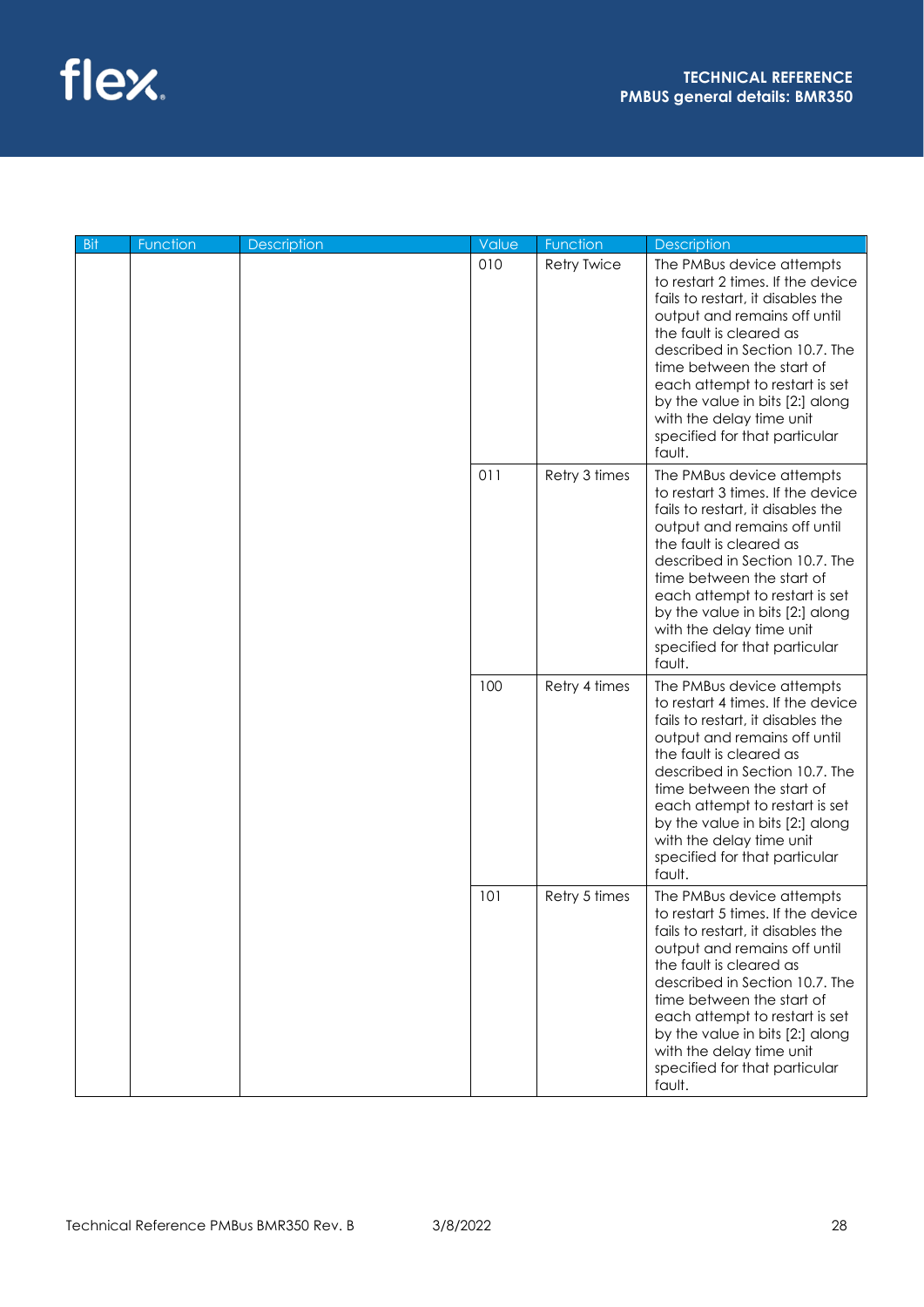| Bit | Function | Description | Value | Function | Description |
|---|---|---|---|---|---|
| | | | 010 | Retry Twice | The PMBus device attempts to restart 2 times. If the device fails to restart, it disables the output and remains off until the fault is cleared as described in Section 10.7. The time between the start of each attempt to restart is set by the value in bits [2:] along with the delay time unit specified for that particular fault. |
| | | | 011 | Retry 3 times | The PMBus device attempts to restart 3 times. If the device fails to restart, it disables the output and remains off until the fault is cleared as described in Section 10.7. The time between the start of each attempt to restart is set by the value in bits [2:] along with the delay time unit specified for that particular fault. |
| | | | 100 | Retry 4 times | The PMBus device attempts to restart 4 times. If the device fails to restart, it disables the output and remains off until the fault is cleared as described in Section 10.7. The time between the start of each attempt to restart is set by the value in bits [2:] along with the delay time unit specified for that particular fault. |
| | | | 101 | Retry 5 times | The PMBus device attempts to restart 5 times. If the device fails to restart, it disables the output and remains off until the fault is cleared as described in Section 10.7. The time between the start of each attempt to restart is set by the value in bits [2:] along with the delay time unit specified for that particular fault. |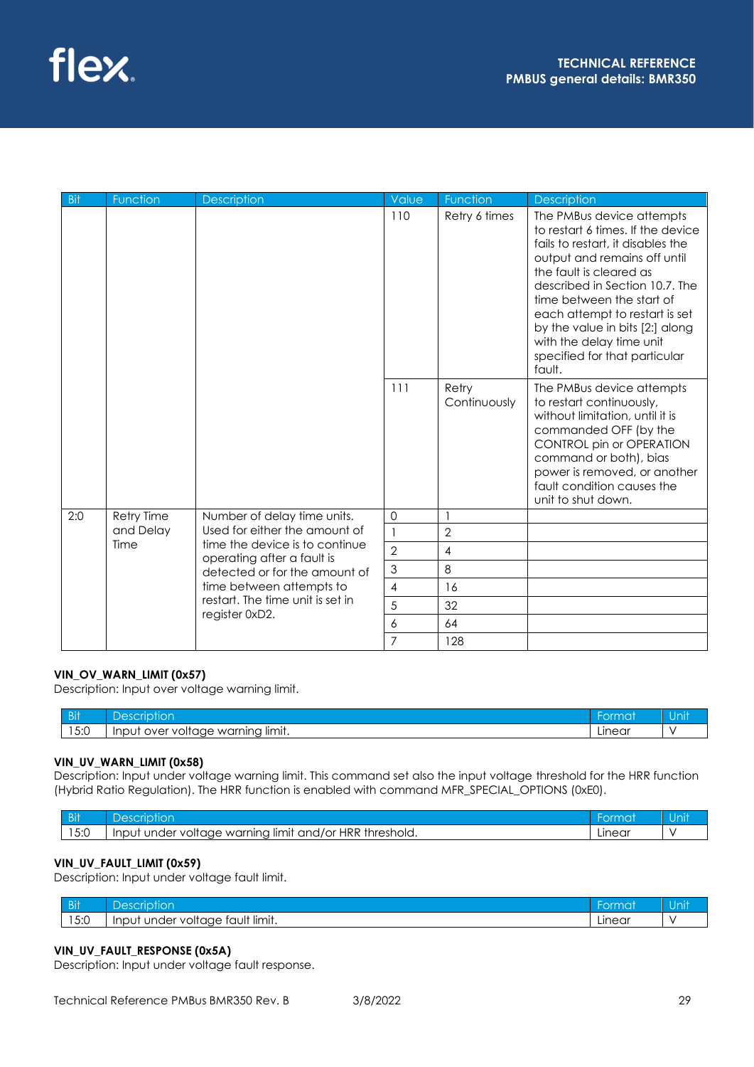| Bit | Function | Description | Value | Function | Description |
|---|---|---|---|---|---|
| | | | 110 | Retry 6 times | The PMBus device attempts to restart 6 times. If the device fails to restart, it disables the output and remains off until the fault is cleared as described in Section 10.7. The time between the start of each attempt to restart is set by the value in bits [2:] along with the delay time unit specified for that particular fault. |
| | | | 111 | Retry Continuously | The PMBus device attempts to restart continuously, without limitation, until it is commanded OFF (by the CONTROL pin or OPERATION command or both), bias power is removed, or another fault condition causes the unit to shut down. |
| 2:0 | Retry Time and Delay Time | Number of delay time units. Used for either the amount of time the device is to continue operating after a fault is detected or for the amount of time between attempts to restart. The time unit is set in register 0xD2. | 0 | 1 | |
| | | | 1 | 2 | |
| | | | 2 | 4 | |
| | | | 3 | 8 | |
| | | | 4 | 16 | |
| | | | 5 | 32 | |
| | | | 6 | 64 | |
| | | | 7 | 128 | |

**VIN_OV_WARN_LIMIT (0x57)**
Description: Input over voltage warning limit.

| Bit | Description | Format | Unit |
|---|---|---|---|
| 15:0 | Input over voltage warning limit. | Linear | V |

**VIN_UV_WARN_LIMIT (0x58)**
Description: Input under voltage warning limit. This command set also the input voltage threshold for the HRR function (Hybrid Ratio Regulation). The HRR function is enabled with command MFR_SPECIAL_OPTIONS (0xE0).

| Bit | Description | Format | Unit |
|---|---|---|---|
| 15:0 | Input under voltage warning limit and/or HRR threshold. | Linear | V |

**VIN_UV_FAULT_LIMIT (0x59)**
Description: Input under voltage fault limit.

| Bit | Description | Format | Unit |
|---|---|---|---|
| 15:0 | Input under voltage fault limit. | Linear | V |

**VIN_UV_FAULT_RESPONSE (0x5A)**
Description: Input under voltage fault response.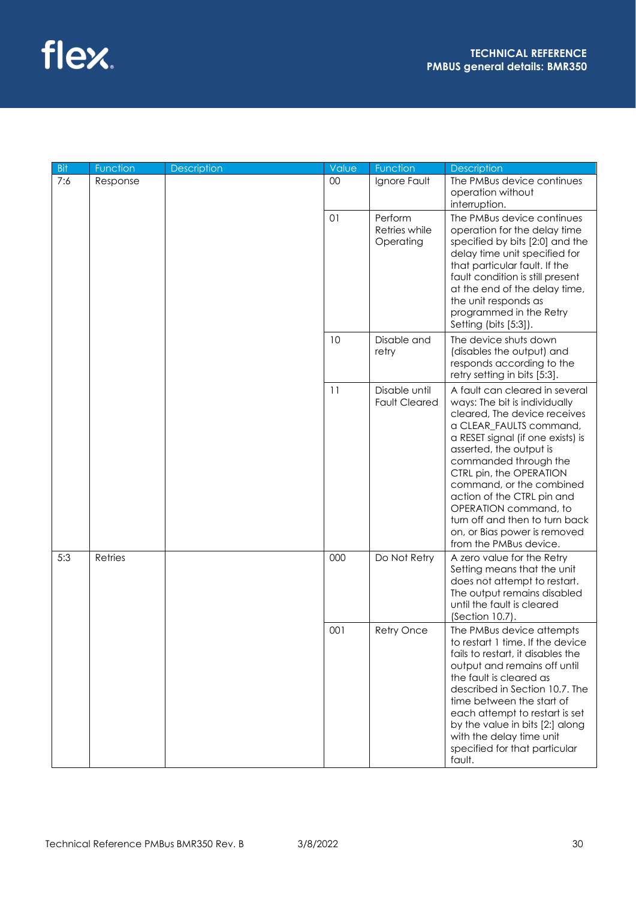| Bit | Function | Description | Value | Function | Description |
|---|---|---|---|---|---|
| 7:6 | Response | | 00 | Ignore Fault | The PMBus device continues operation without interruption. |
| | | | 01 | Perform Retries while Operating | The PMBus device continues operation for the delay time specified by bits [2:0] and the delay time unit specified for that particular fault. If the fault condition is still present at the end of the delay time, the unit responds as programmed in the Retry Setting (bits [5:3]). |
| | | | 10 | Disable and retry | The device shuts down (disables the output) and responds according to the retry setting in bits [5:3]. |
| | | | 11 | Disable until Fault Cleared | A fault can cleared in several ways: The bit is individually cleared, The device receives a CLEAR_FAULTS command, a RESET signal (if one exists) is asserted, the output is commanded through the CTRL pin, the OPERATION command, or the combined action of the CTRL pin and OPERATION command, to turn off and then to turn back on, or Bias power is removed from the PMBus device. |
| 5:3 | Retries | | 000 | Do Not Retry | A zero value for the Retry Setting means that the unit does not attempt to restart. The output remains disabled until the fault is cleared (Section 10.7). |
| | | | 001 | Retry Once | The PMBus device attempts to restart 1 time. If the device fails to restart, it disables the output and remains off until the fault is cleared as described in Section 10.7. The time between the start of each attempt to restart is set by the value in bits [2:] along with the delay time unit specified for that particular fault. |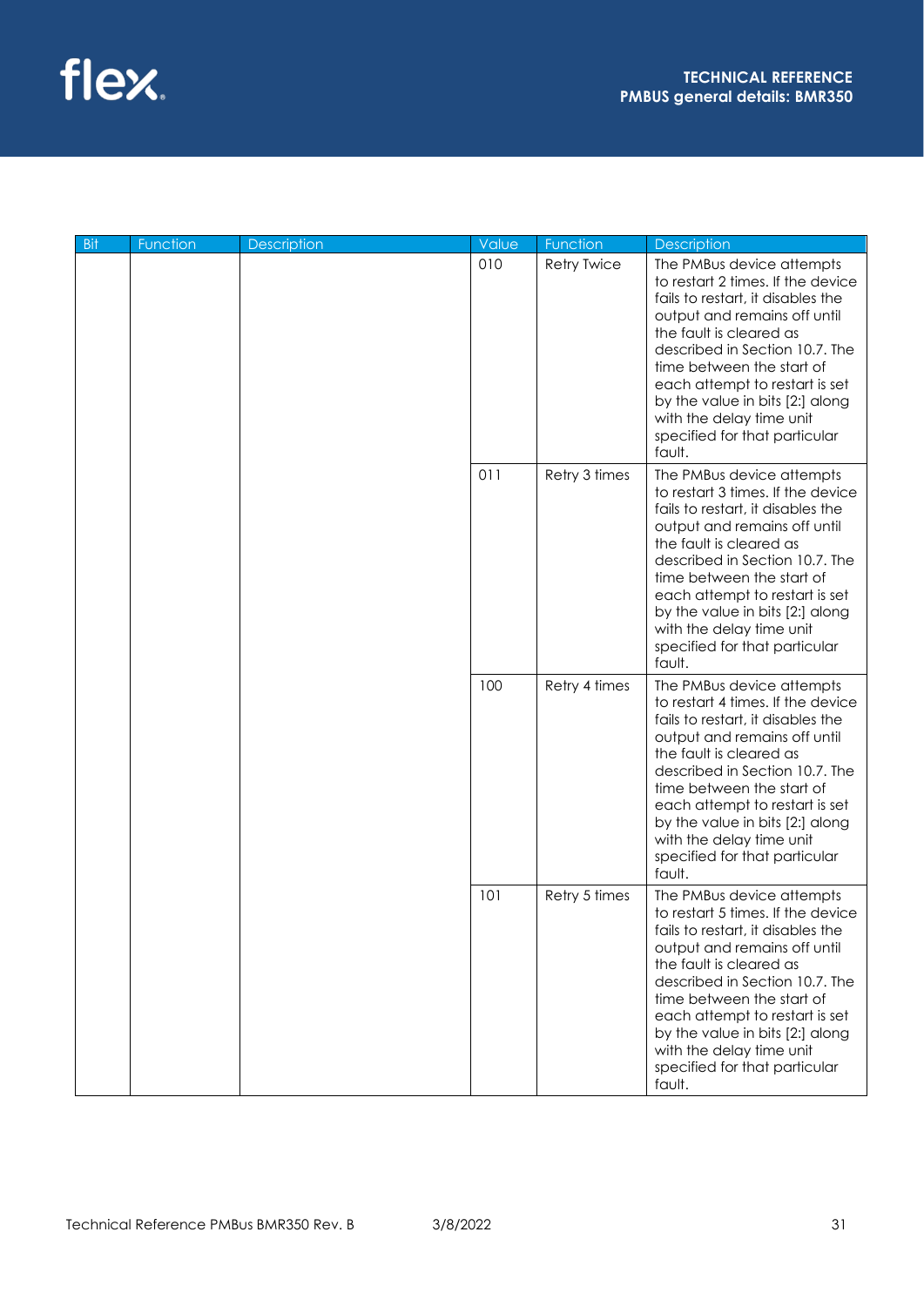| Bit | Function | Description | Value | Function | Description |
|---|---|---|---|---|---|
| | | | 010 | Retry Twice | The PMBus device attempts to restart 2 times. If the device fails to restart, it disables the output and remains off until the fault is cleared as described in Section 10.7. The time between the start of each attempt to restart is set by the value in bits [2:] along with the delay time unit specified for that particular fault. |
| | | | 011 | Retry 3 times | The PMBus device attempts to restart 3 times. If the device fails to restart, it disables the output and remains off until the fault is cleared as described in Section 10.7. The time between the start of each attempt to restart is set by the value in bits [2:] along with the delay time unit specified for that particular fault. |
| | | | 100 | Retry 4 times | The PMBus device attempts to restart 4 times. If the device fails to restart, it disables the output and remains off until the fault is cleared as described in Section 10.7. The time between the start of each attempt to restart is set by the value in bits [2:] along with the delay time unit specified for that particular fault. |
| | | | 101 | Retry 5 times | The PMBus device attempts to restart 5 times. If the device fails to restart, it disables the output and remains off until the fault is cleared as described in Section 10.7. The time between the start of each attempt to restart is set by the value in bits [2:] along with the delay time unit specified for that particular fault. |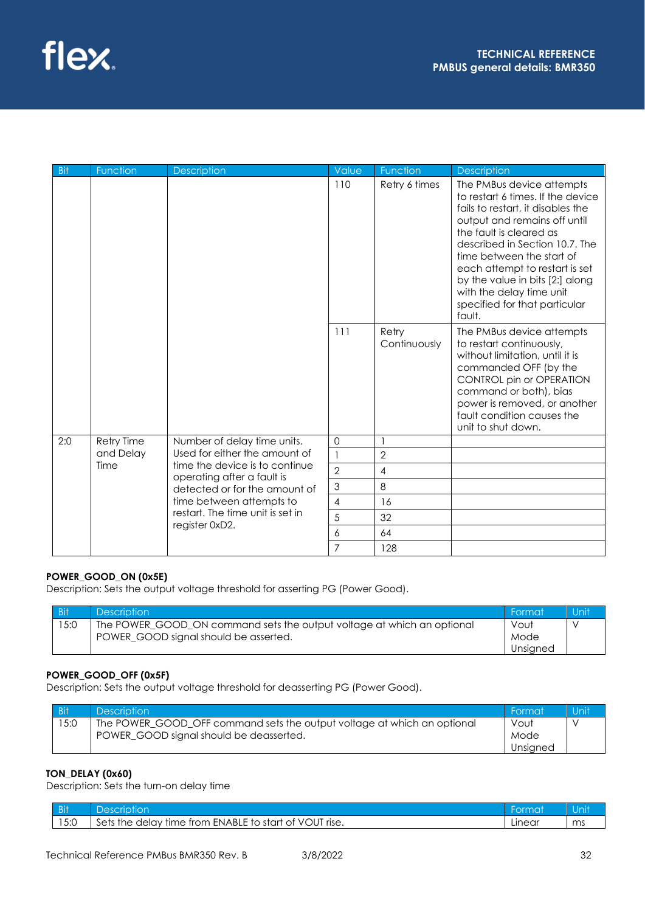| Bit | Function | Description | Value | Function | Description |
|---|---|---|---|---|---|
| | | | 110 | Retry 6 times | The PMBus device attempts to restart 6 times. If the device fails to restart, it disables the output and remains off until the fault is cleared as described in Section 10.7. The time between the start of each attempt to restart is set by the value in bits [2:] along with the delay time unit specified for that particular fault. |
| | | | 111 | Retry Continuously | The PMBus device attempts to restart continuously, without limitation, until it is commanded OFF (by the CONTROL pin or OPERATION command or both), bias power is removed, or another fault condition causes the unit to shut down. |
| 2:0 | Retry Time and Delay Time | Number of delay time units. Used for either the amount of time the device is to continue operating after a fault is detected or for the amount of time between attempts to restart. The time unit is set in register 0xD2. | 0 | 1 | |
| | | | 1 | 2 | |
| | | | 2 | 4 | |
| | | | 3 | 8 | |
| | | | 4 | 16 | |
| | | | 5 | 32 | |
| | | | 6 | 64 | |
| | | | 7 | 128 | |

**POWER_GOOD_ON (0x5E)**

Description: Sets the output voltage threshold for asserting PG (Power Good).

| Bit | Description | Format | Unit |
|---|---|---|---|
| 15:0 | The POWER_GOOD_ON command sets the output voltage at which an optional POWER_GOOD signal should be asserted. | Vout Mode Unsigned | V |

**POWER_GOOD_OFF (0x5F)**

Description: Sets the output voltage threshold for deasserting PG (Power Good).

| Bit | Description | Format | Unit |
|---|---|---|---|
| 15:0 | The POWER_GOOD_OFF command sets the output voltage at which an optional POWER_GOOD signal should be deasserted. | Vout Mode Unsigned | V |

**TON_DELAY (0x60)**

Description: Sets the turn-on delay time

| Bit | Description | Format | Unit |
|---|---|---|---|
| 15:0 | Sets the delay time from ENABLE to start of VOUT rise. | Linear | ms |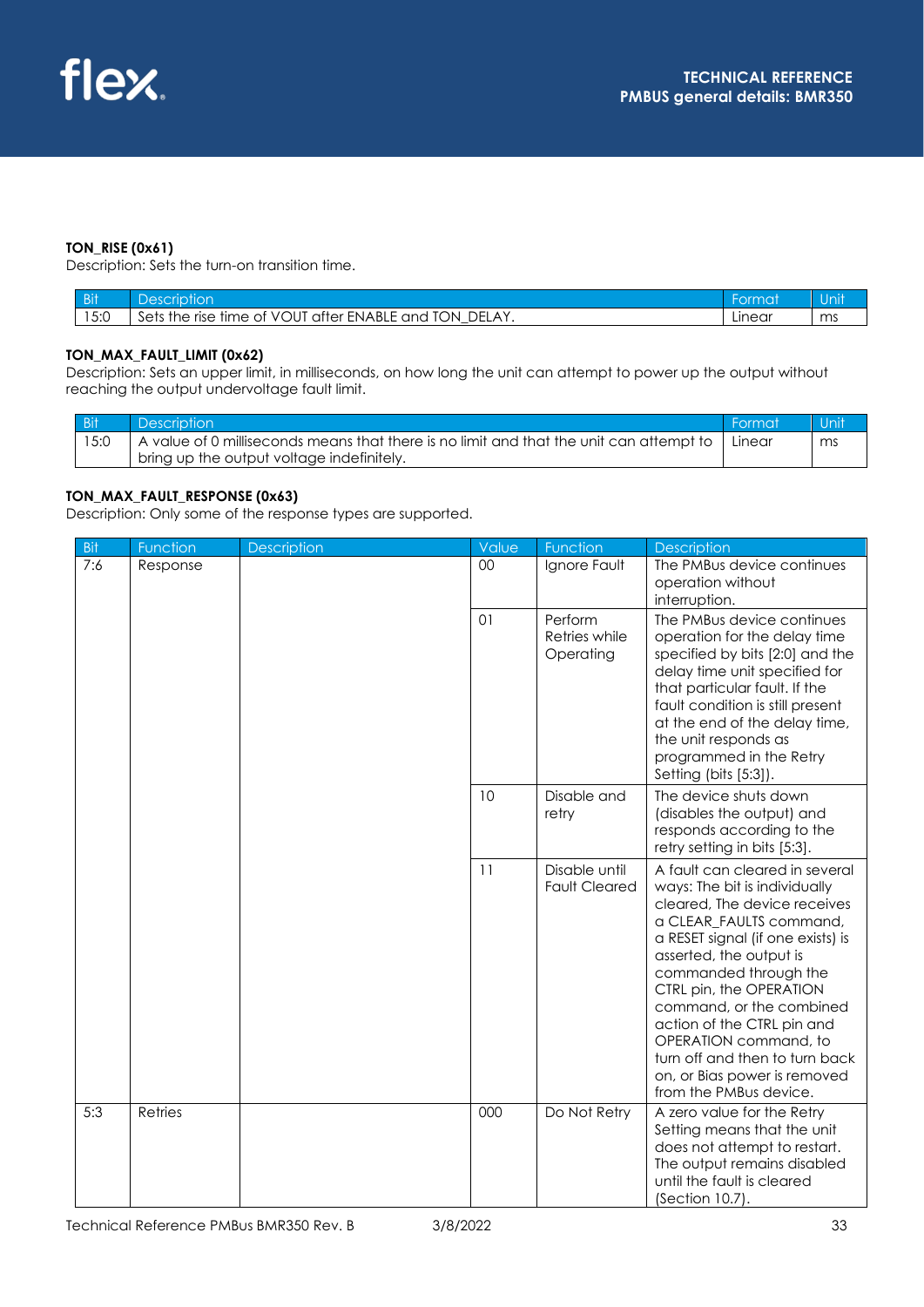**TON_RISE (0x61)**

Description: Sets the turn-on transition time.

| Bit | Description | Format | Unit |
|---|---|---|---|
| 15:0 | Sets the rise time of VOUT after ENABLE and TON_DELAY. | Linear | ms |

**TON_MAX_FAULT_LIMIT (0x62)**

Description: Sets an upper limit, in milliseconds, on how long the unit can attempt to power up the output without reaching the output undervoltage fault limit.

| Bit | Description | Format | Unit |
|---|---|---|---|
| 15:0 | A value of 0 milliseconds means that there is no limit and that the unit can attempt to bring up the output voltage indefinitely. | Linear | ms |

**TON_MAX_FAULT_RESPONSE (0x63)**

Description: Only some of the response types are supported.

| Bit | Function | Description | Value | Function | Description |
|---|---|---|---|---|---|
| 7:6 | Response | | 00 | Ignore Fault | The PMBus device continues operation without interruption. |
| | | | 01 | Perform Retries while Operating | The PMBus device continues operation for the delay time specified by bits [2:0] and the delay time unit specified for that particular fault. If the fault condition is still present at the end of the delay time, the unit responds as programmed in the Retry Setting (bits [5:3]). |
| | | | 10 | Disable and retry | The device shuts down (disables the output) and responds according to the retry setting in bits [5:3]. |
| | | | 11 | Disable until Fault Cleared | A fault can cleared in several ways: The bit is individually cleared, The device receives a CLEAR_FAULTS command, a RESET signal (if one exists) is asserted, the output is commanded through the CTRL pin, the OPERATION command, or the combined action of the CTRL pin and OPERATION command, to turn off and then to turn back on, or Bias power is removed from the PMBus device. |
| 5:3 | Retries | | 000 | Do Not Retry | A zero value for the Retry Setting means that the unit does not attempt to restart. The output remains disabled until the fault is cleared (Section 10.7). |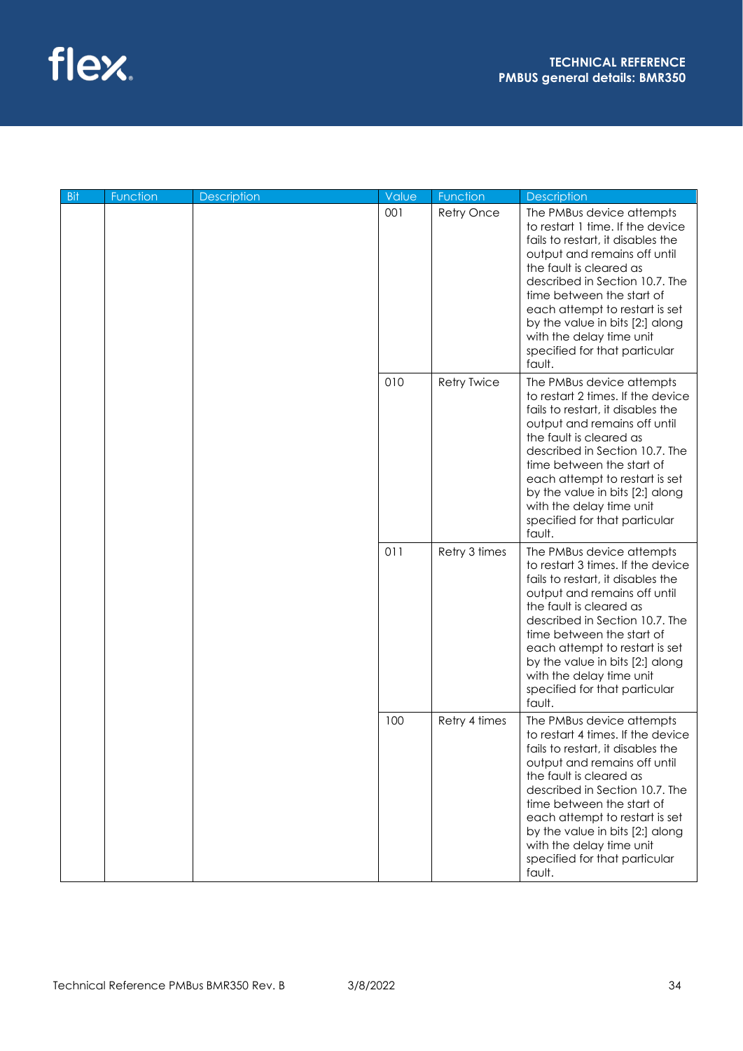| Bit | Function | Description | Value | Function | Description |
|---|---|---|---|---|---|
| | | | 001 | Retry Once | The PMBus device attempts to restart 1 time. If the device fails to restart, it disables the output and remains off until the fault is cleared as described in Section 10.7. The time between the start of each attempt to restart is set by the value in bits [2:] along with the delay time unit specified for that particular fault. |
| | | | 010 | Retry Twice | The PMBus device attempts to restart 2 times. If the device fails to restart, it disables the output and remains off until the fault is cleared as described in Section 10.7. The time between the start of each attempt to restart is set by the value in bits [2:] along with the delay time unit specified for that particular fault. |
| | | | 011 | Retry 3 times | The PMBus device attempts to restart 3 times. If the device fails to restart, it disables the output and remains off until the fault is cleared as described in Section 10.7. The time between the start of each attempt to restart is set by the value in bits [2:] along with the delay time unit specified for that particular fault. |
| | | | 100 | Retry 4 times | The PMBus device attempts to restart 4 times. If the device fails to restart, it disables the output and remains off until the fault is cleared as described in Section 10.7. The time between the start of each attempt to restart is set by the value in bits [2:] along with the delay time unit specified for that particular fault. |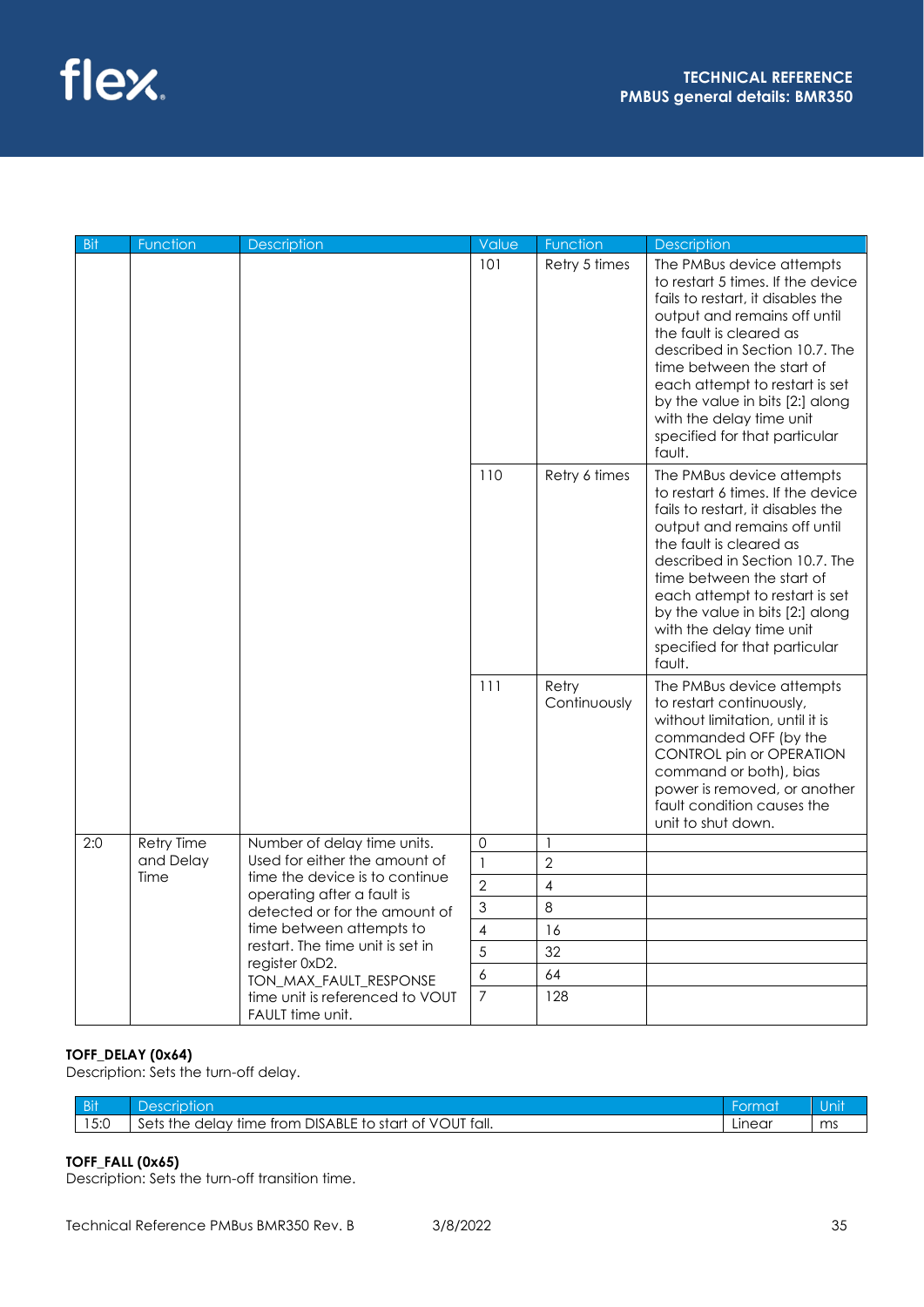| Bit | Function | Description | Value | Function | Description |
|---|---|---|---|---|---|
| | | | 101 | Retry 5 times | The PMBus device attempts to restart 5 times. If the device fails to restart, it disables the output and remains off until the fault is cleared as described in Section 10.7. The time between the start of each attempt to restart is set by the value in bits [2:] along with the delay time unit specified for that particular fault. |
| | | | 110 | Retry 6 times | The PMBus device attempts to restart 6 times. If the device fails to restart, it disables the output and remains off until the fault is cleared as described in Section 10.7. The time between the start of each attempt to restart is set by the value in bits [2:] along with the delay time unit specified for that particular fault. |
| | | | 111 | Retry Continuously | The PMBus device attempts to restart continuously, without limitation, until it is commanded OFF (by the CONTROL pin or OPERATION command or both), bias power is removed, or another fault condition causes the unit to shut down. |
| 2:0 | Retry Time and Delay Time | Number of delay time units. Used for either the amount of time the device is to continue operating after a fault is detected or for the amount of time between attempts to restart. The time unit is set in register 0xD2. TON_MAX_FAULT_RESPONSE time unit is referenced to VOUT FAULT time unit. | 0 | 1 | |
| | | | 1 | 2 | |
| | | | 2 | 4 | |
| | | | 3 | 8 | |
| | | | 4 | 16 | |
| | | | 5 | 32 | |
| | | | 6 | 64 | |
| | | | 7 | 128 | |

**TOFF_DELAY (0x64)**
Description: Sets the turn-off delay.

| Bit | Description | Format | Unit |
|---|---|---|---|
| 15:0 | Sets the delay time from DISABLE to start of VOUT fall. | Linear | ms |

**TOFF_FALL (0x65)**
Description: Sets the turn-off transition time.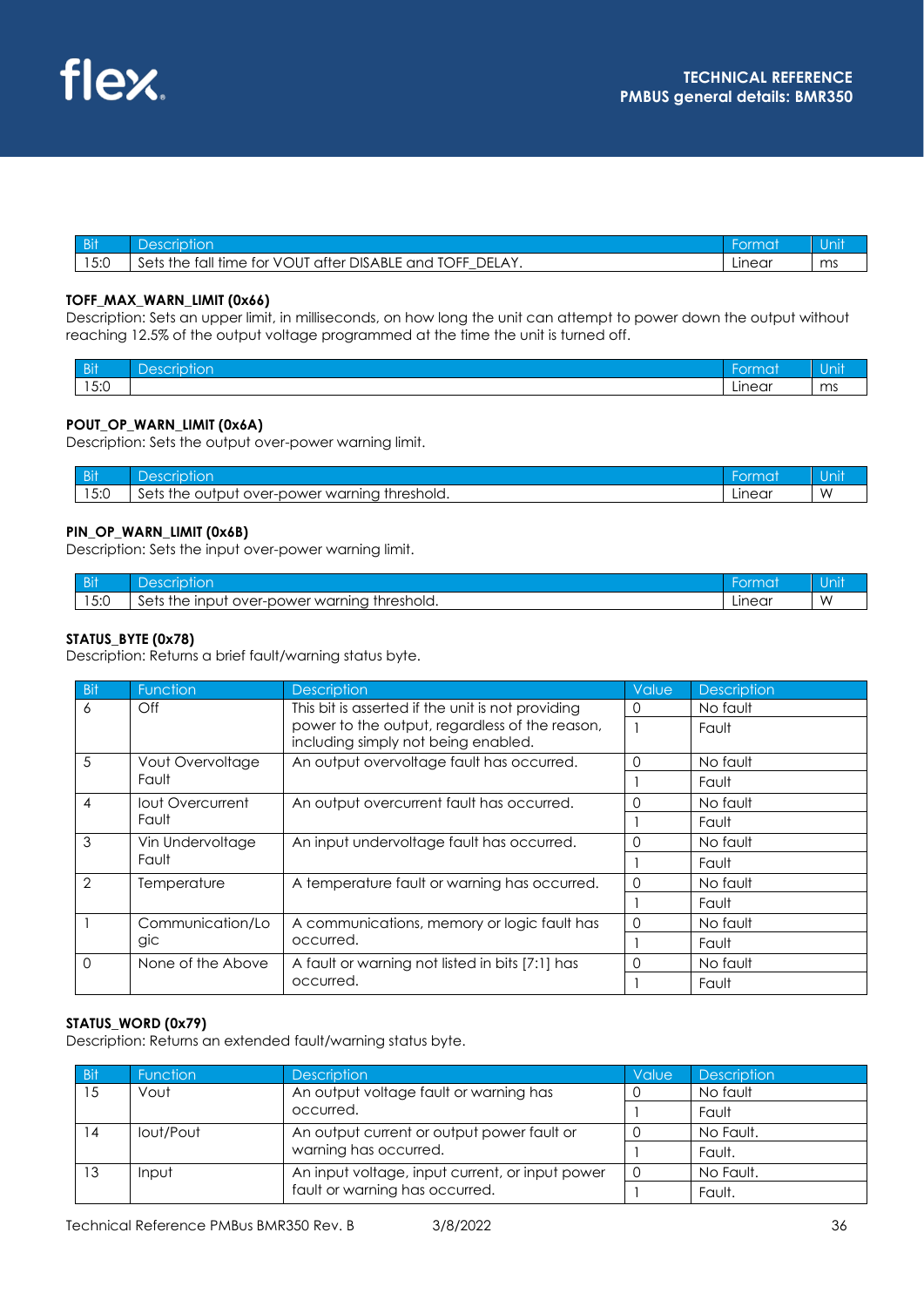| Bit | Description | Format | Unit |
|---|---|---|---|
| 15:0 | Sets the fall time for VOUT after DISABLE and TOFF_DELAY. | Linear | ms |

**TOFF_MAX_WARN_LIMIT (0x66)**

Description: Sets an upper limit, in milliseconds, on how long the unit can attempt to power down the output without reaching 12.5% of the output voltage programmed at the time the unit is turned off.

| Bit | Description | Format | Unit |
|---|---|---|---|
| 15:0 | | Linear | ms |

**POUT_OP_WARN_LIMIT (0x6A)**

Description: Sets the output over-power warning limit.

| Bit | Description | Format | Unit |
|---|---|---|---|
| 15:0 | Sets the output over-power warning threshold. | Linear | W |

**PIN_OP_WARN_LIMIT (0x6B)**

Description: Sets the input over-power warning limit.

| Bit | Description | Format | Unit |
|---|---|---|---|
| 15:0 | Sets the input over-power warning threshold. | Linear | W |

**STATUS_BYTE (0x78)**

Description: Returns a brief fault/warning status byte.

| Bit | Function | Description | Value | Description |
|---|---|---|---|---|
| 6 | Off | This bit is asserted if the unit is not providing power to the output, regardless of the reason, including simply not being enabled. | 0 | No fault |
| | | | 1 | Fault |
| 5 | Vout Overvoltage Fault | An output overvoltage fault has occurred. | 0 | No fault |
| | | | 1 | Fault |
| 4 | Iout Overcurrent Fault | An output overcurrent fault has occurred. | 0 | No fault |
| | | | 1 | Fault |
| 3 | Vin Undervoltage Fault | An input undervoltage fault has occurred. | 0 | No fault |
| | | | 1 | Fault |
| 2 | Temperature | A temperature fault or warning has occurred. | 0 | No fault |
| | | | 1 | Fault |
| 1 | Communication/Logic | A communications, memory or logic fault has occurred. | 0 | No fault |
| | | | 1 | Fault |
| 0 | None of the Above | A fault or warning not listed in bits [7:1] has occurred. | 0 | No fault |
| | | | 1 | Fault |

**STATUS_WORD (0x79)**

Description: Returns an extended fault/warning status byte.

| Bit | Function | Description | Value | Description |
|---|---|---|---|---|
| 15 | Vout | An output voltage fault or warning has occurred. | 0 | No fault |
| | | | 1 | Fault |
| 14 | Iout/Pout | An output current or output power fault or warning has occurred. | 0 | No Fault. |
| | | | 1 | Fault. |
| 13 | Input | An input voltage, input current, or input power fault or warning has occurred. | 0 | No Fault. |
| | | | 1 | Fault. |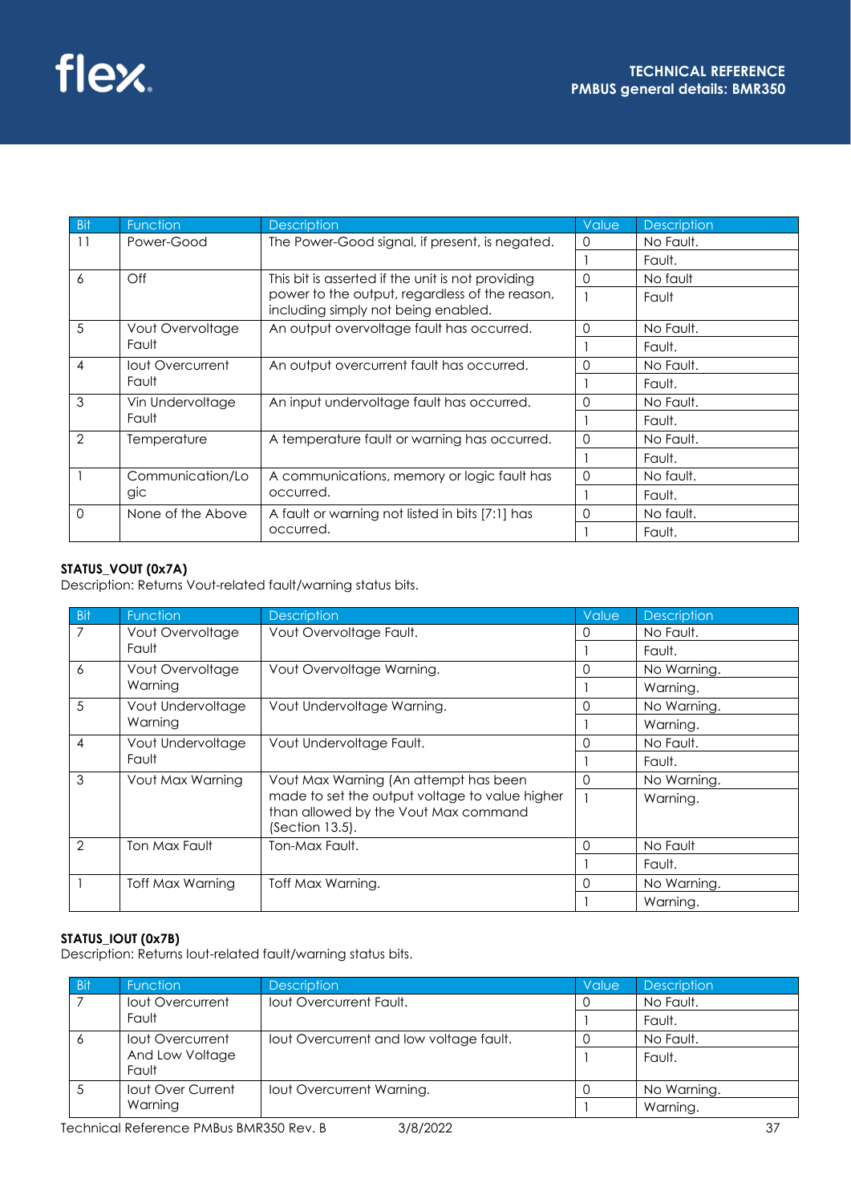| Bit | Function | Description | Value | Description |
|---|---|---|---|---|
| 11 | Power-Good | The Power-Good signal, if present, is negated. | 0 | No Fault. |
| | | | 1 | Fault. |
| 6 | Off | This bit is asserted if the unit is not providing power to the output, regardless of the reason, including simply not being enabled. | 0 | No fault |
| | | | 1 | Fault |
| 5 | Vout Overvoltage Fault | An output overvoltage fault has occurred. | 0 | No Fault. |
| | | | 1 | Fault. |
| 4 | Iout Overcurrent Fault | An output overcurrent fault has occurred. | 0 | No Fault. |
| | | | 1 | Fault. |
| 3 | Vin Undervoltage Fault | An input undervoltage fault has occurred. | 0 | No Fault. |
| | | | 1 | Fault. |
| 2 | Temperature | A temperature fault or warning has occurred. | 0 | No Fault. |
| | | | 1 | Fault. |
| 1 | Communication/Logic | A communications, memory or logic fault has occurred. | 0 | No fault. |
| | | | 1 | Fault. |
| 0 | None of the Above | A fault or warning not listed in bits [7:1] has occurred. | 0 | No fault. |
| | | | 1 | Fault. |

**STATUS_VOUT (0x7A)**

Description: Returns Vout-related fault/warning status bits.

| Bit | Function | Description | Value | Description |
|---|---|---|---|---|
| 7 | Vout Overvoltage Fault | Vout Overvoltage Fault. | 0 | No Fault. |
| | | | 1 | Fault. |
| 6 | Vout Overvoltage Warning | Vout Overvoltage Warning. | 0 | No Warning. |
| | | | 1 | Warning. |
| 5 | Vout Undervoltage Warning | Vout Undervoltage Warning. | 0 | No Warning. |
| | | | 1 | Warning. |
| 4 | Vout Undervoltage Fault | Vout Undervoltage Fault. | 0 | No Fault. |
| | | | 1 | Fault. |
| 3 | Vout Max Warning | Vout Max Warning (An attempt has been made to set the output voltage to value higher than allowed by the Vout Max command (Section 13.5). | 0 | No Warning. |
| | | | 1 | Warning. |
| 2 | Ton Max Fault | Ton-Max Fault. | 0 | No Fault |
| | | | 1 | Fault. |
| 1 | Toff Max Warning | Toff Max Warning. | 0 | No Warning. |
| | | | 1 | Warning. |

**STATUS_IOUT (0x7B)**

Description: Returns Iout-related fault/warning status bits.

| Bit | Function | Description | Value | Description |
|---|---|---|---|---|
| 7 | Iout Overcurrent Fault | Iout Overcurrent Fault. | 0 | No Fault. |
| | | | 1 | Fault. |
| 6 | Iout Overcurrent And Low Voltage Fault | Iout Overcurrent and low voltage fault. | 0 | No Fault. |
| | | | 1 | Fault. |
| 5 | Iout Over Current Warning | Iout Overcurrent Warning. | 0 | No Warning. |
| | | | 1 | Warning. |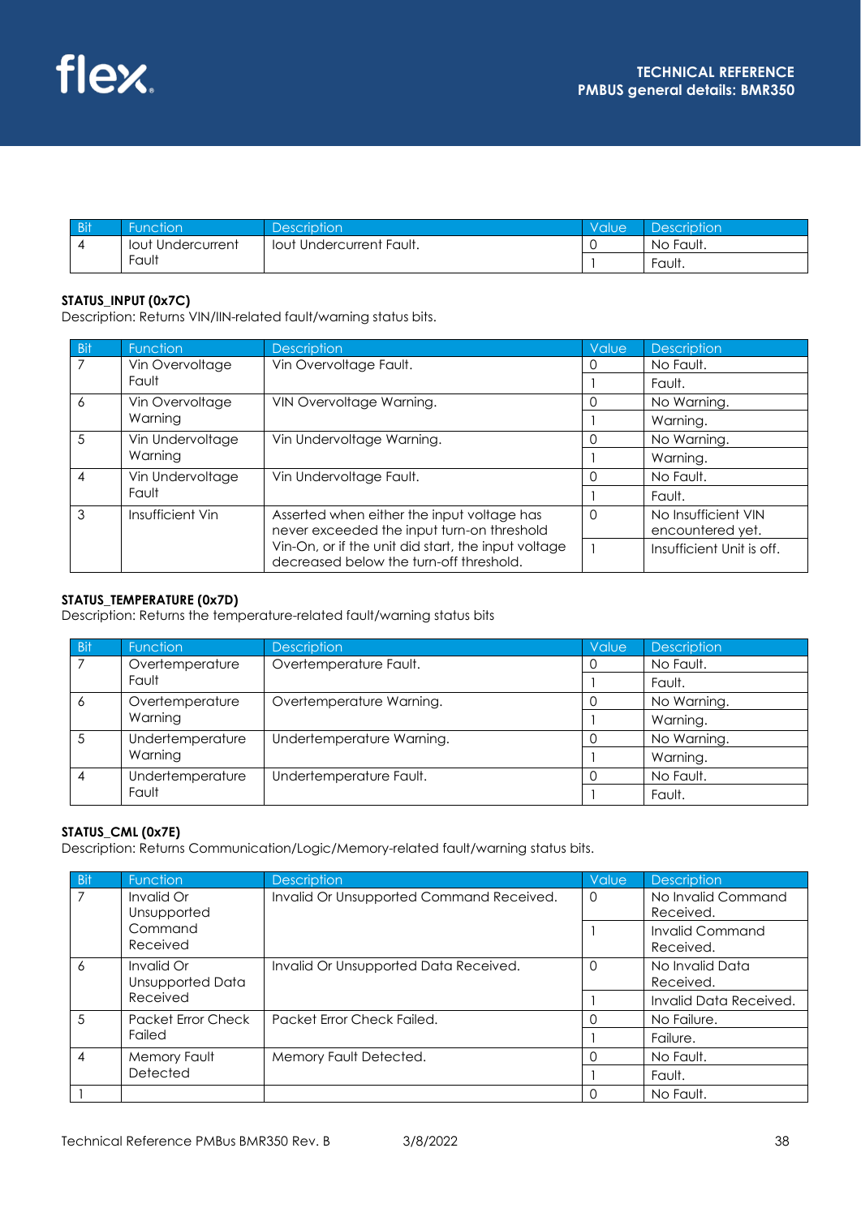| Bit | Function | Description | Value | Description |
|---|---|---|---|---|
| 4 | Iout Undercurrent Fault | Iout Undercurrent Fault. | 0 | No Fault. |
| | | | 1 | Fault. |

**STATUS_INPUT (0x7C)**

Description: Returns VIN/IIN-related fault/warning status bits.

| Bit | Function | Description | Value | Description |
|---|---|---|---|---|
| 7 | Vin Overvoltage Fault | Vin Overvoltage Fault. | 0 | No Fault. |
| | | | 1 | Fault. |
| 6 | Vin Overvoltage Warning | VIN Overvoltage Warning. | 0 | No Warning. |
| | | | 1 | Warning. |
| 5 | Vin Undervoltage Warning | Vin Undervoltage Warning. | 0 | No Warning. |
| | | | 1 | Warning. |
| 4 | Vin Undervoltage Fault | Vin Undervoltage Fault. | 0 | No Fault. |
| | | | 1 | Fault. |
| 3 | Insufficient Vin | Asserted when either the input voltage has never exceeded the input turn-on threshold Vin-On, or if the unit did start, the input voltage decreased below the turn-off threshold. | 0 | No Insufficient VIN encountered yet. |
| | | | 1 | Insufficient Unit is off. |

**STATUS_TEMPERATURE (0x7D)**

Description: Returns the temperature-related fault/warning status bits

| Bit | Function | Description | Value | Description |
|---|---|---|---|---|
| 7 | Overtemperature Fault | Overtemperature Fault. | 0 | No Fault. |
| | | | 1 | Fault. |
| 6 | Overtemperature Warning | Overtemperature Warning. | 0 | No Warning. |
| | | | 1 | Warning. |
| 5 | Undertemperature Warning | Undertemperature Warning. | 0 | No Warning. |
| | | | 1 | Warning. |
| 4 | Undertemperature Fault | Undertemperature Fault. | 0 | No Fault. |
| | | | 1 | Fault. |

**STATUS_CML (0x7E)**

Description: Returns Communication/Logic/Memory-related fault/warning status bits.

| Bit | Function | Description | Value | Description |
|---|---|---|---|---|
| 7 | Invalid Or Unsupported Command Received | Invalid Or Unsupported Command Received. | 0 | No Invalid Command Received. |
| | | | 1 | Invalid Command Received. |
| 6 | Invalid Or Unsupported Data Received | Invalid Or Unsupported Data Received. | 0 | No Invalid Data Received. |
| | | | 1 | Invalid Data Received. |
| 5 | Packet Error Check Failed | Packet Error Check Failed. | 0 | No Failure. |
| | | | 1 | Failure. |
| 4 | Memory Fault Detected | Memory Fault Detected. | 0 | No Fault. |
| | | | 1 | Fault. |
| 1 | | | 0 | No Fault. |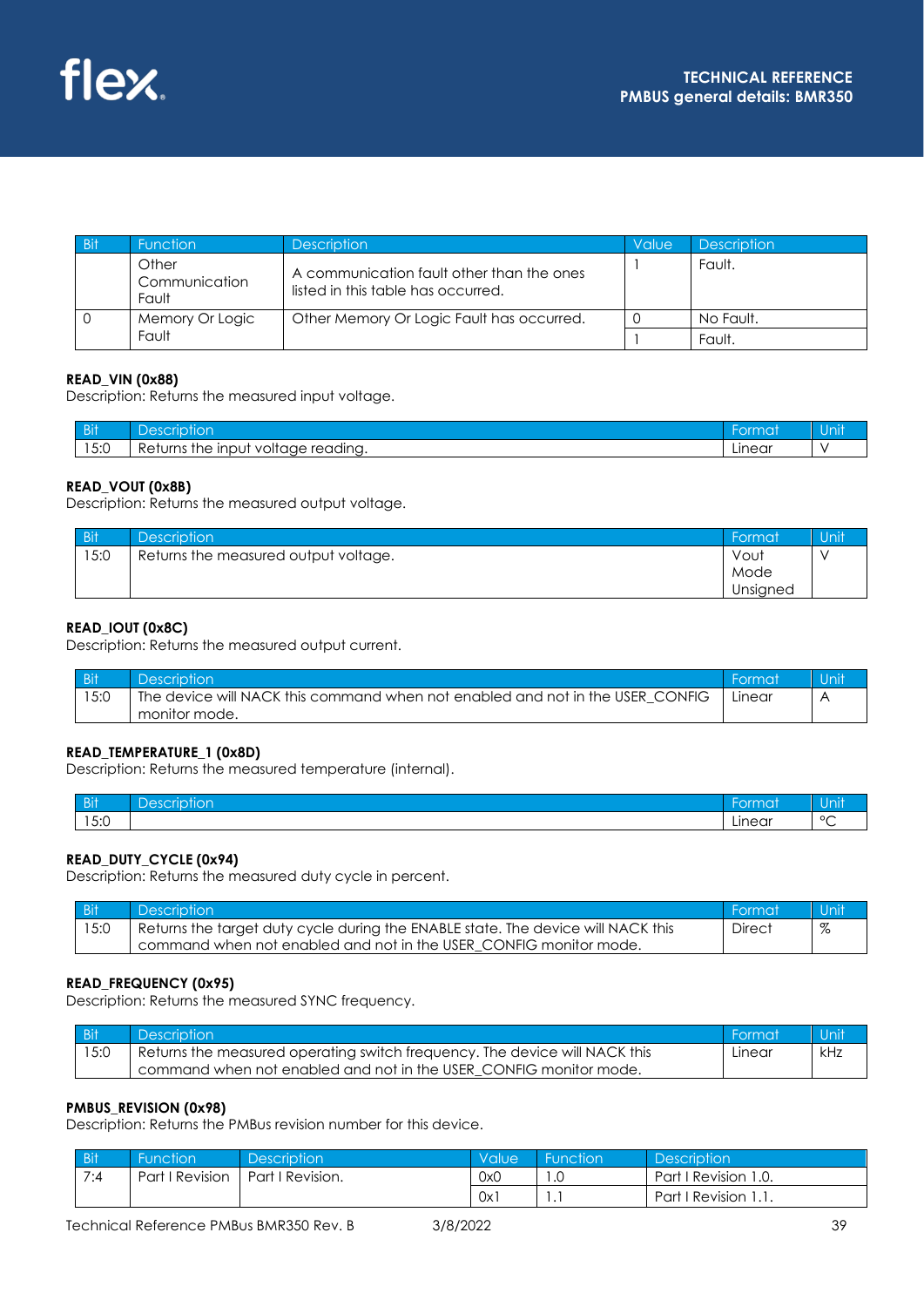| Bit | Function | Description | Value | Description |
|---|---|---|---|---|
| | Other Communication Fault | A communication fault other than the ones listed in this table has occurred. | 1 | Fault. |
| 0 | Memory Or Logic Fault | Other Memory Or Logic Fault has occurred. | 0 | No Fault. |
| | | | 1 | Fault. |

**READ_VIN (0x88)**
Description: Returns the measured input voltage.

| Bit | Description | Format | Unit |
|---|---|---|---|
| 15:0 | Returns the input voltage reading. | Linear | V |

**READ_VOUT (0x8B)**
Description: Returns the measured output voltage.

| Bit | Description | Format | Unit |
|---|---|---|---|
| 15:0 | Returns the measured output voltage. | Vout Mode Unsigned | V |

**READ_IOUT (0x8C)**
Description: Returns the measured output current.

| Bit | Description | Format | Unit |
|---|---|---|---|
| 15:0 | The device will NACK this command when not enabled and not in the USER_CONFIG monitor mode. | Linear | A |

**READ_TEMPERATURE_1 (0x8D)**
Description: Returns the measured temperature (internal).

| Bit | Description | Format | Unit |
|---|---|---|---|
| 15:0 | | Linear | °C |

**READ_DUTY_CYCLE (0x94)**
Description: Returns the measured duty cycle in percent.

| Bit | Description | Format | Unit |
|---|---|---|---|
| 15:0 | Returns the target duty cycle during the ENABLE state. The device will NACK this command when not enabled and not in the USER_CONFIG monitor mode. | Direct | % |

**READ_FREQUENCY (0x95)**
Description: Returns the measured SYNC frequency.

| Bit | Description | Format | Unit |
|---|---|---|---|
| 15:0 | Returns the measured operating switch frequency. The device will NACK this command when not enabled and not in the USER_CONFIG monitor mode. | Linear | kHz |

**PMBUS_REVISION (0x98)**
Description: Returns the PMBus revision number for this device.

| Bit | Function | Description | Value | Function | Description |
|---|---|---|---|---|---|
| 7:4 | Part I Revision | Part I Revision. | 0x0 | 1.0 | Part I Revision 1.0. |
| | | | 0x1 | 1.1 | Part I Revision 1.1. |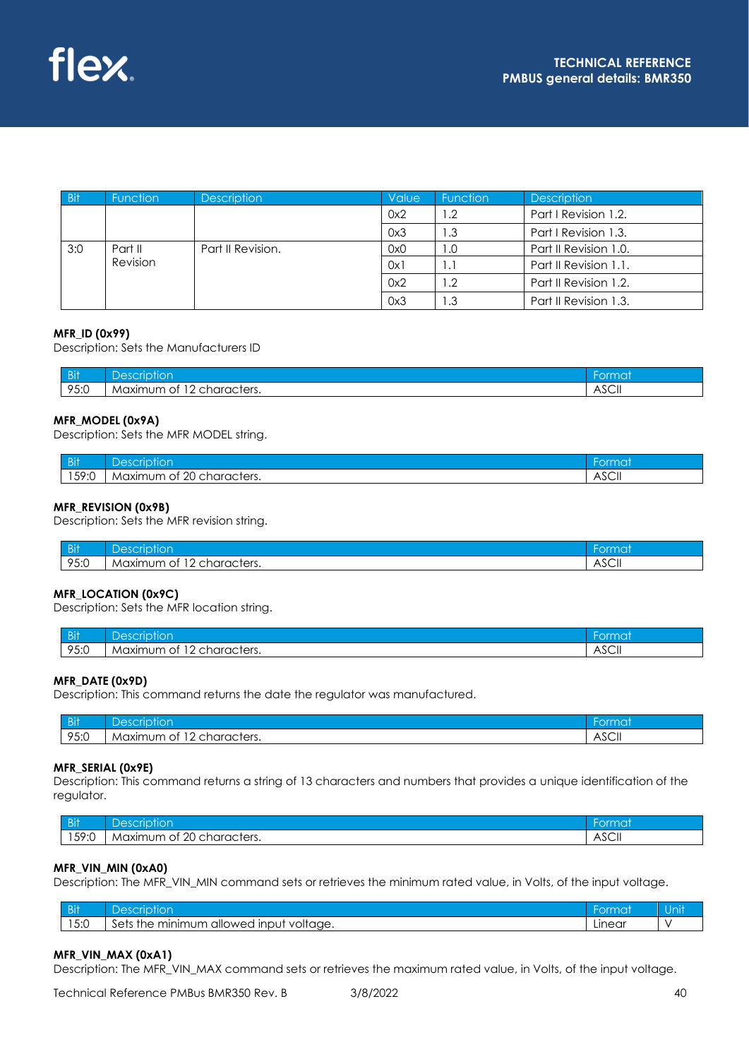| Bit | Function | Description | Value | Function | Description |
|---|---|---|---|---|---|
| | | | 0x2 | 1.2 | Part I Revision 1.2. |
| | | | 0x3 | 1.3 | Part I Revision 1.3. |
| 3:0 | Part II Revision | Part II Revision. | 0x0 | 1.0 | Part II Revision 1.0. |
| | | | 0x1 | 1.1 | Part II Revision 1.1. |
| | | | 0x2 | 1.2 | Part II Revision 1.2. |
| | | | 0x3 | 1.3 | Part II Revision 1.3. |

**MFR_ID (0x99)**

Description: Sets the Manufacturers ID

| Bit | Description | Format |
|---|---|---|
| 95:0 | Maximum of 12 characters. | ASCII |

**MFR_MODEL (0x9A)**

Description: Sets the MFR MODEL string.

| Bit | Description | Format |
|---|---|---|
| 159:0 | Maximum of 20 characters. | ASCII |

**MFR_REVISION (0x9B)**

Description: Sets the MFR revision string.

| Bit | Description | Format |
|---|---|---|
| 95:0 | Maximum of 12 characters. | ASCII |

**MFR_LOCATION (0x9C)**

Description: Sets the MFR location string.

| Bit | Description | Format |
|---|---|---|
| 95:0 | Maximum of 12 characters. | ASCII |

**MFR_DATE (0x9D)**

Description: This command returns the date the regulator was manufactured.

| Bit | Description | Format |
|---|---|---|
| 95:0 | Maximum of 12 characters. | ASCII |

**MFR_SERIAL (0x9E)**

Description: This command returns a string of 13 characters and numbers that provides a unique identification of the regulator.

| Bit | Description | Format |
|---|---|---|
| 159:0 | Maximum of 20 characters. | ASCII |

**MFR_VIN_MIN (0xA0)**

Description: The MFR_VIN_MIN command sets or retrieves the minimum rated value, in Volts, of the input voltage.

| Bit | Description | Format | Unit |
|---|---|---|---|
| 15:0 | Sets the minimum allowed input voltage. | Linear | V |

**MFR_VIN_MAX (0xA1)**

Description: The MFR_VIN_MAX command sets or retrieves the maximum rated value, in Volts, of the input voltage.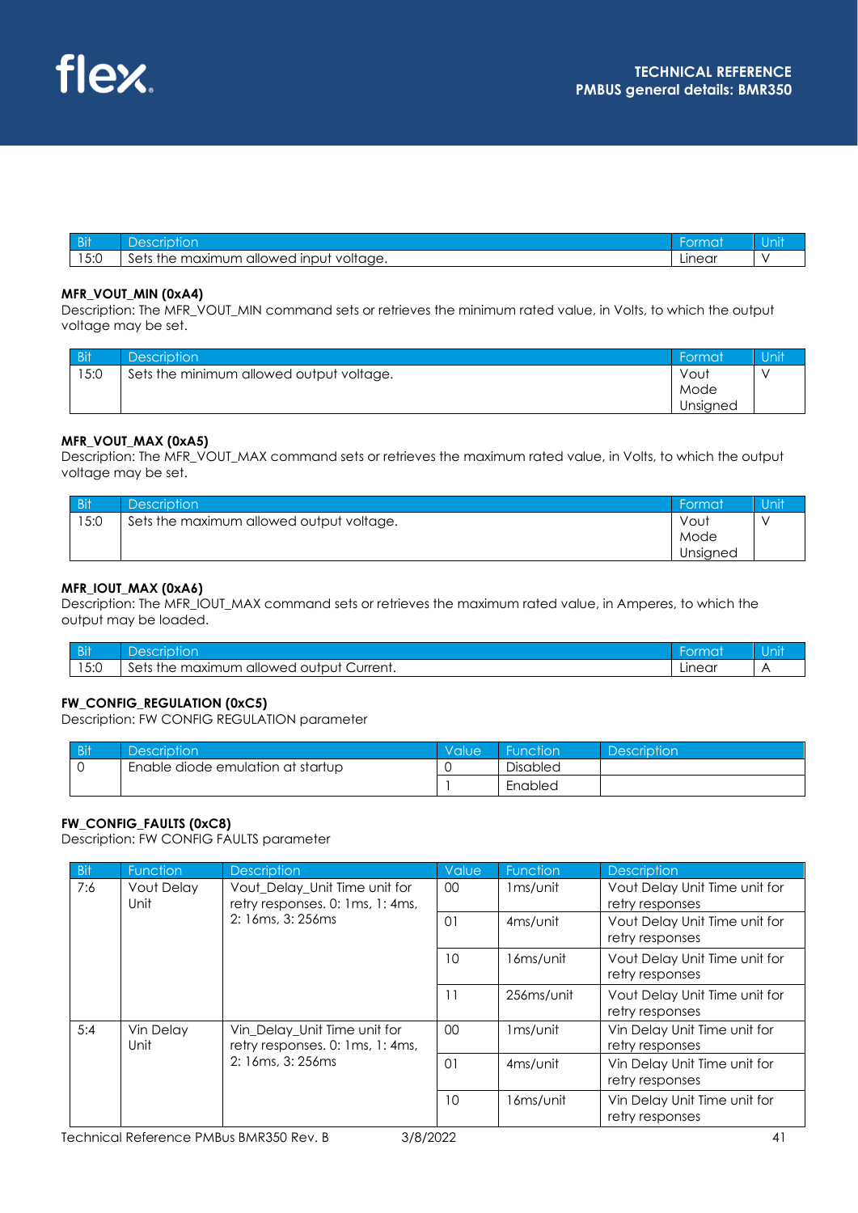| Bit | Description | Format | Unit |
|---|---|---|---|
| 15:0 | Sets the maximum allowed input voltage. | Linear | V |

**MFR_VOUT_MIN (0xA4)**
Description: The MFR_VOUT_MIN command sets or retrieves the minimum rated value, in Volts, to which the output voltage may be set.

| Bit | Description | Format | Unit |
|---|---|---|---|
| 15:0 | Sets the minimum allowed output voltage. | Vout Mode Unsigned | V |

**MFR_VOUT_MAX (0xA5)**
Description: The MFR_VOUT_MAX command sets or retrieves the maximum rated value, in Volts, to which the output voltage may be set.

| Bit | Description | Format | Unit |
|---|---|---|---|
| 15:0 | Sets the maximum allowed output voltage. | Vout Mode Unsigned | V |

**MFR_IOUT_MAX (0xA6)**
Description: The MFR_IOUT_MAX command sets or retrieves the maximum rated value, in Amperes, to which the output may be loaded.

| Bit | Description | Format | Unit |
|---|---|---|---|
| 15:0 | Sets the maximum allowed output Current. | Linear | A |

**FW_CONFIG_REGULATION (0xC5)**
Description: FW CONFIG REGULATION parameter

| Bit | Description | Value | Function | Description |
|---|---|---|---|---|
| 0 | Enable diode emulation at startup | 0 | Disabled | |
| | | 1 | Enabled | |

**FW_CONFIG_FAULTS (0xC8)**
Description: FW CONFIG FAULTS parameter

| Bit | Function | Description | Value | Function | Description |
|---|---|---|---|---|---|
| 7:6 | Vout Delay Unit | Vout_Delay_Unit Time unit for retry responses. 0: 1ms, 1: 4ms, 2: 16ms, 3: 256ms | 00 | 1ms/unit | Vout Delay Unit Time unit for retry responses |
| | | | 01 | 4ms/unit | Vout Delay Unit Time unit for retry responses |
| | | | 10 | 16ms/unit | Vout Delay Unit Time unit for retry responses |
| | | | 11 | 256ms/unit | Vout Delay Unit Time unit for retry responses |
| 5:4 | Vin Delay Unit | Vin_Delay_Unit Time unit for retry responses. 0: 1ms, 1: 4ms, 2: 16ms, 3: 256ms | 00 | 1ms/unit | Vin Delay Unit Time unit for retry responses |
| | | | 01 | 4ms/unit | Vin Delay Unit Time unit for retry responses |
| | | | 10 | 16ms/unit | Vin Delay Unit Time unit for retry responses |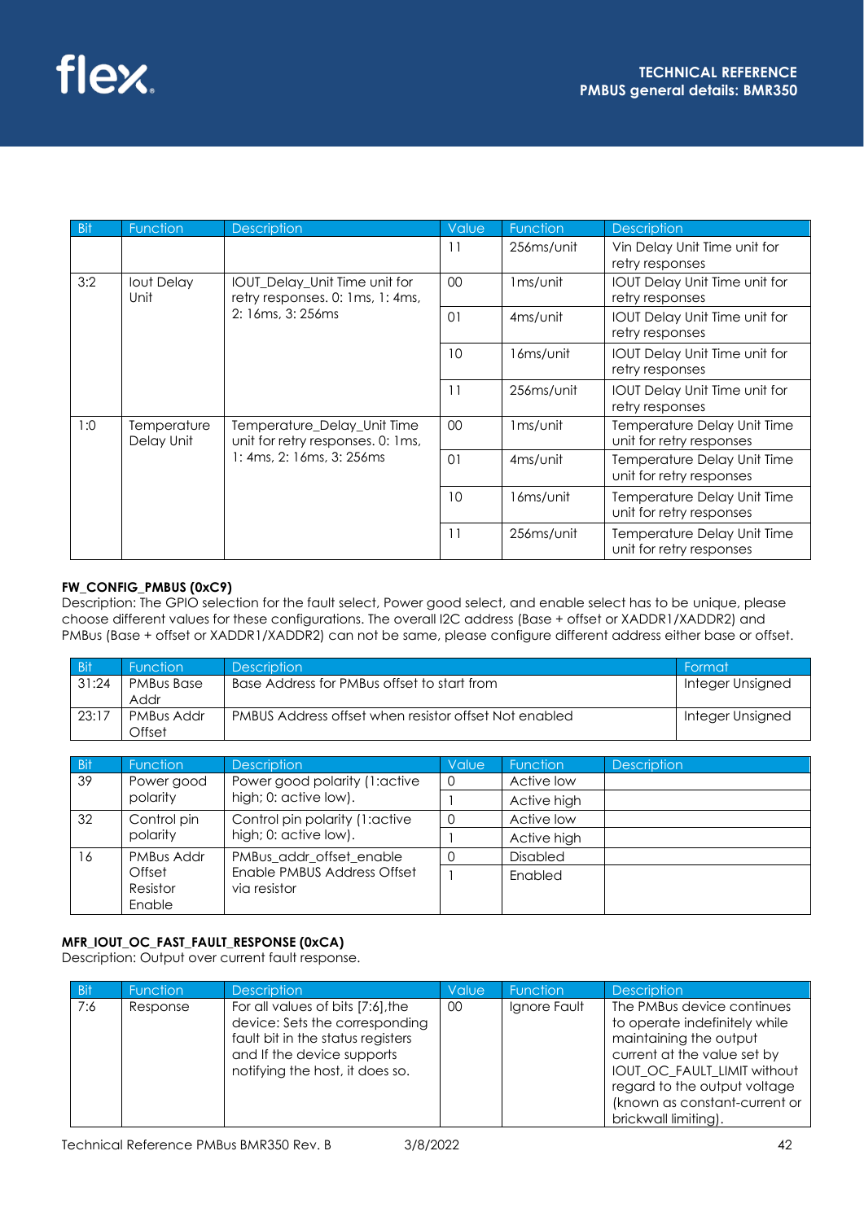| Bit | Function | Description | Value | Function | Description |
|---|---|---|---|---|---|
| | | | 11 | 256ms/unit | Vin Delay Unit Time unit for retry responses |
| 3:2 | Iout Delay Unit | IOUT_Delay_Unit Time unit for retry responses. 0: 1ms, 1: 4ms, 2: 16ms, 3: 256ms | 00 | 1ms/unit | IOUT Delay Unit Time unit for retry responses |
| | | | 01 | 4ms/unit | IOUT Delay Unit Time unit for retry responses |
| | | | 10 | 16ms/unit | IOUT Delay Unit Time unit for retry responses |
| | | | 11 | 256ms/unit | IOUT Delay Unit Time unit for retry responses |
| 1:0 | Temperature Delay Unit | Temperature_Delay_Unit Time unit for retry responses. 0: 1ms, 1: 4ms, 2: 16ms, 3: 256ms | 00 | 1ms/unit | Temperature Delay Unit Time unit for retry responses |
| | | | 01 | 4ms/unit | Temperature Delay Unit Time unit for retry responses |
| | | | 10 | 16ms/unit | Temperature Delay Unit Time unit for retry responses |
| | | | 11 | 256ms/unit | Temperature Delay Unit Time unit for retry responses |

**FW_CONFIG_PMBUS (0xC9)**
Description: The GPIO selection for the fault select, Power good select, and enable select has to be unique, please choose different values for these configurations. The overall I2C address (Base + offset or XADDR1/XADDR2) and PMBus (Base + offset or XADDR1/XADDR2) can not be same, please configure different address either base or offset.

| Bit | Function | Description | Format |
|---|---|---|---|
| 31:24 | PMBus Base Addr | Base Address for PMBus offset to start from | Integer Unsigned |
| 23:17 | PMBus Addr Offset | PMBUS Address offset when resistor offset Not enabled | Integer Unsigned |

| Bit | Function | Description | Value | Function | Description |
|---|---|---|---|---|---|
| 39 | Power good polarity | Power good polarity (1:active high; 0: active low). | 0 | Active low | |
| | | | 1 | Active high | |
| 32 | Control pin polarity | Control pin polarity (1:active high; 0: active low). | 0 | Active low | |
| | | | 1 | Active high | |
| 16 | PMBus Addr Offset Resistor Enable | PMBus_addr_offset_enable Enable PMBUS Address Offset via resistor | 0 | Disabled | |
| | | | 1 | Enabled | |

**MFR_IOUT_OC_FAST_FAULT_RESPONSE (0xCA)**
Description: Output over current fault response.

| Bit | Function | Description | Value | Function | Description |
|---|---|---|---|---|---|
| 7:6 | Response | For all values of bits [7:6],the device: Sets the corresponding fault bit in the status registers and If the device supports notifying the host, it does so. | 00 | Ignore Fault | The PMBus device continues to operate indefinitely while maintaining the output current at the value set by IOUT_OC_FAULT_LIMIT without regard to the output voltage (known as constant-current or brickwall limiting). |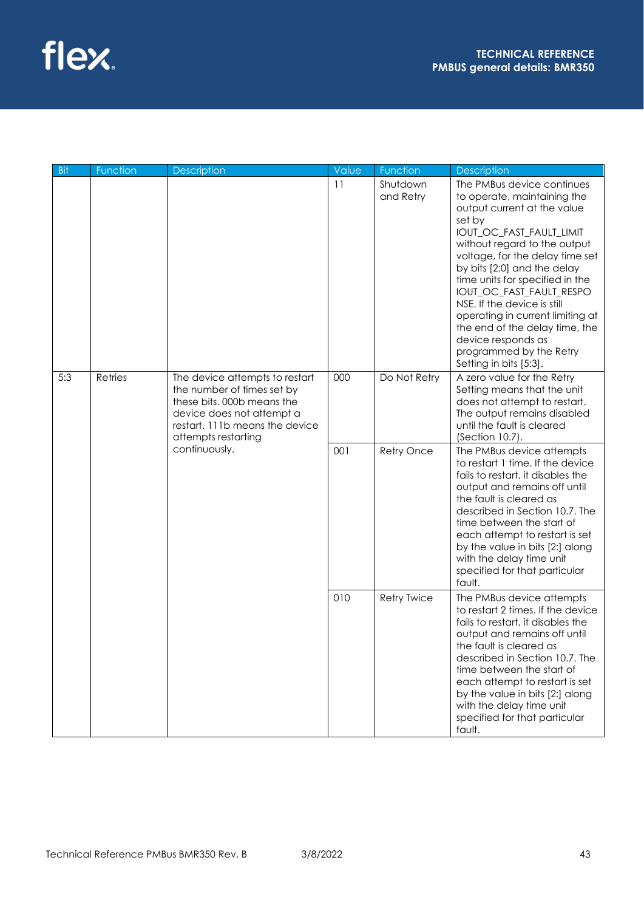| Bit | Function | Description | Value | Function | Description |
|---|---|---|---|---|---|
| | | | 11 | Shutdown and Retry | The PMBus device continues to operate, maintaining the output current at the value set by IOUT_OC_FAST_FAULT_LIMIT without regard to the output voltage, for the delay time set by bits [2:0] and the delay time units for specified in the IOUT_OC_FAST_FAULT_RESPONSE. If the device is still operating in current limiting at the end of the delay time, the device responds as programmed by the Retry Setting in bits [5:3]. |
| 5:3 | Retries | The device attempts to restart the number of times set by these bits. 000b means the device does not attempt a restart. 111b means the device attempts restarting continuously. | 000 | Do Not Retry | A zero value for the Retry Setting means that the unit does not attempt to restart. The output remains disabled until the fault is cleared (Section 10.7). |
| | | | 001 | Retry Once | The PMBus device attempts to restart 1 time. If the device fails to restart, it disables the output and remains off until the fault is cleared as described in Section 10.7. The time between the start of each attempt to restart is set by the value in bits [2:] along with the delay time unit specified for that particular fault. |
| | | | 010 | Retry Twice | The PMBus device attempts to restart 2 times. If the device fails to restart, it disables the output and remains off until the fault is cleared as described in Section 10.7. The time between the start of each attempt to restart is set by the value in bits [2:] along with the delay time unit specified for that particular fault. |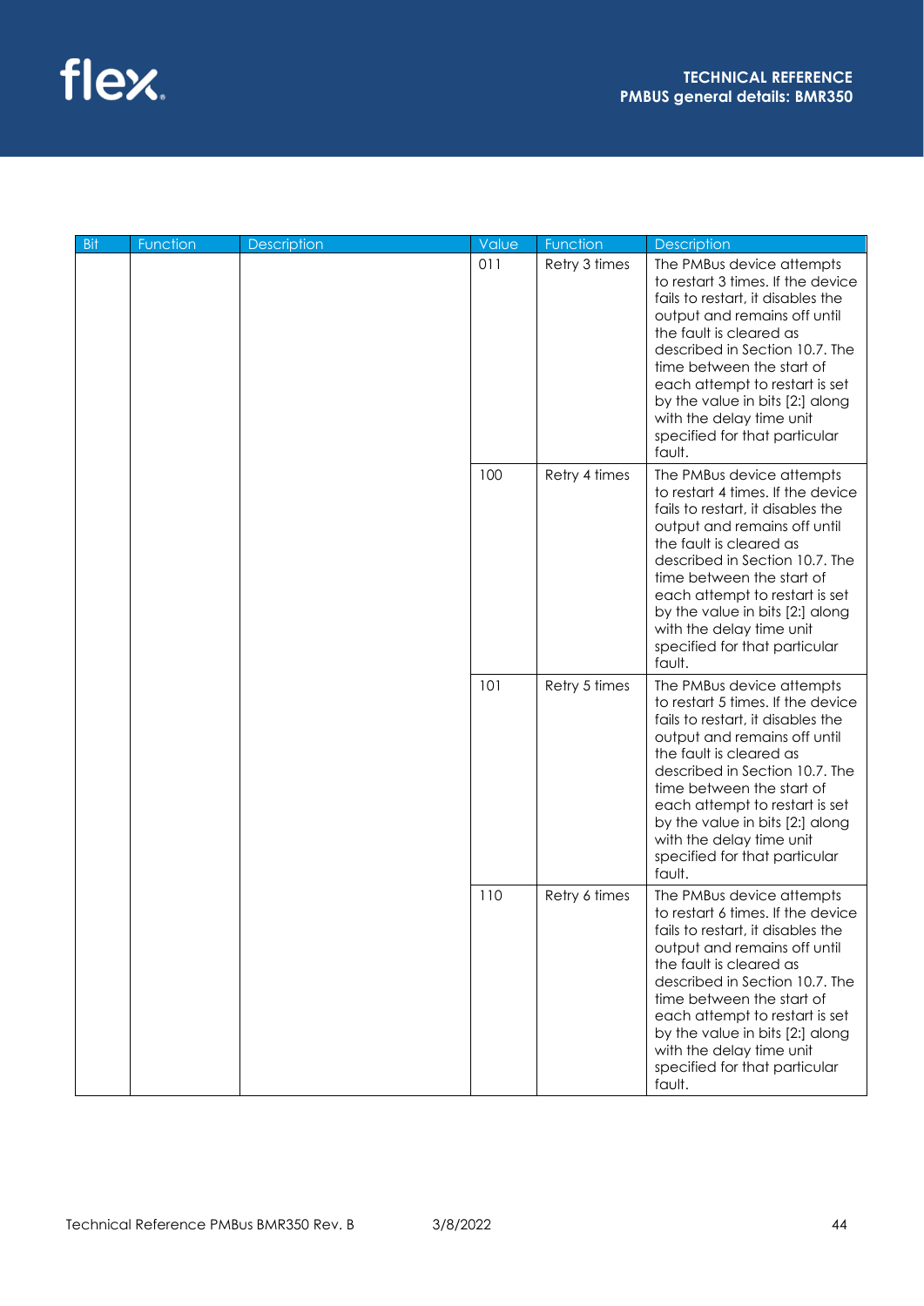| Bit | Function | Description | Value | Function | Description |
|---|---|---|---|---|---|
| | | | 011 | Retry 3 times | The PMBus device attempts to restart 3 times. If the device fails to restart, it disables the output and remains off until the fault is cleared as described in Section 10.7. The time between the start of each attempt to restart is set by the value in bits [2:] along with the delay time unit specified for that particular fault. |
| | | | 100 | Retry 4 times | The PMBus device attempts to restart 4 times. If the device fails to restart, it disables the output and remains off until the fault is cleared as described in Section 10.7. The time between the start of each attempt to restart is set by the value in bits [2:] along with the delay time unit specified for that particular fault. |
| | | | 101 | Retry 5 times | The PMBus device attempts to restart 5 times. If the device fails to restart, it disables the output and remains off until the fault is cleared as described in Section 10.7. The time between the start of each attempt to restart is set by the value in bits [2:] along with the delay time unit specified for that particular fault. |
| | | | 110 | Retry 6 times | The PMBus device attempts to restart 6 times. If the device fails to restart, it disables the output and remains off until the fault is cleared as described in Section 10.7. The time between the start of each attempt to restart is set by the value in bits [2:] along with the delay time unit specified for that particular fault. |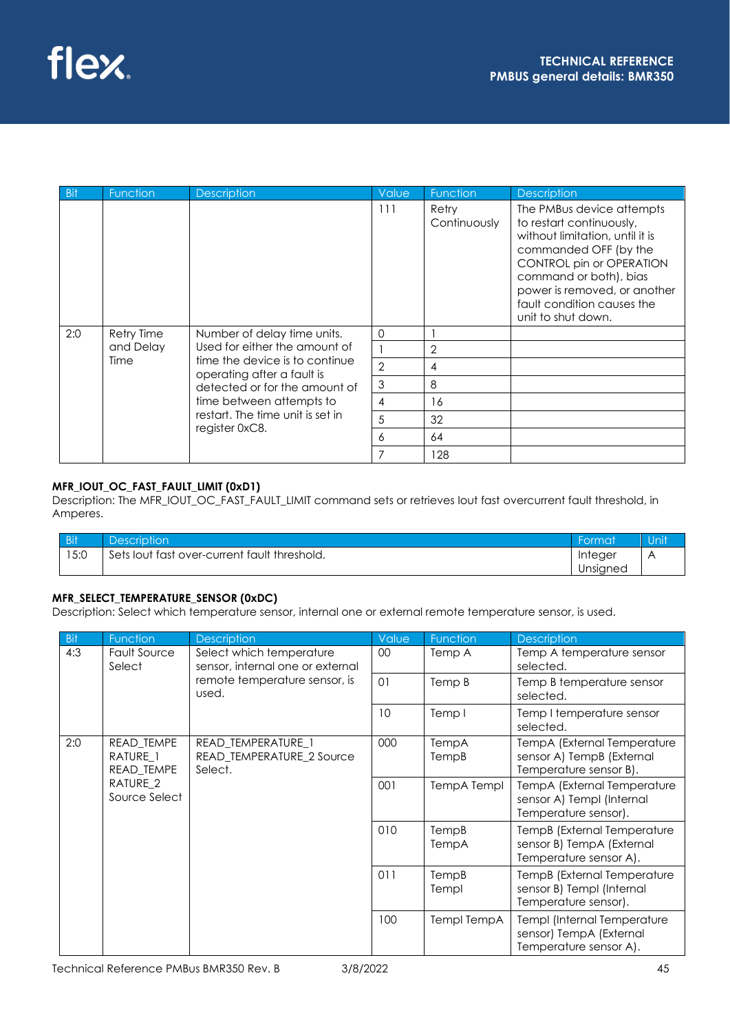| Bit | Function | Description | Value | Function | Description |
|---|---|---|---|---|---|
| | | | 111 | Retry Continuously | The PMBus device attempts to restart continuously, without limitation, until it is commanded OFF (by the CONTROL pin or OPERATION command or both), bias power is removed, or another fault condition causes the unit to shut down. |
| 2:0 | Retry Time and Delay Time | Number of delay time units. Used for either the amount of time the device is to continue operating after a fault is detected or for the amount of time between attempts to restart. The time unit is set in register 0xC8. | 0 | 1 | |
| | | | 1 | 2 | |
| | | | 2 | 4 | |
| | | | 3 | 8 | |
| | | | 4 | 16 | |
| | | | 5 | 32 | |
| | | | 6 | 64 | |
| | | | 7 | 128 | |

**MFR_IOUT_OC_FAST_FAULT_LIMIT (0xD1)**

Description: The MFR_IOUT_OC_FAST_FAULT_LIMIT command sets or retrieves Iout fast overcurrent fault threshold, in Amperes.

| Bit | Description | Format | Unit |
|---|---|---|---|
| 15:0 | Sets Iout fast over-current fault threshold. | Integer Unsigned | A |

**MFR_SELECT_TEMPERATURE_SENSOR (0xDC)**

Description: Select which temperature sensor, internal one or external remote temperature sensor, is used.

| Bit | Function | Description | Value | Function | Description |
|---|---|---|---|---|---|
| 4:3 | Fault Source Select | Select which temperature sensor, internal one or external remote temperature sensor, is used. | 00 | Temp A | Temp A temperature sensor selected. |
| | | | 01 | Temp B | Temp B temperature sensor selected. |
| | | | 10 | Temp I | Temp I temperature sensor selected. |
| 2:0 | READ_TEMPERATURE_1 READ_TEMPERATURE_2 Source Select | READ_TEMPERATURE_1 READ_TEMPERATURE_2 Source Select. | 000 | TempA TempB | TempA (External Temperature sensor A) TempB (External Temperature sensor B). |
| | | | 001 | TempA TempI | TempA (External Temperature sensor A) TempI (Internal Temperature sensor). |
| | | | 010 | TempB TempA | TempB (External Temperature sensor B) TempA (External Temperature sensor A). |
| | | | 011 | TempB TempI | TempB (External Temperature sensor B) TempI (Internal Temperature sensor). |
| | | | 100 | TempI TempA | TempI (Internal Temperature sensor) TempA (External Temperature sensor A). |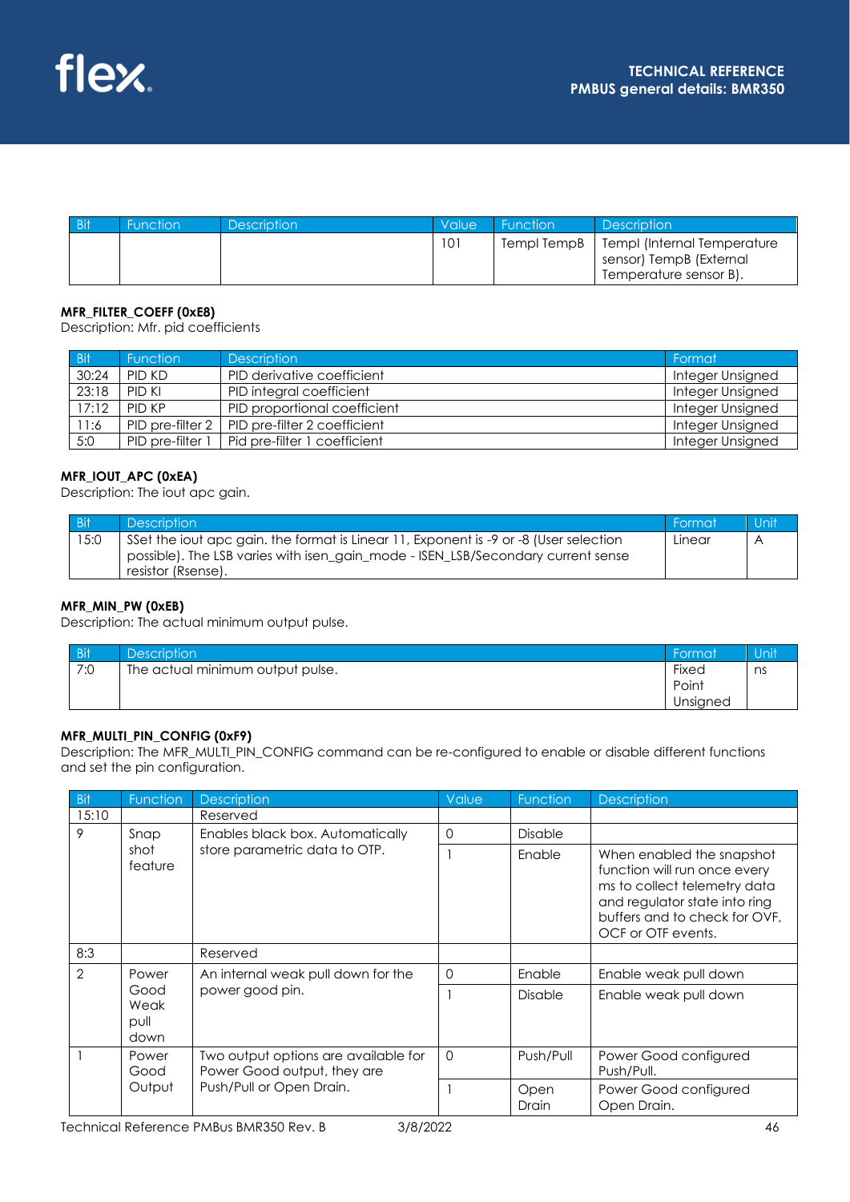| Bit | Function | Description | Value | Function | Description |
|---|---|---|---|---|---|
| | | | 101 | TempI TempB | TempI (Internal Temperature sensor) TempB (External Temperature sensor B). |

**MFR_FILTER_COEFF (0xE8)**
Description: Mfr. pid coefficients

| Bit | Function | Description | Format |
|---|---|---|---|
| 30:24 | PID KD | PID derivative coefficient | Integer Unsigned |
| 23:18 | PID KI | PID integral coefficient | Integer Unsigned |
| 17:12 | PID KP | PID proportional coefficient | Integer Unsigned |
| 11:6 | PID pre-filter 2 | PID pre-filter 2 coefficient | Integer Unsigned |
| 5:0 | PID pre-filter 1 | Pid pre-filter 1 coefficient | Integer Unsigned |

**MFR_IOUT_APC (0xEA)**
Description: The iout apc gain.

| Bit | Description | Format | Unit |
|---|---|---|---|
| 15:0 | SSet the iout apc gain. the format is Linear 11, Exponent is -9 or -8 (User selection possible). The LSB varies with isen_gain_mode - ISEN_LSB/Secondary current sense resistor (Rsense). | Linear | A |

**MFR_MIN_PW (0xEB)**
Description: The actual minimum output pulse.

| Bit | Description | Format | Unit |
|---|---|---|---|
| 7:0 | The actual minimum output pulse. | Fixed Point Unsigned | ns |

**MFR_MULTI_PIN_CONFIG (0xF9)**
Description: The MFR_MULTI_PIN_CONFIG command can be re-configured to enable or disable different functions and set the pin configuration.

| Bit | Function | Description | Value | Function | Description |
|---|---|---|---|---|---|
| 15:10 | | Reserved | | | |
| 9 | Snap shot feature | Enables black box. Automatically store parametric data to OTP. | 0 | Disable | |
| | | | 1 | Enable | When enabled the snapshot function will run once every ms to collect telemetry data and regulator state into ring buffers and to check for OVF, OCF or OTF events. |
| 8:3 | | Reserved | | | |
| 2 | Power Good Weak pull down | An internal weak pull down for the power good pin. | 0 | Enable | Enable weak pull down |
| | | | 1 | Disable | Enable weak pull down |
| 1 | Power Good Output | Two output options are available for Power Good output, they are Push/Pull or Open Drain. | 0 | Push/Pull | Power Good configured Push/Pull. |
| | | | 1 | Open Drain | Power Good configured Open Drain. |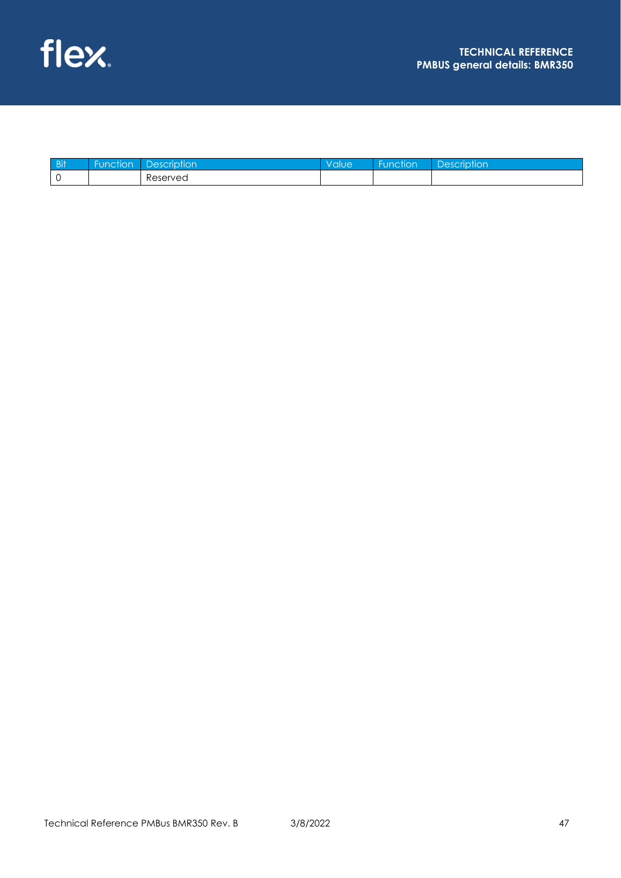| Bit | Function | Description | Value | Function | Description |
| --- | --- | --- | --- | --- | --- |
| 0 | | Reserved | | | |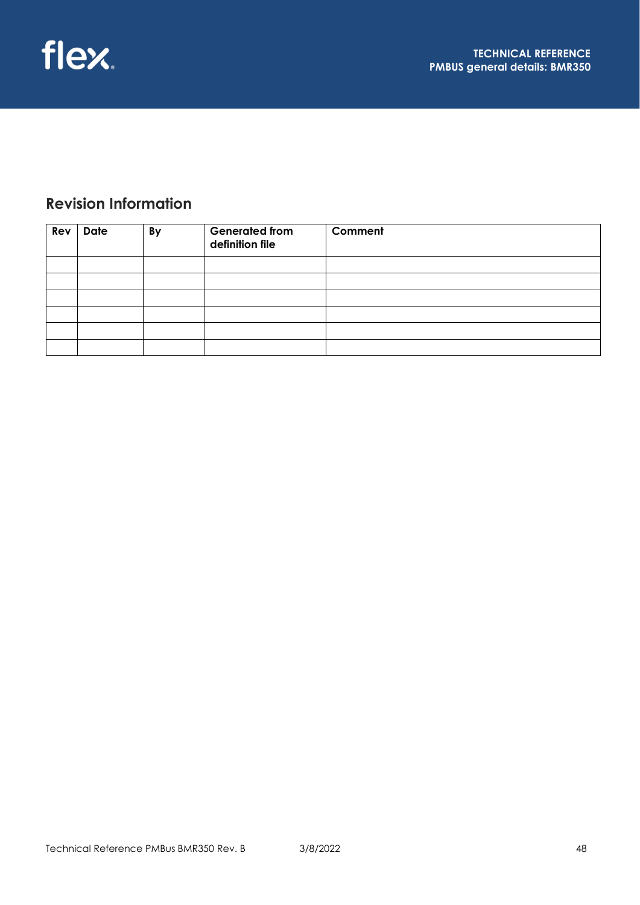## Revision Information

| Rev | Date | By | Generated from definition file | Comment |
|---|---|---|---|---|
| | | | | |
| | | | | |
| | | | | |
| | | | | |
| | | | | |
| | | | | |